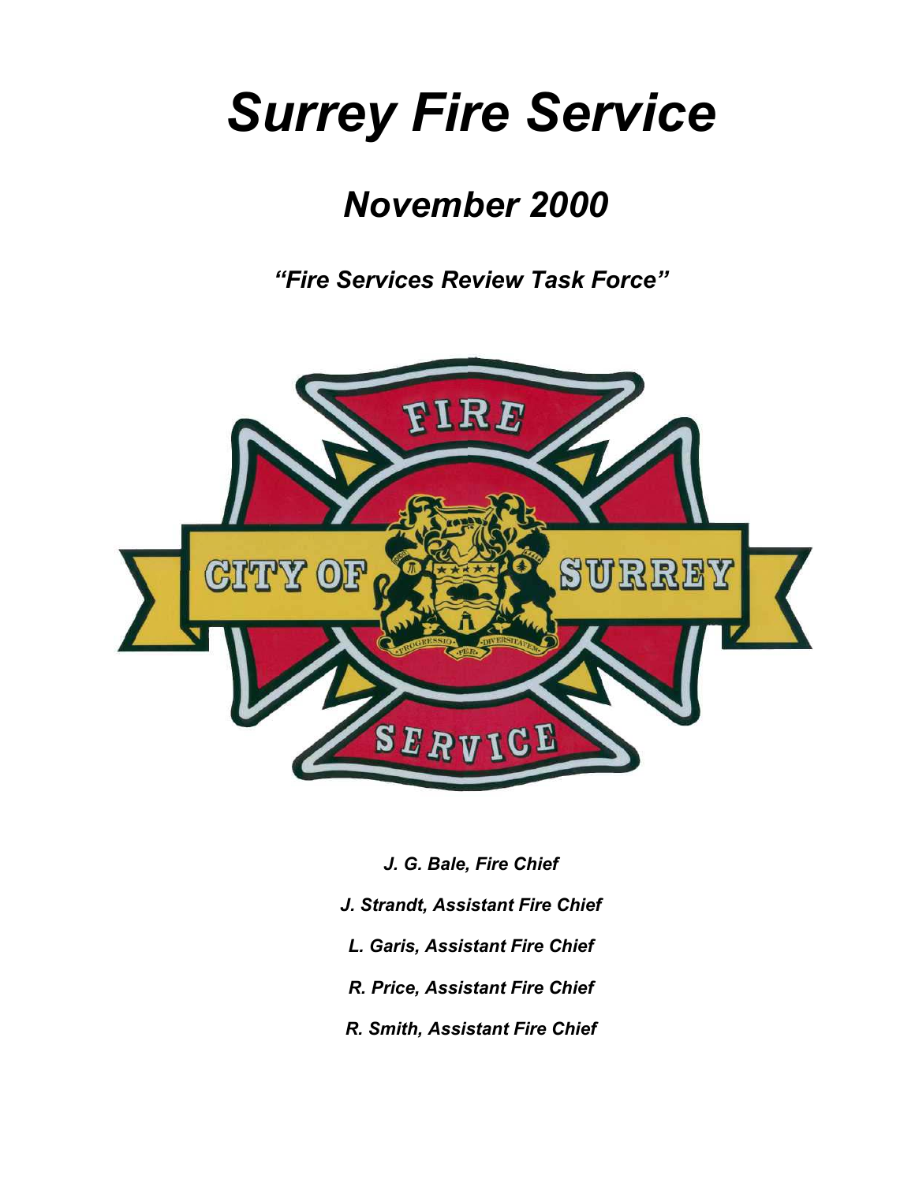# *Surrey Fire Service*

## *November 2000*

### *"Fire Services Review Task Force"*

*J. G. Bale, Fire Chief*

*J. Strandt, Assistant Fire Chief*

*L. Garis, Assistant Fire Chief*

*R. Price, Assistant Fire Chief*

*R. Smith, Assistant Fire Chief*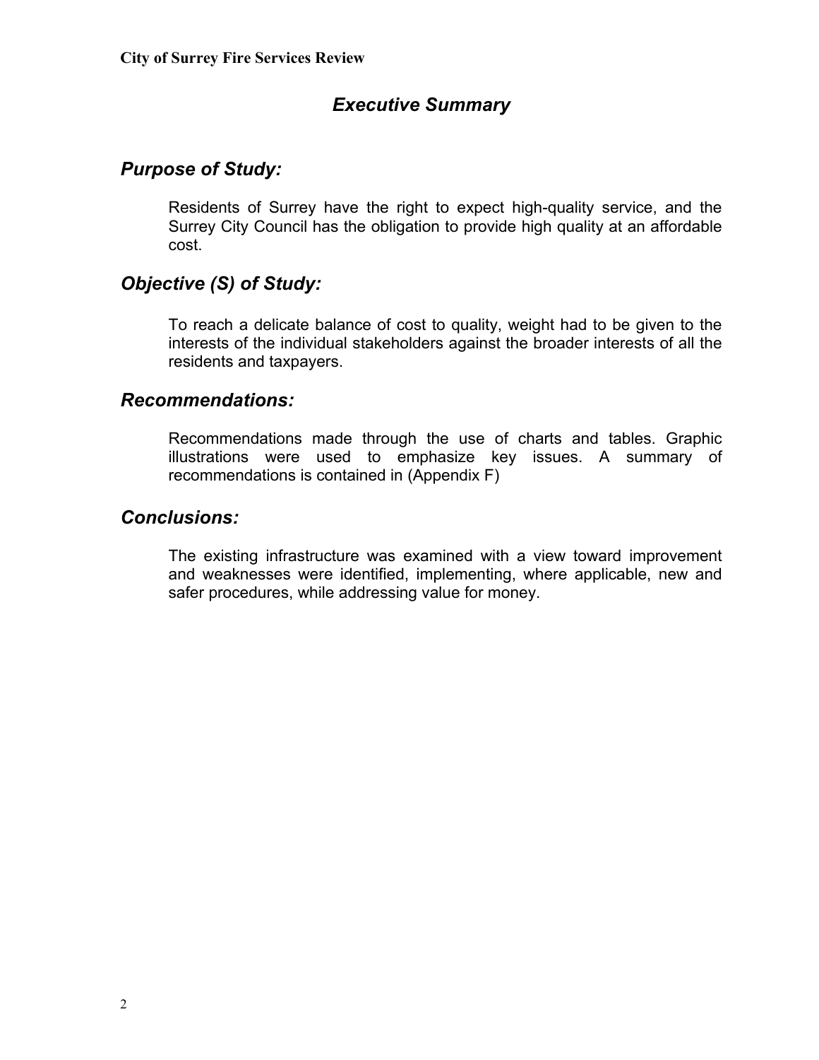# *Executive Summary*

## *Purpose of Study:*

Residents of Surrey have the right to expect high-quality service, and the Surrey City Council has the obligation to provide high quality at an affordable cost.

## *Objective (S) of Study:*

To reach a delicate balance of cost to quality, weight had to be given to the interests of the individual stakeholders against the broader interests of all the residents and taxpayers.

## *Recommendations:*

Recommendations made through the use of charts and tables. Graphic illustrations were used to emphasize key issues. A summary of recommendations is contained in (Appendix F)

## *Conclusions:*

The existing infrastructure was examined with a view toward improvement and weaknesses were identified, implementing, where applicable, new and safer procedures, while addressing value for money.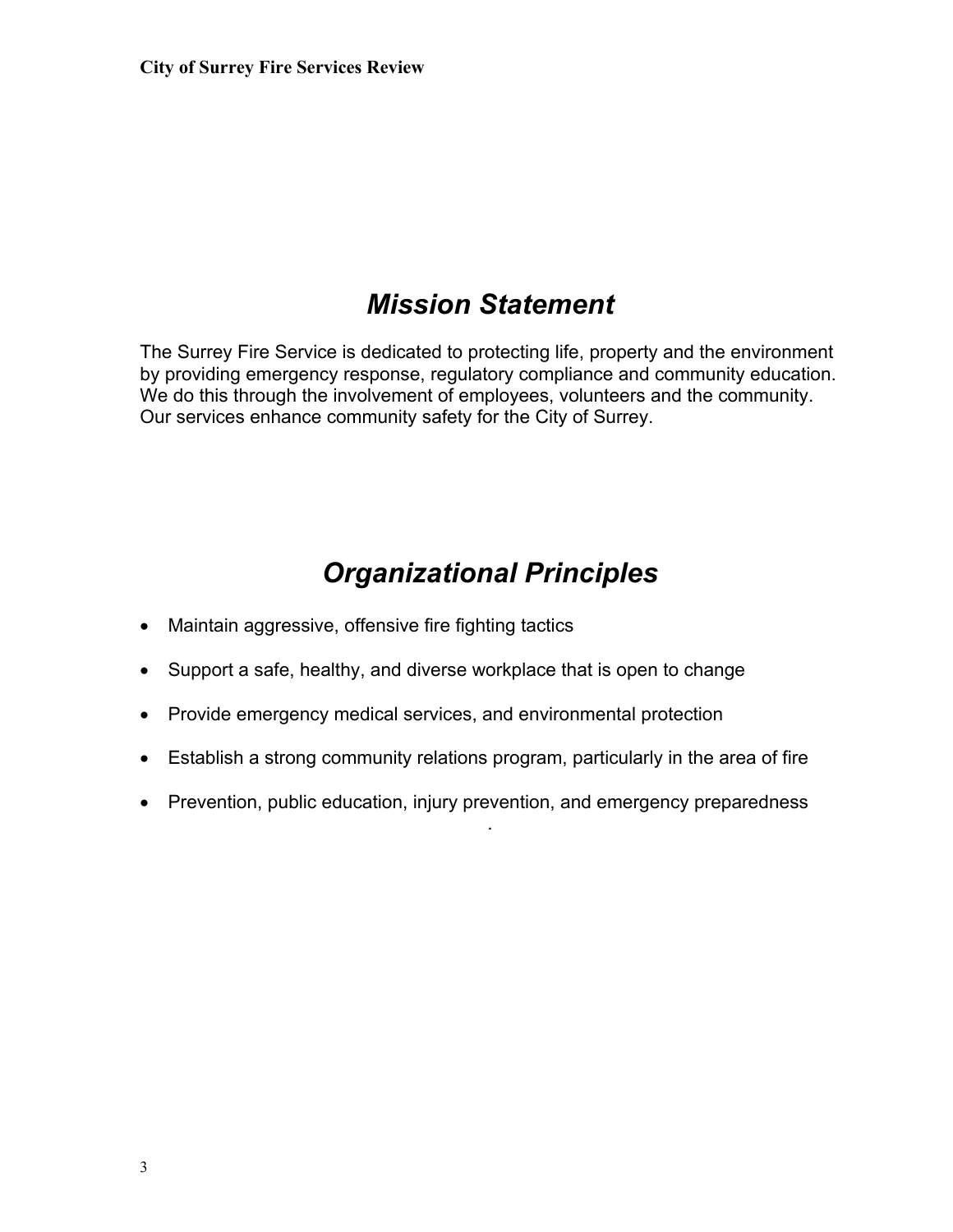## *Mission Statement*

The Surrey Fire Service is dedicated to protecting life, property and the environment by providing emergency response, regulatory compliance and community education. We do this through the involvement of employees, volunteers and the community. Our services enhance community safety for the City of Surrey.

## *Organizational Principles*

- Maintain aggressive, offensive fire fighting tactics
- Support a safe, healthy, and diverse workplace that is open to change
- Provide emergency medical services, and environmental protection
- Establish a strong community relations program, particularly in the area of fire
- Prevention, public education, injury prevention, and emergency preparedness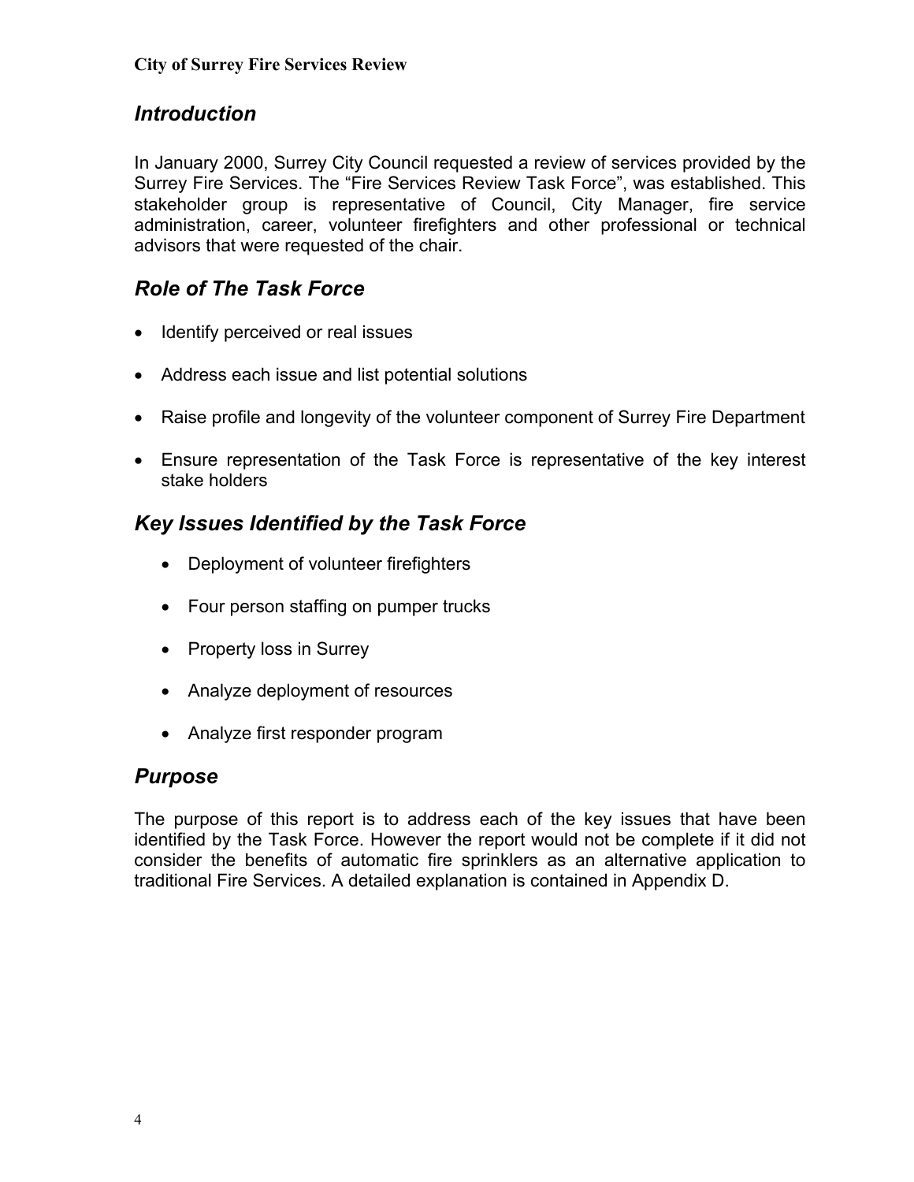## Introduction

In January 2000, Surrey City Council requested a review of services provided by the Surrey Fire Services. The "Fire Services Review Task Force", was established. This stakeholder group is representative of Council, City Manager, fire service administration, career, volunteer firefighters and other professional or technical advisors that were requested of the chair.

## Role of The Task Force

- Identify perceived or real issues
- Address each issue and list potential solutions
- Raise profile and longevity of the volunteer component of Surrey Fire Department
- Ensure representation of the Task Force is representative of the key interest stake holders

## Key Issues Identified by the Task Force

- Deployment of volunteer firefighters
- Four person staffing on pumper trucks
- Property loss in Surrey
- Analyze deployment of resources
- Analyze first responder program

## Purpose

The purpose of this report is to address each of the key issues that have been identified by the Task Force. However the report would not be complete if it did not consider the benefits of automatic fire sprinklers as an alternative application to traditional Fire Services. A detailed explanation is contained in Appendix D.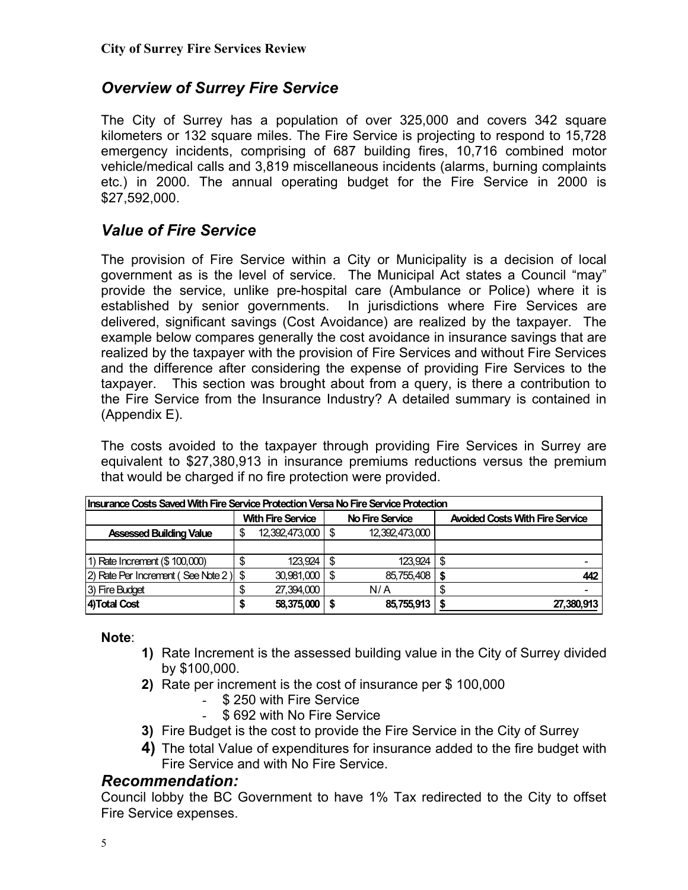## *Overview of Surrey Fire Service*

The City of Surrey has a population of over 325,000 and covers 342 square kilometers or 132 square miles. The Fire Service is projecting to respond to 15,728 emergency incidents, comprising of 687 building fires, 10,716 combined motor vehicle/medical calls and 3,819 miscellaneous incidents (alarms, burning complaints etc.) in 2000. The annual operating budget for the Fire Service in 2000 is $27,592,000.

## *Value of Fire Service*

The provision of Fire Service within a City or Municipality is a decision of local government as is the level of service. The Municipal Act states a Council "may" provide the service, unlike pre-hospital care (Ambulance or Police) where it is established by senior governments. In jurisdictions where Fire Services are delivered, significant savings (Cost Avoidance) are realized by the taxpayer. The example below compares generally the cost avoidance in insurance savings that are realized by the taxpayer with the provision of Fire Services and without Fire Services and the difference after considering the expense of providing Fire Services to the taxpayer. This section was brought about from a query, is there a contribution to the Fire Service from the Insurance Industry? A detailed summary is contained in (Appendix E).

The costs avoided to the taxpayer through providing Fire Services in Surrey are equivalent to $27,380,913 in insurance premiums reductions versus the premium that would be charged if no fire protection were provided.

| Insurance Costs Saved With Fire Service Protection Versa No Fire Service Protection | | | |
|---|---|---|---|
| | With Fire Service | No Fire Service | Avoided Costs With Fire Service |
| **Assessed Building Value** | $ 12,392,473,000 | $ 12,392,473,000 | |
| | | | |
| 1) Rate Increment ($ 100,000) | $ 123,924 | $ 123,924 | $ - |
| 2) Rate Per Increment ( See Note 2 ) | $ 30,981,000 | $ 85,755,408 | **$ 442** |
| 3) Fire Budget | $ 27,394,000 | N / A | $ - |
| **4)Total Cost** | **$ 58,375,000** | **$ 85,755,913** | **$ 27,380,913** |

**Note**:

**1)** Rate Increment is the assessed building value in the City of Surrey divided by $100,000.

**2)** Rate per increment is the cost of insurance per $ 100,000
   - $ 250 with Fire Service
   - $ 692 with No Fire Service

**3)** Fire Budget is the cost to provide the Fire Service in the City of Surrey

**4)** The total Value of expenditures for insurance added to the fire budget with Fire Service and with No Fire Service.

### *Recommendation:*

Council lobby the BC Government to have 1% Tax redirected to the City to offset Fire Service expenses.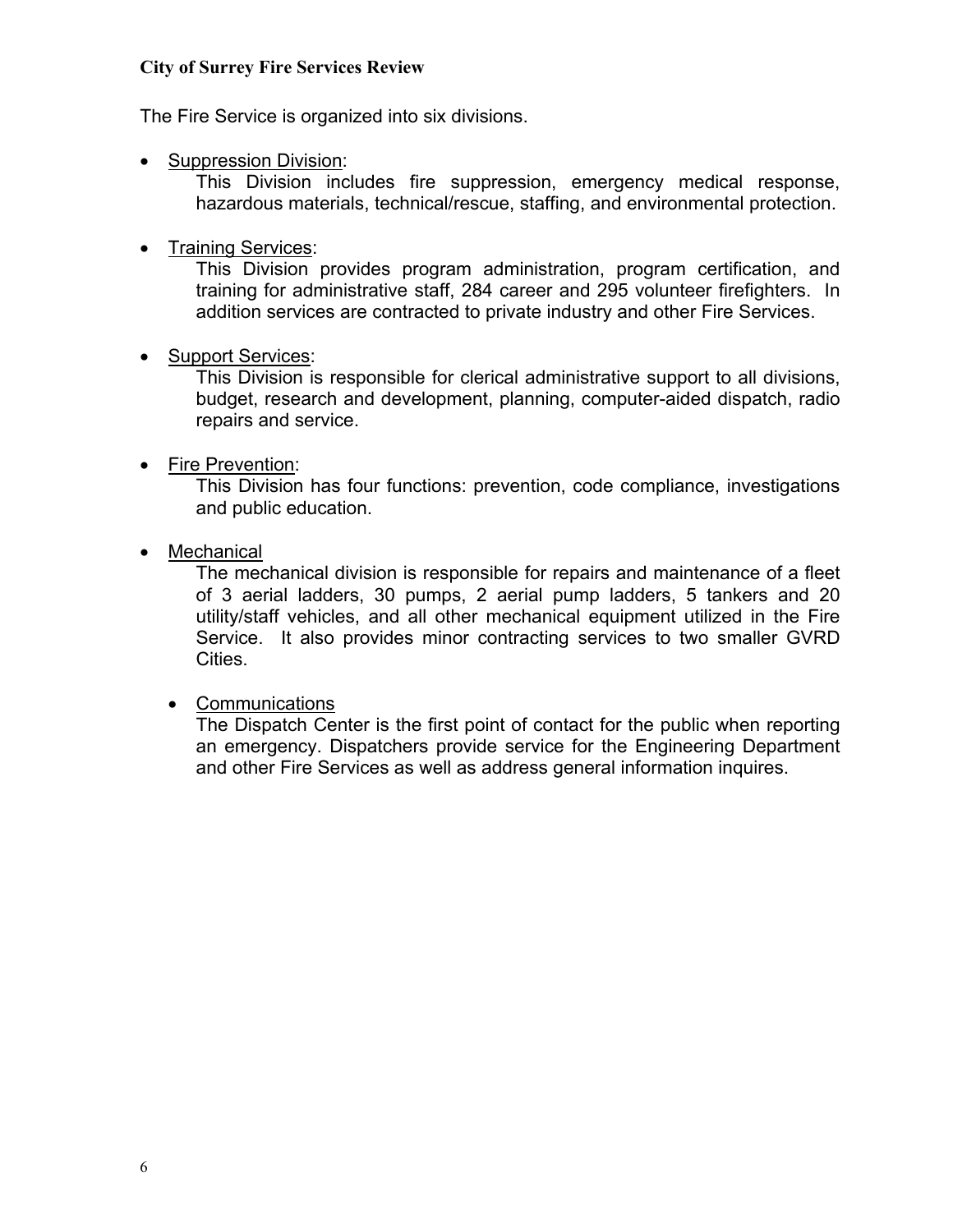The Fire Service is organized into six divisions.

- Suppression Division:
  This Division includes fire suppression, emergency medical response, hazardous materials, technical/rescue, staffing, and environmental protection.

- Training Services:
  This Division provides program administration, program certification, and training for administrative staff, 284 career and 295 volunteer firefighters. In addition services are contracted to private industry and other Fire Services.

- Support Services:
  This Division is responsible for clerical administrative support to all divisions, budget, research and development, planning, computer-aided dispatch, radio repairs and service.

- Fire Prevention:
  This Division has four functions: prevention, code compliance, investigations and public education.

- Mechanical
  The mechanical division is responsible for repairs and maintenance of a fleet of 3 aerial ladders, 30 pumps, 2 aerial pump ladders, 5 tankers and 20 utility/staff vehicles, and all other mechanical equipment utilized in the Fire Service. It also provides minor contracting services to two smaller GVRD Cities.

  - Communications
    The Dispatch Center is the first point of contact for the public when reporting an emergency. Dispatchers provide service for the Engineering Department and other Fire Services as well as address general information inquires.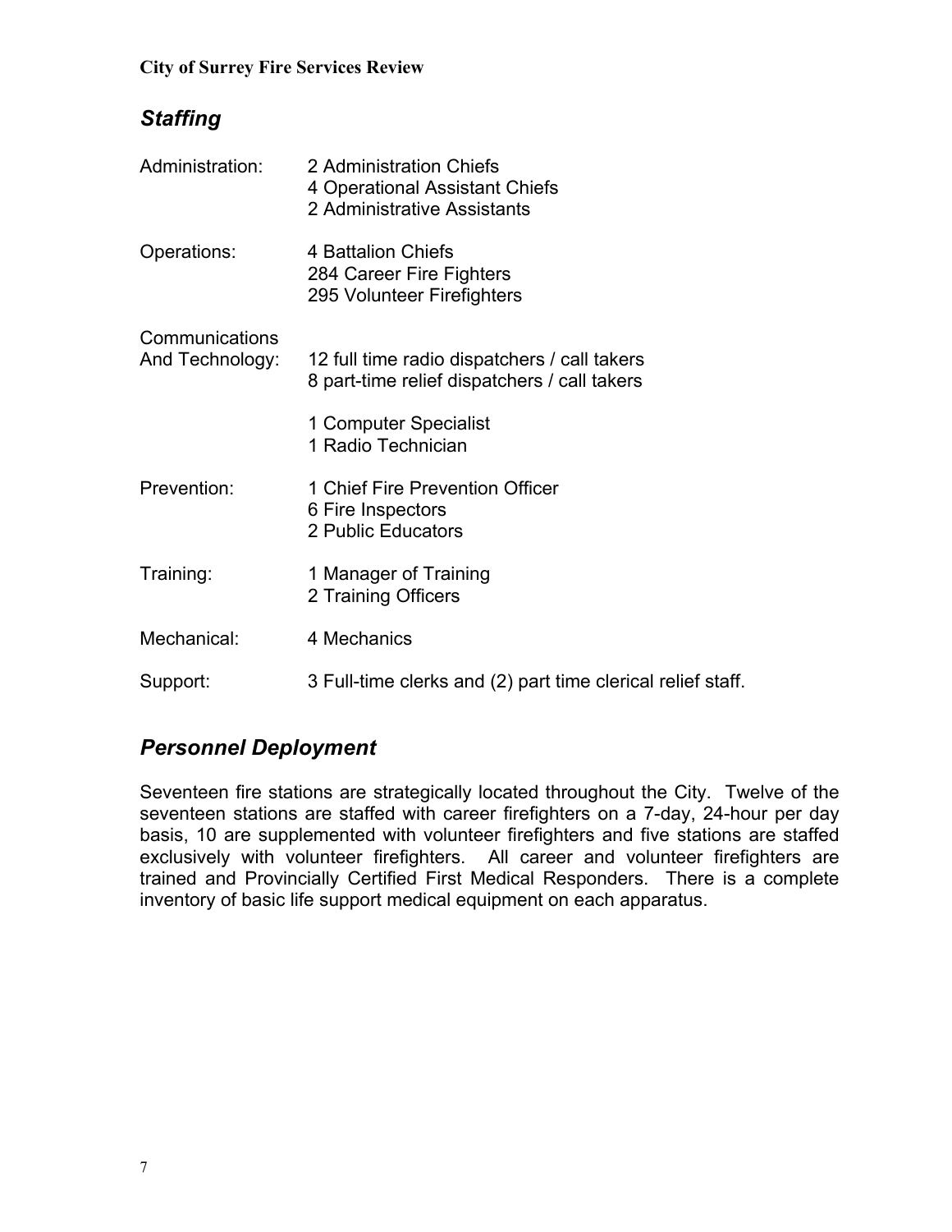## *Staffing*

| | |
|---|---|
| Administration: | 2 Administration Chiefs<br>4 Operational Assistant Chiefs<br>2 Administrative Assistants |
| Operations: | 4 Battalion Chiefs<br>284 Career Fire Fighters<br>295 Volunteer Firefighters |
| Communications And Technology: | 12 full time radio dispatchers / call takers<br>8 part-time relief dispatchers / call takers<br><br>1 Computer Specialist<br>1 Radio Technician |
| Prevention: | 1 Chief Fire Prevention Officer<br>6 Fire Inspectors<br>2 Public Educators |
| Training: | 1 Manager of Training<br>2 Training Officers |
| Mechanical: | 4 Mechanics |
| Support: | 3 Full-time clerks and (2) part time clerical relief staff. |

## *Personnel Deployment*

Seventeen fire stations are strategically located throughout the City. Twelve of the seventeen stations are staffed with career firefighters on a 7-day, 24-hour per day basis, 10 are supplemented with volunteer firefighters and five stations are staffed exclusively with volunteer firefighters. All career and volunteer firefighters are trained and Provincially Certified First Medical Responders. There is a complete inventory of basic life support medical equipment on each apparatus.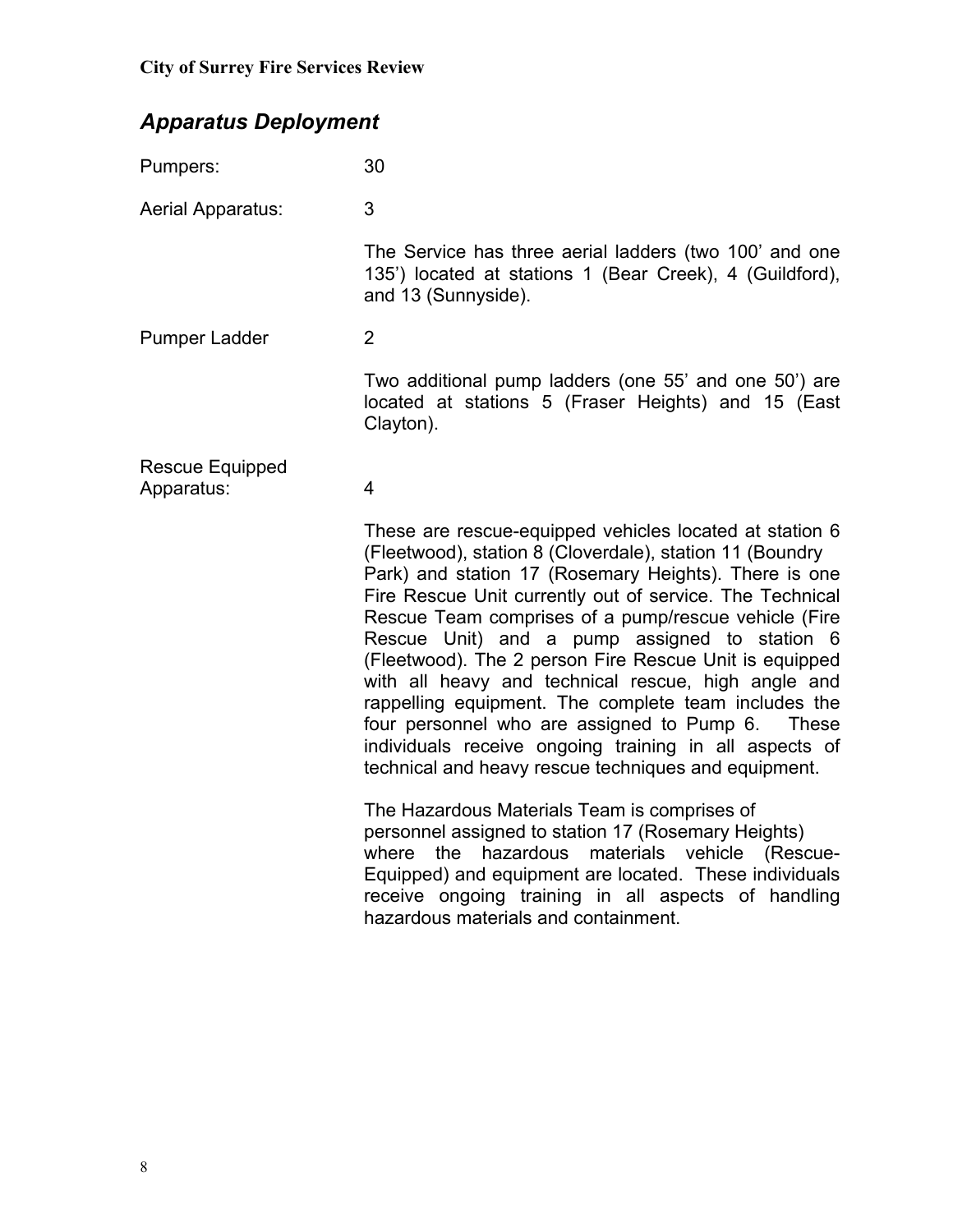## *Apparatus Deployment*

Pumpers: 30

Aerial Apparatus: 3

The Service has three aerial ladders (two 100' and one 135') located at stations 1 (Bear Creek), 4 (Guildford), and 13 (Sunnyside).

Pumper Ladder 2

Two additional pump ladders (one 55' and one 50') are located at stations 5 (Fraser Heights) and 15 (East Clayton).

Rescue Equipped Apparatus: 4

These are rescue-equipped vehicles located at station 6 (Fleetwood), station 8 (Cloverdale), station 11 (Boundry Park) and station 17 (Rosemary Heights). There is one Fire Rescue Unit currently out of service. The Technical Rescue Team comprises of a pump/rescue vehicle (Fire Rescue Unit) and a pump assigned to station 6 (Fleetwood). The 2 person Fire Rescue Unit is equipped with all heavy and technical rescue, high angle and rappelling equipment. The complete team includes the four personnel who are assigned to Pump 6. These individuals receive ongoing training in all aspects of technical and heavy rescue techniques and equipment.

The Hazardous Materials Team is comprises of personnel assigned to station 17 (Rosemary Heights) where the hazardous materials vehicle (Rescue-Equipped) and equipment are located. These individuals receive ongoing training in all aspects of handling hazardous materials and containment.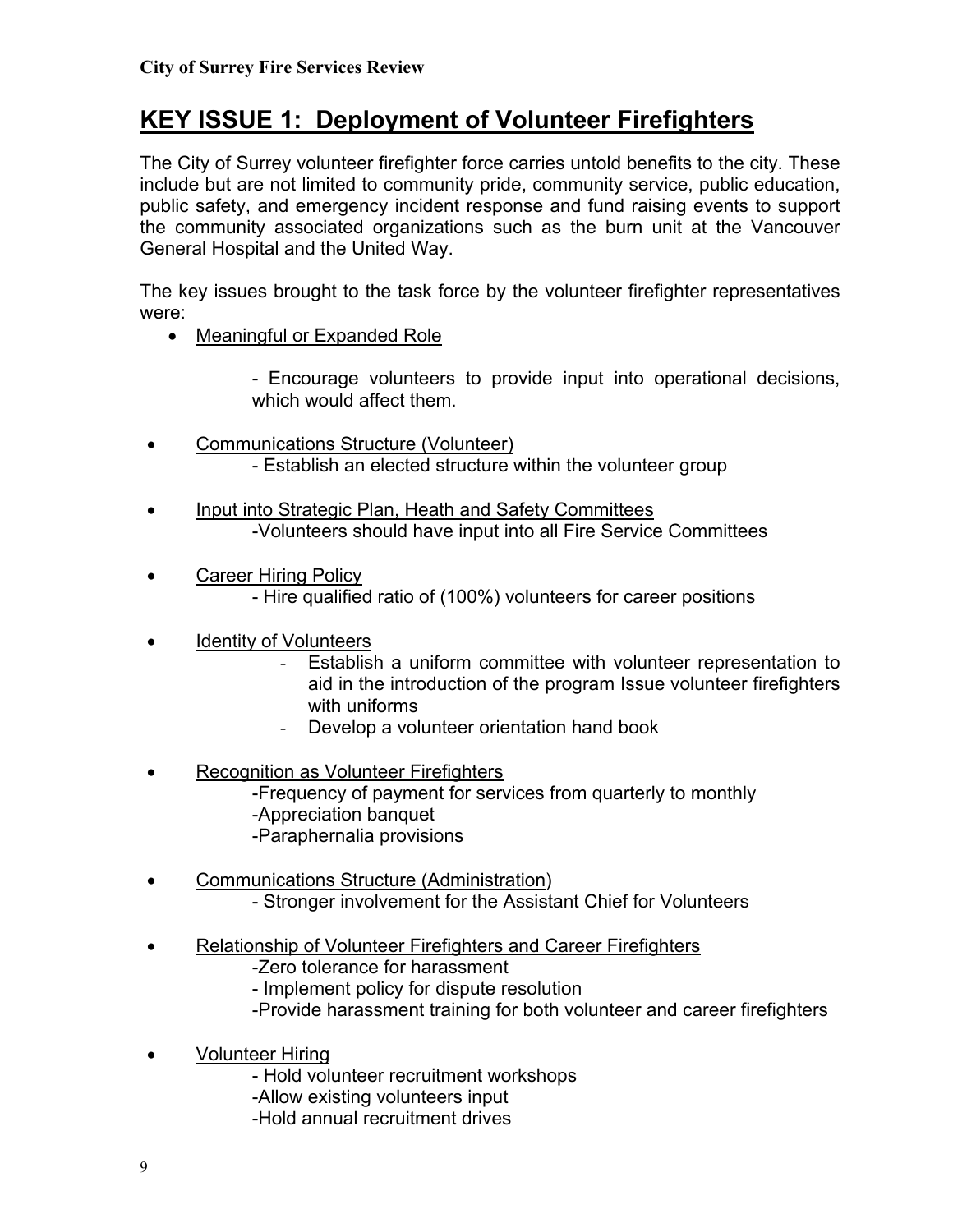# KEY ISSUE 1: Deployment of Volunteer Firefighters

The City of Surrey volunteer firefighter force carries untold benefits to the city. These include but are not limited to community pride, community service, public education, public safety, and emergency incident response and fund raising events to support the community associated organizations such as the burn unit at the Vancouver General Hospital and the United Way.

The key issues brought to the task force by the volunteer firefighter representatives were:

- Meaningful or Expanded Role

  - Encourage volunteers to provide input into operational decisions, which would affect them.

- Communications Structure (Volunteer)
  - Establish an elected structure within the volunteer group

- Input into Strategic Plan, Heath and Safety Committees
  - Volunteers should have input into all Fire Service Committees

- Career Hiring Policy
  - Hire qualified ratio of (100%) volunteers for career positions

- Identity of Volunteers
  - Establish a uniform committee with volunteer representation to aid in the introduction of the program Issue volunteer firefighters with uniforms
  - Develop a volunteer orientation hand book

- Recognition as Volunteer Firefighters
  - Frequency of payment for services from quarterly to monthly
  - Appreciation banquet
  - Paraphernalia provisions

- Communications Structure (Administration)
  - Stronger involvement for the Assistant Chief for Volunteers

- Relationship of Volunteer Firefighters and Career Firefighters
  - Zero tolerance for harassment
  - Implement policy for dispute resolution
  - Provide harassment training for both volunteer and career firefighters

- Volunteer Hiring
  - Hold volunteer recruitment workshops
  - Allow existing volunteers input
  - Hold annual recruitment drives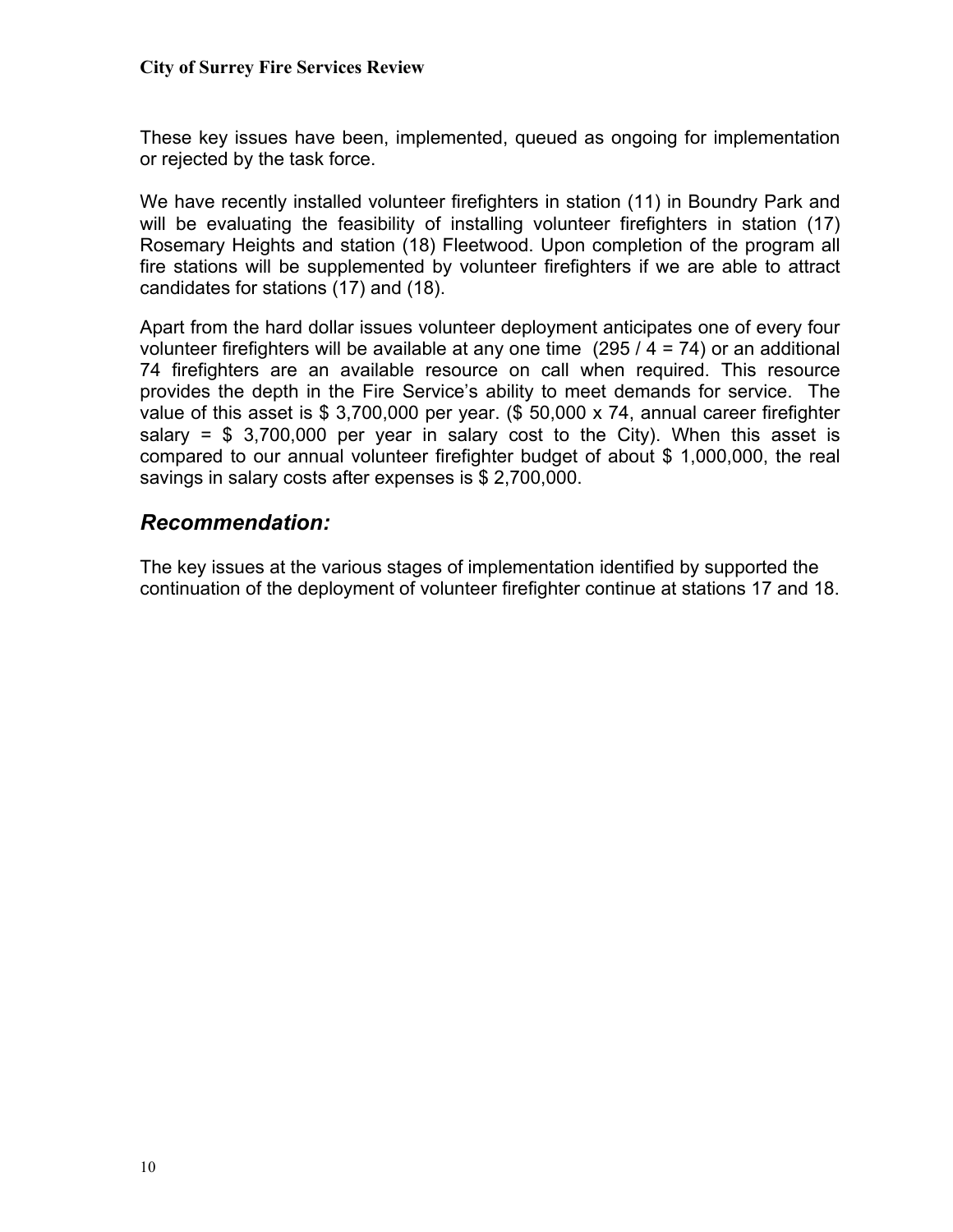These key issues have been, implemented, queued as ongoing for implementation or rejected by the task force.

We have recently installed volunteer firefighters in station (11) in Boundry Park and will be evaluating the feasibility of installing volunteer firefighters in station (17) Rosemary Heights and station (18) Fleetwood. Upon completion of the program all fire stations will be supplemented by volunteer firefighters if we are able to attract candidates for stations (17) and (18).

Apart from the hard dollar issues volunteer deployment anticipates one of every four volunteer firefighters will be available at any one time (295 / 4 = 74) or an additional 74 firefighters are an available resource on call when required. This resource provides the depth in the Fire Service's ability to meet demands for service. The value of this asset is $ 3,700,000 per year. ($ 50,000 x 74, annual career firefighter salary = $ 3,700,000 per year in salary cost to the City). When this asset is compared to our annual volunteer firefighter budget of about $ 1,000,000, the real savings in salary costs after expenses is $ 2,700,000.

## *Recommendation:*

The key issues at the various stages of implementation identified by supported the continuation of the deployment of volunteer firefighter continue at stations 17 and 18.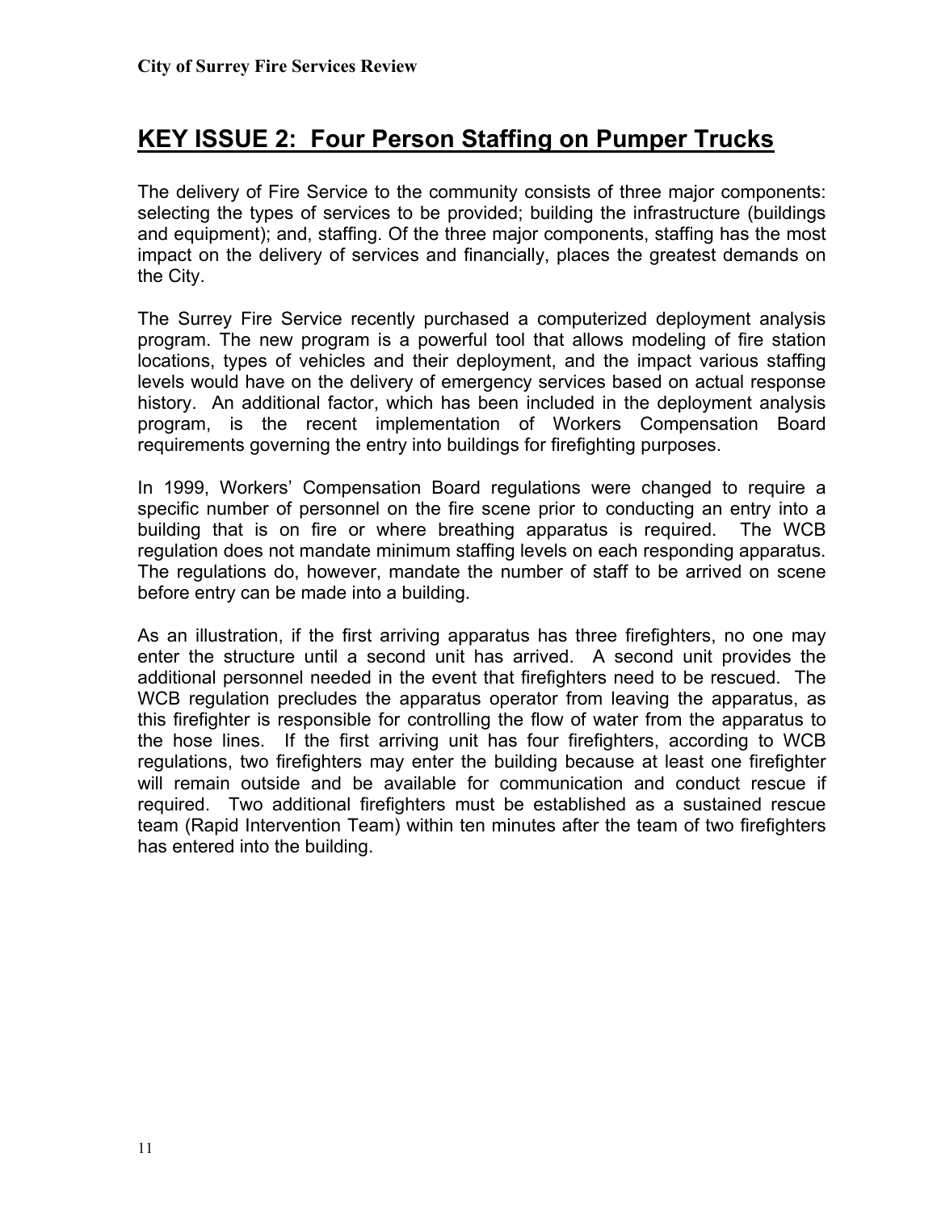## KEY ISSUE 2: Four Person Staffing on Pumper Trucks

The delivery of Fire Service to the community consists of three major components: selecting the types of services to be provided; building the infrastructure (buildings and equipment); and, staffing. Of the three major components, staffing has the most impact on the delivery of services and financially, places the greatest demands on the City.

The Surrey Fire Service recently purchased a computerized deployment analysis program. The new program is a powerful tool that allows modeling of fire station locations, types of vehicles and their deployment, and the impact various staffing levels would have on the delivery of emergency services based on actual response history. An additional factor, which has been included in the deployment analysis program, is the recent implementation of Workers Compensation Board requirements governing the entry into buildings for firefighting purposes.

In 1999, Workers' Compensation Board regulations were changed to require a specific number of personnel on the fire scene prior to conducting an entry into a building that is on fire or where breathing apparatus is required. The WCB regulation does not mandate minimum staffing levels on each responding apparatus. The regulations do, however, mandate the number of staff to be arrived on scene before entry can be made into a building.

As an illustration, if the first arriving apparatus has three firefighters, no one may enter the structure until a second unit has arrived. A second unit provides the additional personnel needed in the event that firefighters need to be rescued. The WCB regulation precludes the apparatus operator from leaving the apparatus, as this firefighter is responsible for controlling the flow of water from the apparatus to the hose lines. If the first arriving unit has four firefighters, according to WCB regulations, two firefighters may enter the building because at least one firefighter will remain outside and be available for communication and conduct rescue if required. Two additional firefighters must be established as a sustained rescue team (Rapid Intervention Team) within ten minutes after the team of two firefighters has entered into the building.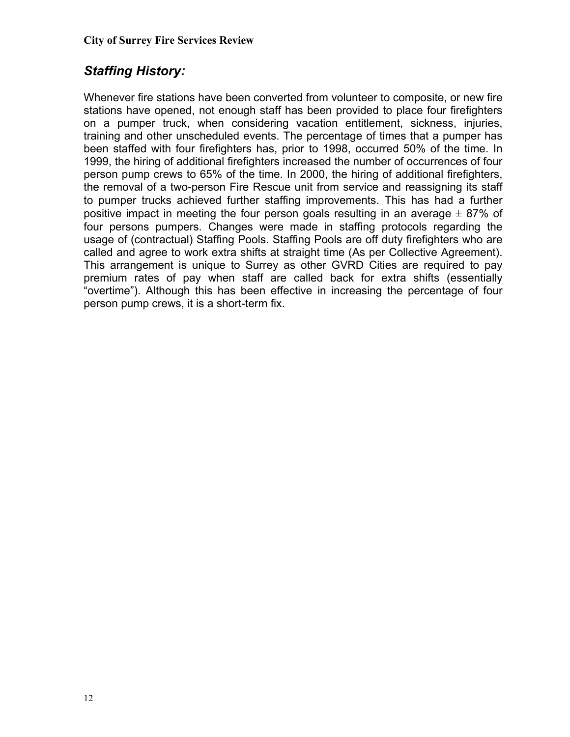## *Staffing History:*

Whenever fire stations have been converted from volunteer to composite, or new fire stations have opened, not enough staff has been provided to place four firefighters on a pumper truck, when considering vacation entitlement, sickness, injuries, training and other unscheduled events. The percentage of times that a pumper has been staffed with four firefighters has, prior to 1998, occurred 50% of the time. In 1999, the hiring of additional firefighters increased the number of occurrences of four person pump crews to 65% of the time. In 2000, the hiring of additional firefighters, the removal of a two-person Fire Rescue unit from service and reassigning its staff to pumper trucks achieved further staffing improvements. This has had a further positive impact in meeting the four person goals resulting in an average ± 87% of four persons pumpers. Changes were made in staffing protocols regarding the usage of (contractual) Staffing Pools. Staffing Pools are off duty firefighters who are called and agree to work extra shifts at straight time (As per Collective Agreement). This arrangement is unique to Surrey as other GVRD Cities are required to pay premium rates of pay when staff are called back for extra shifts (essentially "overtime"). Although this has been effective in increasing the percentage of four person pump crews, it is a short-term fix.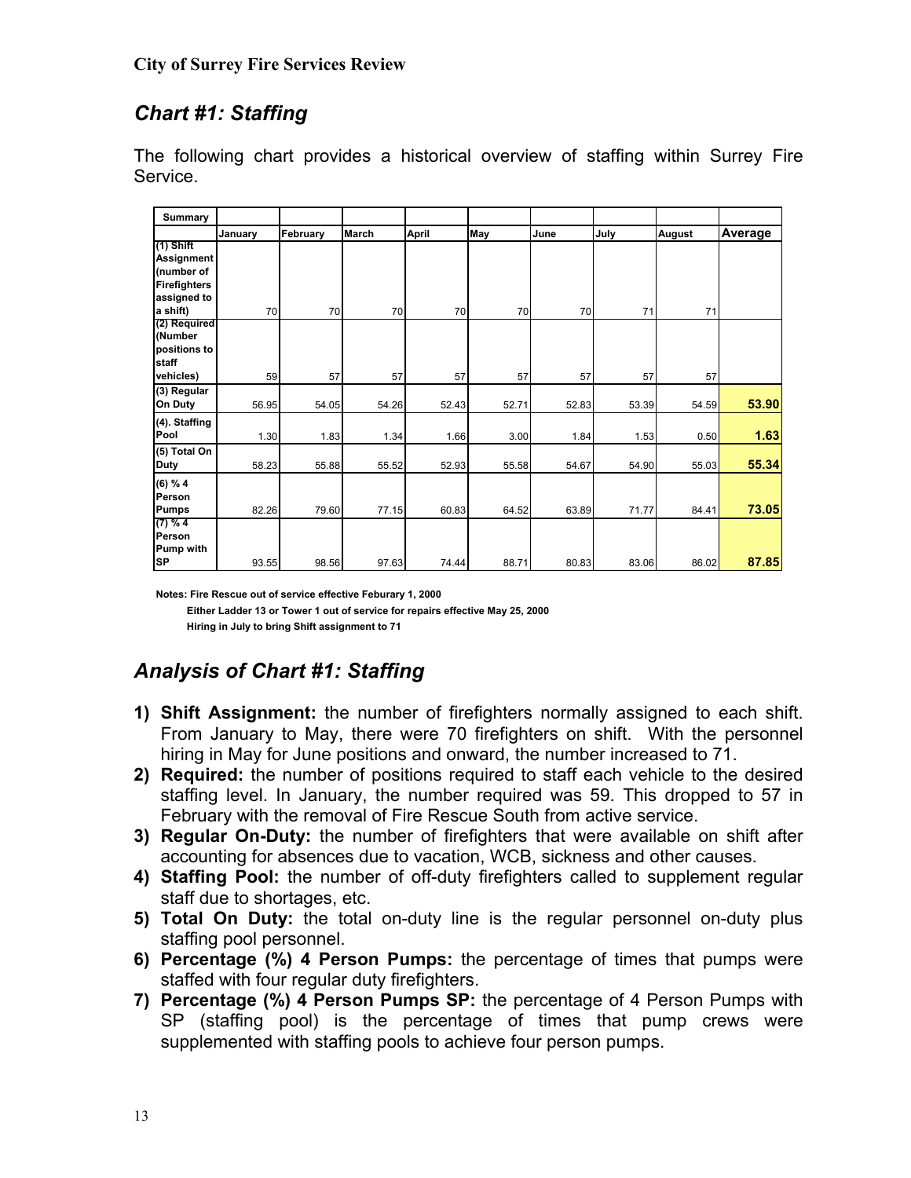## Chart #1: Staffing

The following chart provides a historical overview of staffing within Surrey Fire Service.

| Summary | | | | | | | | | |
|---|---|---|---|---|---|---|---|---|---|
| | January | February | March | April | May | June | July | August | Average |
| (1) Shift Assignment (number of Firefighters assigned to a shift) | 70 | 70 | 70 | 70 | 70 | 70 | 71 | 71 | |
| (2) Required (Number positions to staff vehicles) | 59 | 57 | 57 | 57 | 57 | 57 | 57 | 57 | |
| (3) Regular On Duty | 56.95 | 54.05 | 54.26 | 52.43 | 52.71 | 52.83 | 53.39 | 54.59 | **53.90** |
| (4). Staffing Pool | 1.30 | 1.83 | 1.34 | 1.66 | 3.00 | 1.84 | 1.53 | 0.50 | **1.63** |
| (5) Total On Duty | 58.23 | 55.88 | 55.52 | 52.93 | 55.58 | 54.67 | 54.90 | 55.03 | **55.34** |
| (6) % 4 Person Pumps | 82.26 | 79.60 | 77.15 | 60.83 | 64.52 | 63.89 | 71.77 | 84.41 | **73.05** |
| (7) % 4 Person Pump with SP | 93.55 | 98.56 | 97.63 | 74.44 | 88.71 | 80.83 | 83.06 | 86.02 | **87.85** |

**Notes: Fire Rescue out of service effective Feburary 1, 2000**
**Either Ladder 13 or Tower 1 out of service for repairs effective May 25, 2000**
**Hiring in July to bring Shift assignment to 71**

## Analysis of Chart #1: Staffing

1) **Shift Assignment:** the number of firefighters normally assigned to each shift. From January to May, there were 70 firefighters on shift. With the personnel hiring in May for June positions and onward, the number increased to 71.
2) **Required:** the number of positions required to staff each vehicle to the desired staffing level. In January, the number required was 59. This dropped to 57 in February with the removal of Fire Rescue South from active service.
3) **Regular On-Duty:** the number of firefighters that were available on shift after accounting for absences due to vacation, WCB, sickness and other causes.
4) **Staffing Pool:** the number of off-duty firefighters called to supplement regular staff due to shortages, etc.
5) **Total On Duty:** the total on-duty line is the regular personnel on-duty plus staffing pool personnel.
6) **Percentage (%) 4 Person Pumps:** the percentage of times that pumps were staffed with four regular duty firefighters.
7) **Percentage (%) 4 Person Pumps SP:** the percentage of 4 Person Pumps with SP (staffing pool) is the percentage of times that pump crews were supplemented with staffing pools to achieve four person pumps.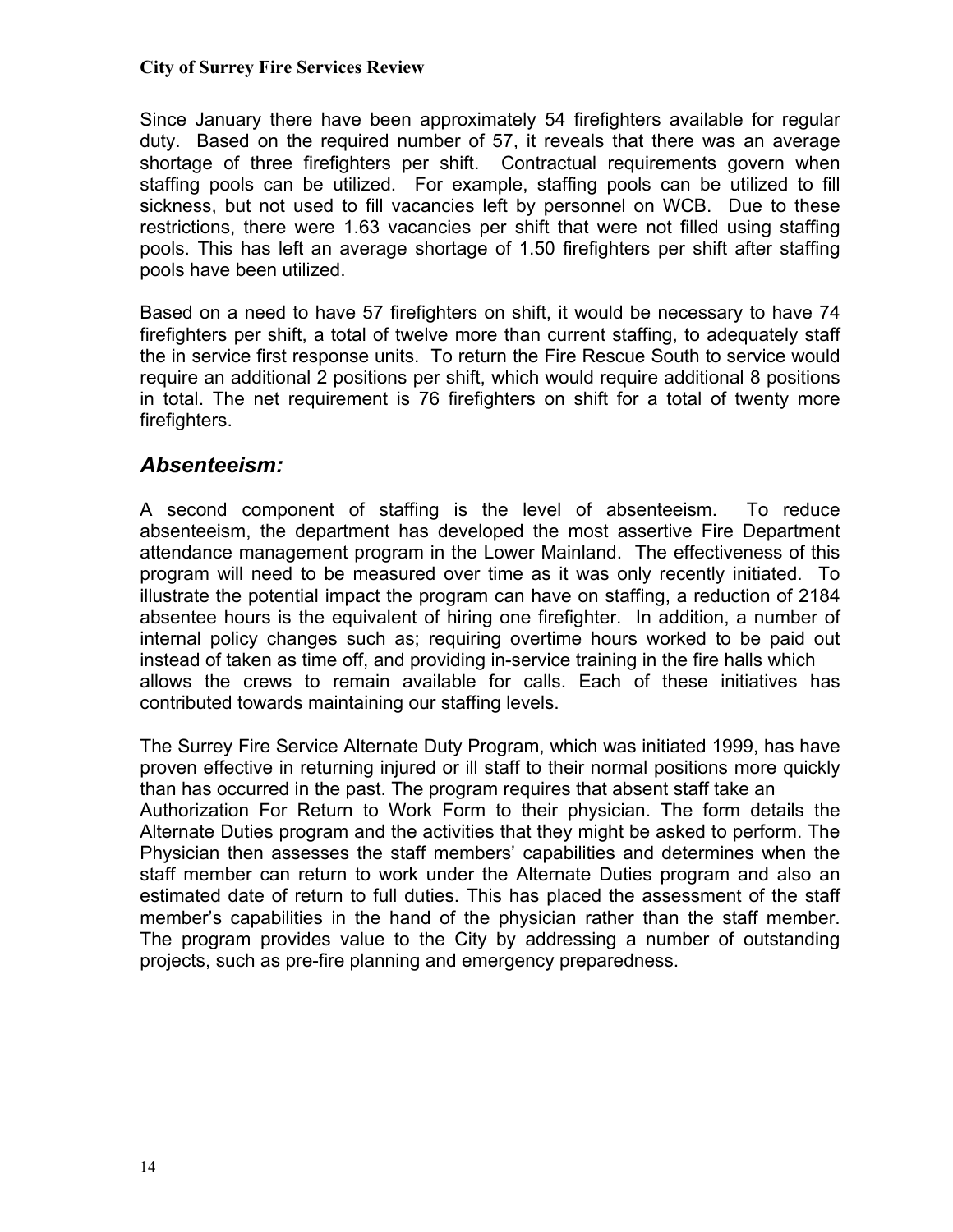Since January there have been approximately 54 firefighters available for regular duty. Based on the required number of 57, it reveals that there was an average shortage of three firefighters per shift. Contractual requirements govern when staffing pools can be utilized. For example, staffing pools can be utilized to fill sickness, but not used to fill vacancies left by personnel on WCB. Due to these restrictions, there were 1.63 vacancies per shift that were not filled using staffing pools. This has left an average shortage of 1.50 firefighters per shift after staffing pools have been utilized.

Based on a need to have 57 firefighters on shift, it would be necessary to have 74 firefighters per shift, a total of twelve more than current staffing, to adequately staff the in service first response units. To return the Fire Rescue South to service would require an additional 2 positions per shift, which would require additional 8 positions in total. The net requirement is 76 firefighters on shift for a total of twenty more firefighters.

## *Absenteeism:*

A second component of staffing is the level of absenteeism. To reduce absenteeism, the department has developed the most assertive Fire Department attendance management program in the Lower Mainland. The effectiveness of this program will need to be measured over time as it was only recently initiated. To illustrate the potential impact the program can have on staffing, a reduction of 2184 absentee hours is the equivalent of hiring one firefighter. In addition, a number of internal policy changes such as; requiring overtime hours worked to be paid out instead of taken as time off, and providing in-service training in the fire halls which allows the crews to remain available for calls. Each of these initiatives has contributed towards maintaining our staffing levels.

The Surrey Fire Service Alternate Duty Program, which was initiated 1999, has have proven effective in returning injured or ill staff to their normal positions more quickly than has occurred in the past. The program requires that absent staff take an Authorization For Return to Work Form to their physician. The form details the Alternate Duties program and the activities that they might be asked to perform. The Physician then assesses the staff members' capabilities and determines when the staff member can return to work under the Alternate Duties program and also an estimated date of return to full duties. This has placed the assessment of the staff member's capabilities in the hand of the physician rather than the staff member. The program provides value to the City by addressing a number of outstanding projects, such as pre-fire planning and emergency preparedness.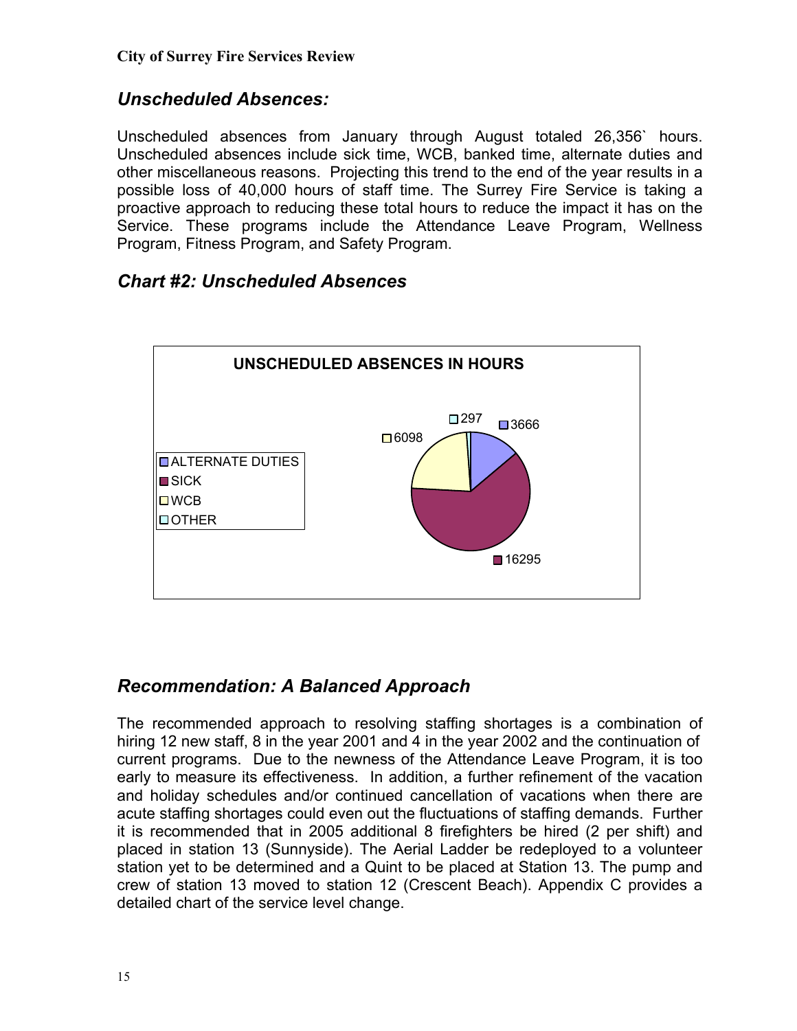## *Unscheduled Absences:*

Unscheduled absences from January through August totaled 26,356` hours. Unscheduled absences include sick time, WCB, banked time, alternate duties and other miscellaneous reasons. Projecting this trend to the end of the year results in a possible loss of 40,000 hours of staff time. The Surrey Fire Service is taking a proactive approach to reducing these total hours to reduce the impact it has on the Service. These programs include the Attendance Leave Program, Wellness Program, Fitness Program, and Safety Program.

## *Chart #2: Unscheduled Absences*

**UNSCHEDULED ABSENCES IN HOURS**

| Category | Hours |
| --- | --- |
| ALTERNATE DUTIES | 3666 |
| SICK | 16295 |
| WCB | 6098 |
| OTHER | 297 |

## *Recommendation: A Balanced Approach*

The recommended approach to resolving staffing shortages is a combination of hiring 12 new staff, 8 in the year 2001 and 4 in the year 2002 and the continuation of current programs. Due to the newness of the Attendance Leave Program, it is too early to measure its effectiveness. In addition, a further refinement of the vacation and holiday schedules and/or continued cancellation of vacations when there are acute staffing shortages could even out the fluctuations of staffing demands. Further it is recommended that in 2005 additional 8 firefighters be hired (2 per shift) and placed in station 13 (Sunnyside). The Aerial Ladder be redeployed to a volunteer station yet to be determined and a Quint to be placed at Station 13. The pump and crew of station 13 moved to station 12 (Crescent Beach). Appendix C provides a detailed chart of the service level change.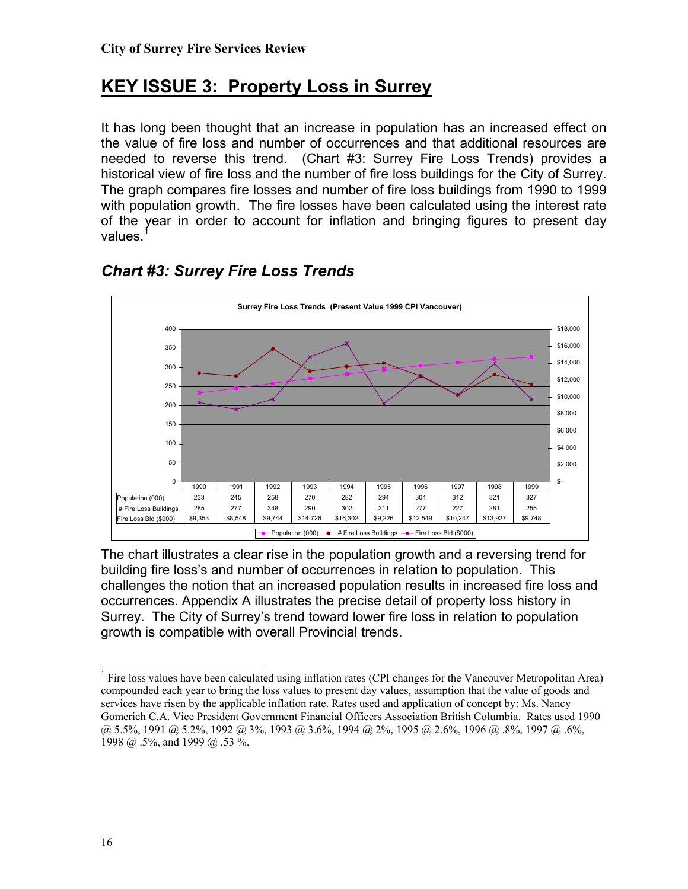## KEY ISSUE 3: Property Loss in Surrey

It has long been thought that an increase in population has an increased effect on the value of fire loss and number of occurrences and that additional resources are needed to reverse this trend. (Chart #3: Surrey Fire Loss Trends) provides a historical view of fire loss and the number of fire loss buildings for the City of Surrey. The graph compares fire losses and number of fire loss buildings from 1990 to 1999 with population growth. The fire losses have been calculated using the interest rate of the year in order to account for inflation and bringing figures to present day values.[1]

### *Chart #3: Surrey Fire Loss Trends*

Surrey Fire Loss Trends (Present Value 1999 CPI Vancouver)

| | 1990 | 1991 | 1992 | 1993 | 1994 | 1995 | 1996 | 1997 | 1998 | 1999 |
|---|---|---|---|---|---|---|---|---|---|---|
| Population (000) | 233 | 245 | 258 | 270 | 282 | 294 | 304 | 312 | 321 | 327 |
| # Fire Loss Buildings | 285 | 277 | 348 | 290 | 302 | 311 | 277 | 227 | 281 | 255 |
| Fire Loss Bld ($000) | $9,353 | $8,548 | $9,744 | $14,726 | $16,302 | $9,226 | $12,549 | $10,247 | $13,927 | $9,748 |

The chart illustrates a clear rise in the population growth and a reversing trend for building fire loss's and number of occurrences in relation to population. This challenges the notion that an increased population results in increased fire loss and occurrences. Appendix A illustrates the precise detail of property loss history in Surrey. The City of Surrey's trend toward lower fire loss in relation to population growth is compatible with overall Provincial trends.

---

[1] Fire loss values have been calculated using inflation rates (CPI changes for the Vancouver Metropolitan Area) compounded each year to bring the loss values to present day values, assumption that the value of goods and services have risen by the applicable inflation rate. Rates used and application of concept by: Ms. Nancy Gomerich C.A. Vice President Government Financial Officers Association British Columbia. Rates used 1990 @ 5.5%, 1991 @ 5.2%, 1992 @ 3%, 1993 @ 3.6%, 1994 @ 2%, 1995 @ 2.6%, 1996 @ .8%, 1997 @ .6%, 1998 @ .5%, and 1999 @ .53 %.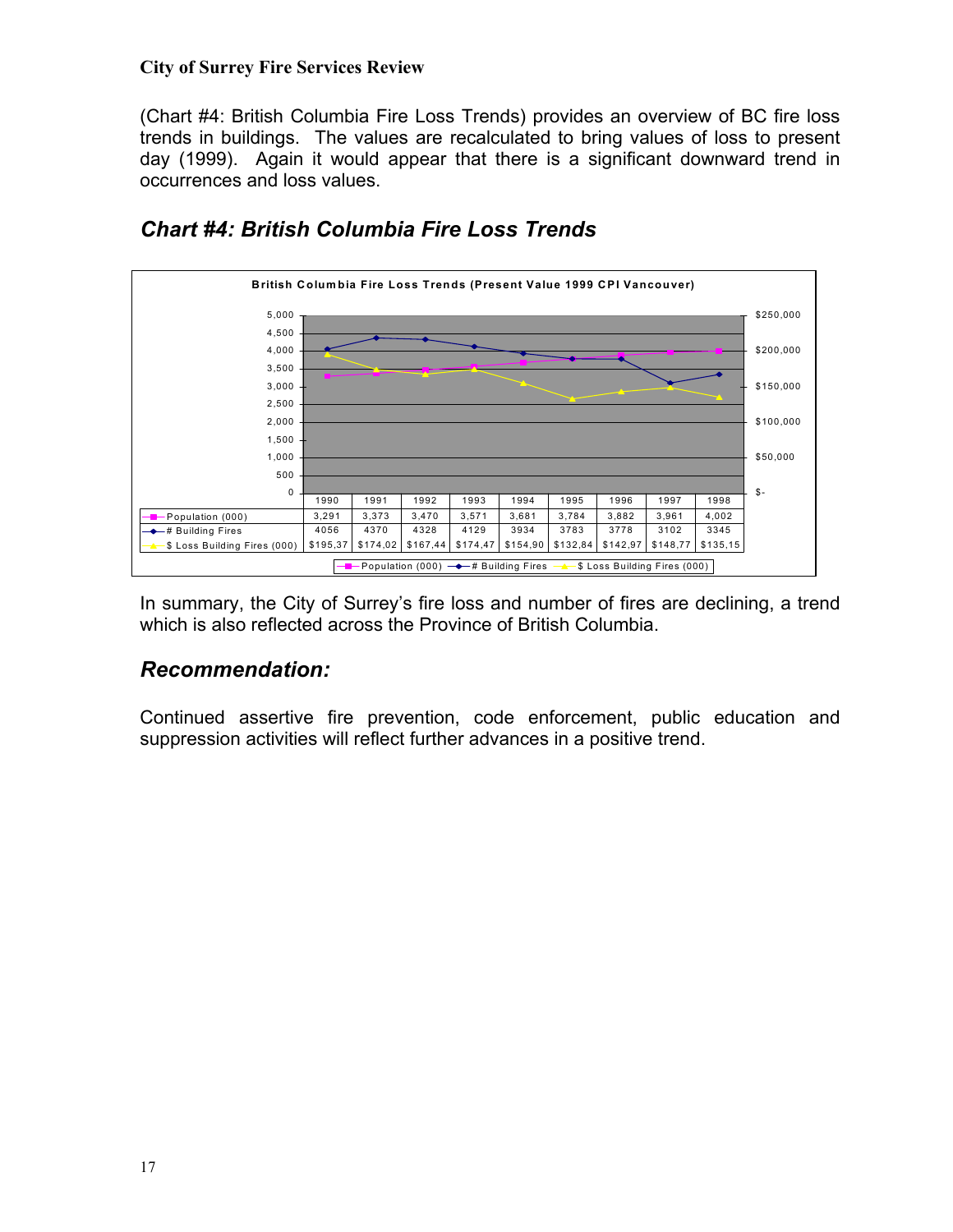(Chart #4: British Columbia Fire Loss Trends) provides an overview of BC fire loss trends in buildings. The values are recalculated to bring values of loss to present day (1999). Again it would appear that there is a significant downward trend in occurrences and loss values.

## *Chart #4: British Columbia Fire Loss Trends*

**British Columbia Fire Loss Trends (Present Value 1999 CPI Vancouver)**

| | 1990 | 1991 | 1992 | 1993 | 1994 | 1995 | 1996 | 1997 | 1998 |
|---|---|---|---|---|---|---|---|---|---|
| Population (000) | 3,291 | 3,373 | 3,470 | 3,571 | 3,681 | 3,784 | 3,882 | 3,961 | 4,002 |
| # Building Fires | 4056 | 4370 | 4328 | 4129 | 3934 | 3783 | 3778 | 3102 | 3345 |
| $ Loss Building Fires (000) | $195,37 | $174,02 | $167,44 | $174,47 | $154,90 | $132,84 | $142,97 | $148,77 | $135,15 |

In summary, the City of Surrey's fire loss and number of fires are declining, a trend which is also reflected across the Province of British Columbia.

## *Recommendation:*

Continued assertive fire prevention, code enforcement, public education and suppression activities will reflect further advances in a positive trend.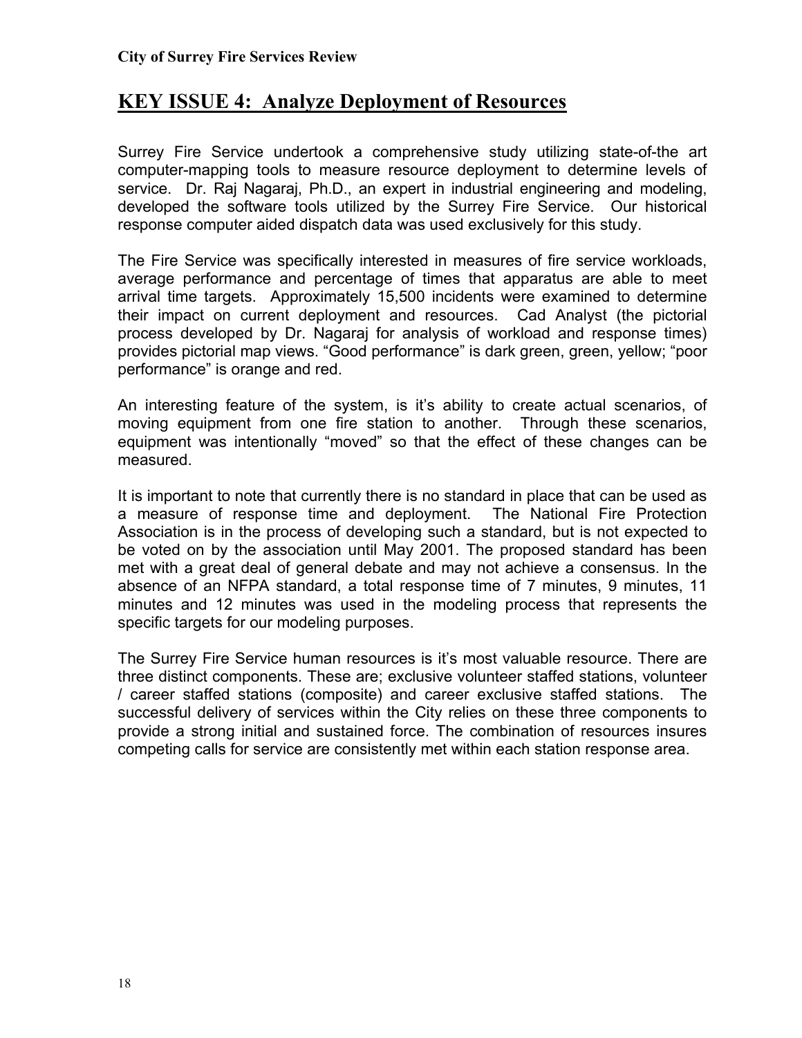## KEY ISSUE 4: Analyze Deployment of Resources

Surrey Fire Service undertook a comprehensive study utilizing state-of-the art computer-mapping tools to measure resource deployment to determine levels of service. Dr. Raj Nagaraj, Ph.D., an expert in industrial engineering and modeling, developed the software tools utilized by the Surrey Fire Service. Our historical response computer aided dispatch data was used exclusively for this study.

The Fire Service was specifically interested in measures of fire service workloads, average performance and percentage of times that apparatus are able to meet arrival time targets. Approximately 15,500 incidents were examined to determine their impact on current deployment and resources. Cad Analyst (the pictorial process developed by Dr. Nagaraj for analysis of workload and response times) provides pictorial map views. "Good performance" is dark green, green, yellow; "poor performance" is orange and red.

An interesting feature of the system, is it's ability to create actual scenarios, of moving equipment from one fire station to another. Through these scenarios, equipment was intentionally "moved" so that the effect of these changes can be measured.

It is important to note that currently there is no standard in place that can be used as a measure of response time and deployment. The National Fire Protection Association is in the process of developing such a standard, but is not expected to be voted on by the association until May 2001. The proposed standard has been met with a great deal of general debate and may not achieve a consensus. In the absence of an NFPA standard, a total response time of 7 minutes, 9 minutes, 11 minutes and 12 minutes was used in the modeling process that represents the specific targets for our modeling purposes.

The Surrey Fire Service human resources is it's most valuable resource. There are three distinct components. These are; exclusive volunteer staffed stations, volunteer / career staffed stations (composite) and career exclusive staffed stations. The successful delivery of services within the City relies on these three components to provide a strong initial and sustained force. The combination of resources insures competing calls for service are consistently met within each station response area.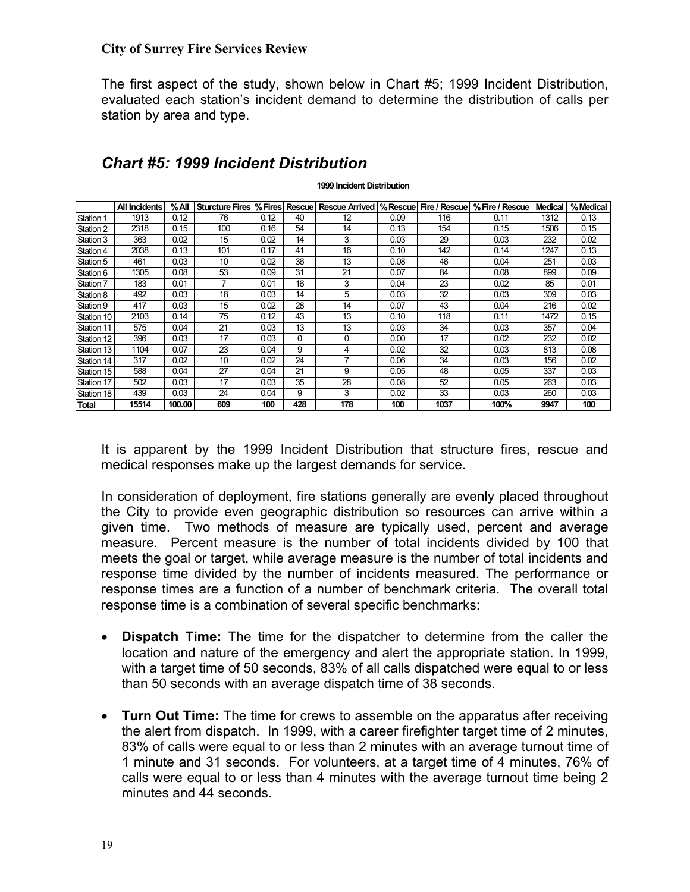The first aspect of the study, shown below in Chart #5; 1999 Incident Distribution, evaluated each station's incident demand to determine the distribution of calls per station by area and type.

## *Chart #5: 1999 Incident Distribution*

**1999 Incident Distribution**

| | All Incidents | % All | Sturcture Fires | % Fires | Rescue | Rescue Arrived | % Rescue | Fire / Rescue | % Fire / Rescue | Medical | % Medical |
|---|---|---|---|---|---|---|---|---|---|---|---|
| Station 1 | 1913 | 0.12 | 76 | 0.12 | 40 | 12 | 0.09 | 116 | 0.11 | 1312 | 0.13 |
| Station 2 | 2318 | 0.15 | 100 | 0.16 | 54 | 14 | 0.13 | 154 | 0.15 | 1506 | 0.15 |
| Station 3 | 363 | 0.02 | 15 | 0.02 | 14 | 3 | 0.03 | 29 | 0.03 | 232 | 0.02 |
| Station 4 | 2038 | 0.13 | 101 | 0.17 | 41 | 16 | 0.10 | 142 | 0.14 | 1247 | 0.13 |
| Station 5 | 461 | 0.03 | 10 | 0.02 | 36 | 13 | 0.08 | 46 | 0.04 | 251 | 0.03 |
| Station 6 | 1305 | 0.08 | 53 | 0.09 | 31 | 21 | 0.07 | 84 | 0.08 | 899 | 0.09 |
| Station 7 | 183 | 0.01 | 7 | 0.01 | 16 | 3 | 0.04 | 23 | 0.02 | 85 | 0.01 |
| Station 8 | 492 | 0.03 | 18 | 0.03 | 14 | 5 | 0.03 | 32 | 0.03 | 309 | 0.03 |
| Station 9 | 417 | 0.03 | 15 | 0.02 | 28 | 14 | 0.07 | 43 | 0.04 | 216 | 0.02 |
| Station 10 | 2103 | 0.14 | 75 | 0.12 | 43 | 13 | 0.10 | 118 | 0.11 | 1472 | 0.15 |
| Station 11 | 575 | 0.04 | 21 | 0.03 | 13 | 13 | 0.03 | 34 | 0.03 | 357 | 0.04 |
| Station 12 | 396 | 0.03 | 17 | 0.03 | 0 | 0 | 0.00 | 17 | 0.02 | 232 | 0.02 |
| Station 13 | 1104 | 0.07 | 23 | 0.04 | 9 | 4 | 0.02 | 32 | 0.03 | 813 | 0.08 |
| Station 14 | 317 | 0.02 | 10 | 0.02 | 24 | 7 | 0.06 | 34 | 0.03 | 156 | 0.02 |
| Station 15 | 588 | 0.04 | 27 | 0.04 | 21 | 9 | 0.05 | 48 | 0.05 | 337 | 0.03 |
| Station 17 | 502 | 0.03 | 17 | 0.03 | 35 | 28 | 0.08 | 52 | 0.05 | 263 | 0.03 |
| Station 18 | 439 | 0.03 | 24 | 0.04 | 9 | 3 | 0.02 | 33 | 0.03 | 260 | 0.03 |
| **Total** | **15514** | **100.00** | **609** | **100** | **428** | **178** | **100** | **1037** | **100%** | **9947** | **100** |

It is apparent by the 1999 Incident Distribution that structure fires, rescue and medical responses make up the largest demands for service.

In consideration of deployment, fire stations generally are evenly placed throughout the City to provide even geographic distribution so resources can arrive within a given time. Two methods of measure are typically used, percent and average measure. Percent measure is the number of total incidents divided by 100 that meets the goal or target, while average measure is the number of total incidents and response time divided by the number of incidents measured. The performance or response times are a function of a number of benchmark criteria. The overall total response time is a combination of several specific benchmarks:

- **Dispatch Time:** The time for the dispatcher to determine from the caller the location and nature of the emergency and alert the appropriate station. In 1999, with a target time of 50 seconds, 83% of all calls dispatched were equal to or less than 50 seconds with an average dispatch time of 38 seconds.
- **Turn Out Time:** The time for crews to assemble on the apparatus after receiving the alert from dispatch. In 1999, with a career firefighter target time of 2 minutes, 83% of calls were equal to or less than 2 minutes with an average turnout time of 1 minute and 31 seconds. For volunteers, at a target time of 4 minutes, 76% of calls were equal to or less than 4 minutes with the average turnout time being 2 minutes and 44 seconds.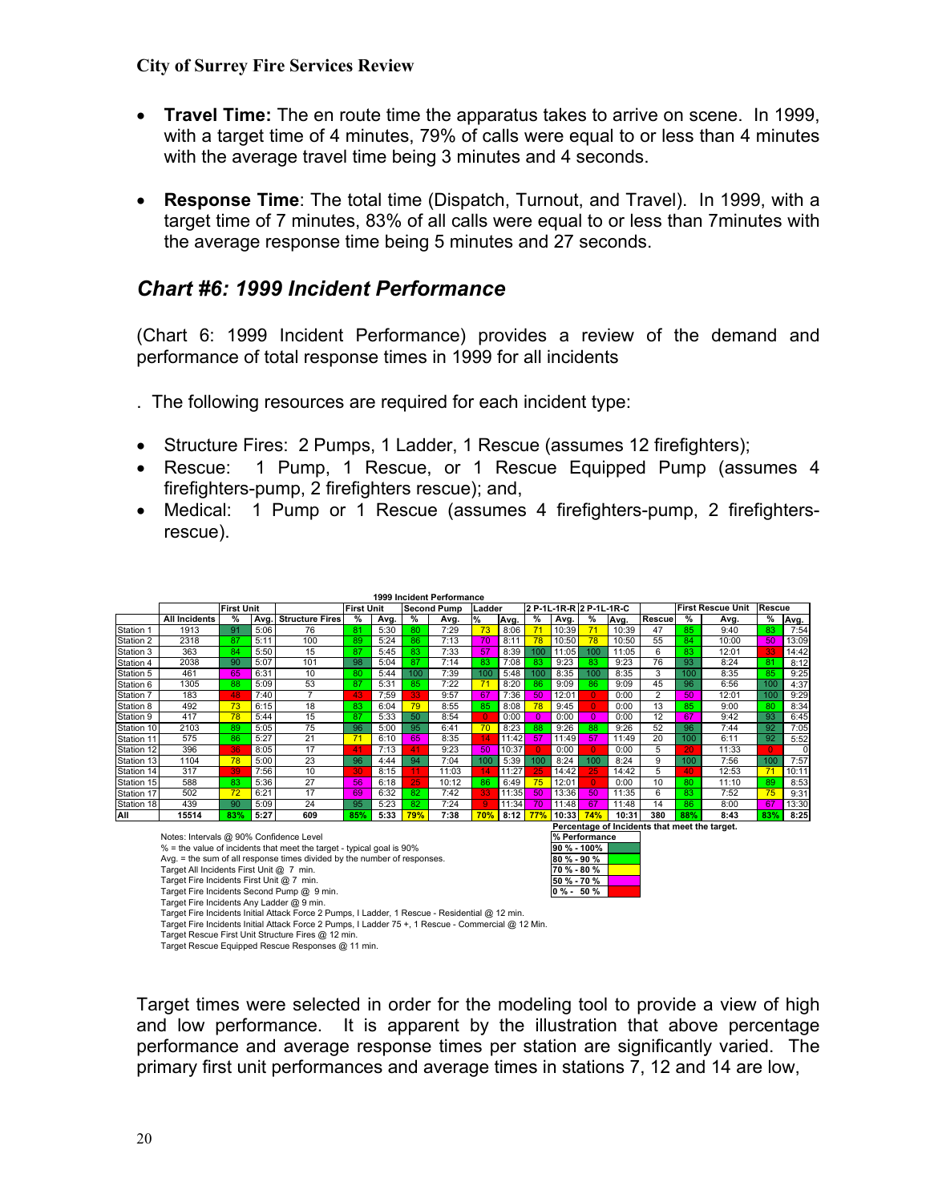- **Travel Time:** The en route time the apparatus takes to arrive on scene. In 1999, with a target time of 4 minutes, 79% of calls were equal to or less than 4 minutes with the average travel time being 3 minutes and 4 seconds.

- **Response Time**: The total time (Dispatch, Turnout, and Travel). In 1999, with a target time of 7 minutes, 83% of all calls were equal to or less than 7minutes with the average response time being 5 minutes and 27 seconds.

## *Chart #6: 1999 Incident Performance*

(Chart 6: 1999 Incident Performance) provides a review of the demand and performance of total response times in 1999 for all incidents

. The following resources are required for each incident type:

- Structure Fires: 2 Pumps, 1 Ladder, 1 Rescue (assumes 12 firefighters);
- Rescue: 1 Pump, 1 Rescue, or 1 Rescue Equipped Pump (assumes 4 firefighters-pump, 2 firefighters rescue); and,
- Medical: 1 Pump or 1 Rescue (assumes 4 firefighters-pump, 2 firefighters-rescue).

**1999 Incident Performance**

| | | First Unit | | | First Unit | | Second Pump | | Ladder | | 2 P-1L-1R-R | | 2 P-1L-1R-C | | | First Rescue Unit | | Rescue | |
|---|---|---|---|---|---|---|---|---|---|---|---|---|---|---|---|---|---|---|---|
| | All Incidents | % | Avg. | Structure Fires | % | Avg. | % | Avg. | % | Avg. | % | Avg. | % | Avg. | Rescue | % | Avg. | % | Avg. |
| Station 1 | 1913 | 91 | 5:06 | 76 | 81 | 5:30 | 80 | 7:29 | 73 | 8:06 | 71 | 10:39 | 71 | 10:39 | 47 | 85 | 9:40 | 83 | 7:54 |
| Station 2 | 2318 | 87 | 5:11 | 100 | 89 | 5:24 | 86 | 7:13 | 70 | 8:11 | 78 | 10:50 | 78 | 10:50 | 55 | 84 | 10:00 | 50 | 13:09 |
| Station 3 | 363 | 84 | 5:50 | 15 | 87 | 5:45 | 83 | 7:33 | 57 | 8:39 | 100 | 11:05 | 100 | 11:05 | 6 | 83 | 12:01 | 33 | 14:42 |
| Station 4 | 2038 | 90 | 5:07 | 101 | 98 | 5:04 | 87 | 7:14 | 83 | 7:08 | 83 | 9:23 | 83 | 9:23 | 76 | 93 | 8:24 | 81 | 8:12 |
| Station 5 | 461 | 65 | 6:31 | 10 | 80 | 5:44 | 100 | 7:39 | 100 | 5:48 | 100 | 8:35 | 100 | 8:35 | 3 | 100 | 8:35 | 85 | 9:25 |
| Station 6 | 1305 | 88 | 5:09 | 53 | 87 | 5:31 | 85 | 7:22 | 71 | 8:20 | 86 | 9:09 | 86 | 9:09 | 45 | 96 | 6:56 | 100 | 4:37 |
| Station 7 | 183 | 48 | 7:40 | 7 | 43 | 7:59 | 33 | 9:57 | 67 | 7:36 | 50 | 12:01 | 0 | 0:00 | 2 | 50 | 12:01 | 100 | 9:29 |
| Station 8 | 492 | 73 | 6:15 | 18 | 83 | 6:04 | 79 | 8:55 | 85 | 8:08 | 78 | 9:45 | 0 | 0:00 | 13 | 85 | 9:00 | 80 | 8:34 |
| Station 9 | 417 | 78 | 5:44 | 15 | 87 | 5:33 | 50 | 8:54 | 0 | 0:00 | 0 | 0:00 | 0 | 0:00 | 12 | 67 | 9:42 | 93 | 6:45 |
| Station 10 | 2103 | 89 | 5:05 | 75 | 96 | 5:00 | 95 | 6:41 | 70 | 8:23 | 88 | 9:26 | 88 | 9:26 | 52 | 96 | 7:44 | 92 | 7:05 |
| Station 11 | 575 | 86 | 5:27 | 21 | 71 | 6:10 | 65 | 8:35 | 14 | 11:42 | 57 | 11:49 | 57 | 11:49 | 20 | 100 | 6:11 | 92 | 5:52 |
| Station 12 | 396 | 36 | 8:05 | 17 | 41 | 7:13 | 41 | 9:23 | 50 | 10:37 | 0 | 0:00 | 0 | 0:00 | 5 | 20 | 11:33 | 0 | 0 |
| Station 13 | 1104 | 78 | 5:00 | 23 | 96 | 4:44 | 94 | 7:04 | 100 | 5:39 | 100 | 8:24 | 100 | 8:24 | 9 | 100 | 7:56 | 100 | 7:57 |
| Station 14 | 317 | 39 | 7:56 | 10 | 30 | 8:15 | 11 | 11:03 | 14 | 11:27 | 25 | 14:42 | 25 | 14:42 | 5 | 40 | 12:53 | 71 | 10:11 |
| Station 15 | 588 | 83 | 5:36 | 27 | 56 | 6:18 | 25 | 10:12 | 86 | 6:49 | 75 | 12:01 | 0 | 0:00 | 10 | 80 | 11:10 | 89 | 8:53 |
| Station 17 | 502 | 72 | 6:21 | 17 | 69 | 6:32 | 82 | 7:42 | 33 | 11:35 | 50 | 13:36 | 50 | 11:35 | 6 | 83 | 7:52 | 75 | 9:31 |
| Station 18 | 439 | 90 | 5:09 | 24 | 95 | 5:23 | 82 | 7:24 | 9 | 11:34 | 70 | 11:48 | 67 | 11:48 | 14 | 86 | 8:00 | 67 | 13:30 |
| All | 15514 | 83% | 5:27 | 609 | 85% | 5:33 | 79% | 7:38 | 70% | 8:12 | 77% | 10:33 | 74% | 10:31 | 380 | 88% | 8:43 | 83% | 8:25 |

Percentage of Incidents that meet the target.

| % Performance |
|---|
| 90 % - 100% |
| 80 % - 90 % |
| 70 % - 80 % |
| 50 % - 70 % |
| 0 % - 50 % |

Notes: Intervals @ 90% Confidence Level
% = the value of incidents that meet the target - typical goal is 90%
Avg. = the sum of all response times divided by the number of responses.
Target All Incidents First Unit @ 7 min.
Target Fire Incidents First Unit @ 7 min.
Target Fire Incidents Second Pump @ 9 min.
Target Fire Incidents Any Ladder @ 9 min.
Target Fire Incidents Initial Attack Force 2 Pumps, I Ladder, 1 Rescue - Residential @ 12 min.
Target Fire Incidents Initial Attack Force 2 Pumps, I Ladder 75 +, 1 Rescue - Commercial @ 12 Min.
Target Rescue First Unit Structure Fires @ 12 min.
Target Rescue Equipped Rescue Responses @ 11 min.

Target times were selected in order for the modeling tool to provide a view of high and low performance. It is apparent by the illustration that above percentage performance and average response times per station are significantly varied. The primary first unit performances and average times in stations 7, 12 and 14 are low,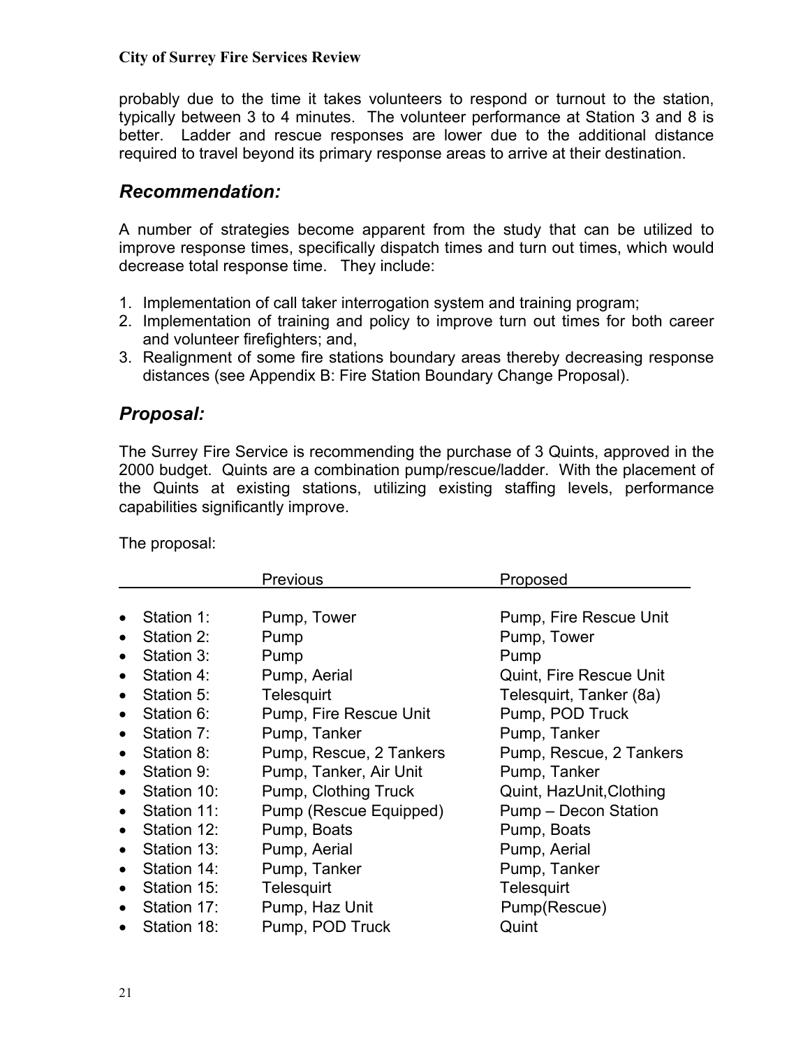probably due to the time it takes volunteers to respond or turnout to the station, typically between 3 to 4 minutes. The volunteer performance at Station 3 and 8 is better. Ladder and rescue responses are lower due to the additional distance required to travel beyond its primary response areas to arrive at their destination.

## *Recommendation:*

A number of strategies become apparent from the study that can be utilized to improve response times, specifically dispatch times and turn out times, which would decrease total response time. They include:

1. Implementation of call taker interrogation system and training program;
2. Implementation of training and policy to improve turn out times for both career and volunteer firefighters; and,
3. Realignment of some fire stations boundary areas thereby decreasing response distances (see Appendix B: Fire Station Boundary Change Proposal).

## *Proposal:*

The Surrey Fire Service is recommending the purchase of 3 Quints, approved in the 2000 budget. Quints are a combination pump/rescue/ladder. With the placement of the Quints at existing stations, utilizing existing staffing levels, performance capabilities significantly improve.

The proposal:

| | Previous | Proposed |
|---|---|---|
| Station 1: | Pump, Tower | Pump, Fire Rescue Unit |
| Station 2: | Pump | Pump, Tower |
| Station 3: | Pump | Pump |
| Station 4: | Pump, Aerial | Quint, Fire Rescue Unit |
| Station 5: | Telesquirt | Telesquirt, Tanker (8a) |
| Station 6: | Pump, Fire Rescue Unit | Pump, POD Truck |
| Station 7: | Pump, Tanker | Pump, Tanker |
| Station 8: | Pump, Rescue, 2 Tankers | Pump, Rescue, 2 Tankers |
| Station 9: | Pump, Tanker, Air Unit | Pump, Tanker |
| Station 10: | Pump, Clothing Truck | Quint, HazUnit,Clothing |
| Station 11: | Pump (Rescue Equipped) | Pump – Decon Station |
| Station 12: | Pump, Boats | Pump, Boats |
| Station 13: | Pump, Aerial | Pump, Aerial |
| Station 14: | Pump, Tanker | Pump, Tanker |
| Station 15: | Telesquirt | Telesquirt |
| Station 17: | Pump, Haz Unit | Pump(Rescue) |
| Station 18: | Pump, POD Truck | Quint |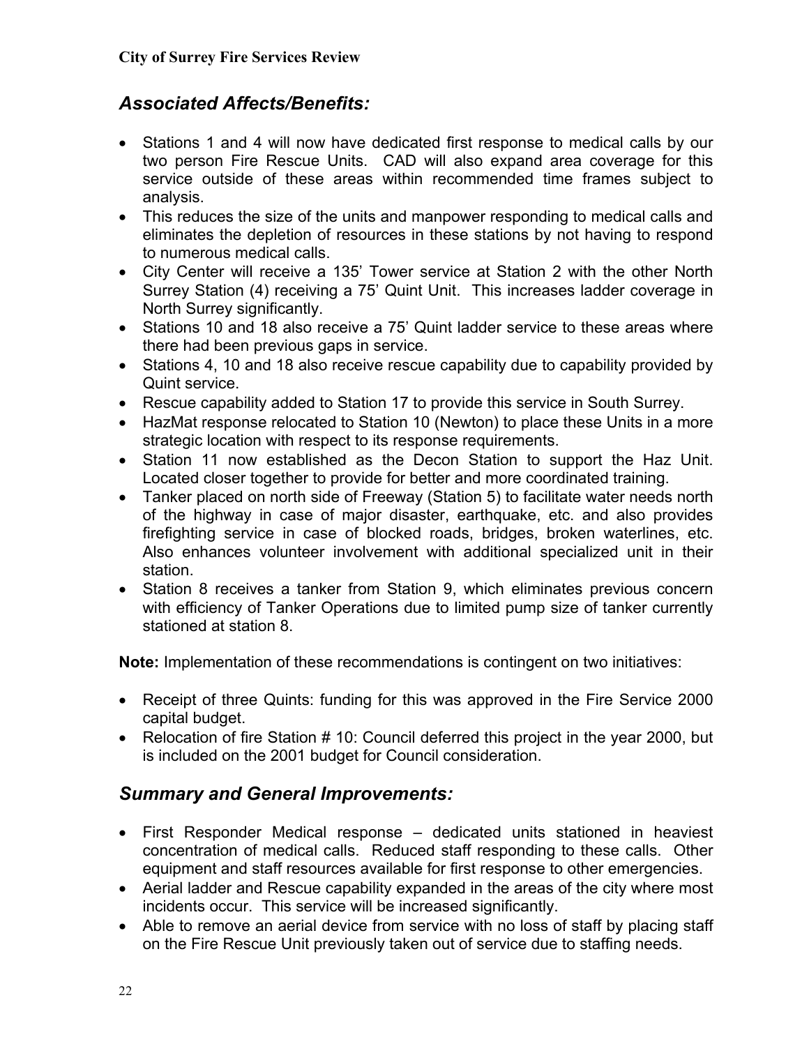## *Associated Affects/Benefits:*

- Stations 1 and 4 will now have dedicated first response to medical calls by our two person Fire Rescue Units. CAD will also expand area coverage for this service outside of these areas within recommended time frames subject to analysis.
- This reduces the size of the units and manpower responding to medical calls and eliminates the depletion of resources in these stations by not having to respond to numerous medical calls.
- City Center will receive a 135' Tower service at Station 2 with the other North Surrey Station (4) receiving a 75' Quint Unit. This increases ladder coverage in North Surrey significantly.
- Stations 10 and 18 also receive a 75' Quint ladder service to these areas where there had been previous gaps in service.
- Stations 4, 10 and 18 also receive rescue capability due to capability provided by Quint service.
- Rescue capability added to Station 17 to provide this service in South Surrey.
- HazMat response relocated to Station 10 (Newton) to place these Units in a more strategic location with respect to its response requirements.
- Station 11 now established as the Decon Station to support the Haz Unit. Located closer together to provide for better and more coordinated training.
- Tanker placed on north side of Freeway (Station 5) to facilitate water needs north of the highway in case of major disaster, earthquake, etc. and also provides firefighting service in case of blocked roads, bridges, broken waterlines, etc. Also enhances volunteer involvement with additional specialized unit in their station.
- Station 8 receives a tanker from Station 9, which eliminates previous concern with efficiency of Tanker Operations due to limited pump size of tanker currently stationed at station 8.

**Note:** Implementation of these recommendations is contingent on two initiatives:

- Receipt of three Quints: funding for this was approved in the Fire Service 2000 capital budget.
- Relocation of fire Station # 10: Council deferred this project in the year 2000, but is included on the 2001 budget for Council consideration.

## *Summary and General Improvements:*

- First Responder Medical response – dedicated units stationed in heaviest concentration of medical calls. Reduced staff responding to these calls. Other equipment and staff resources available for first response to other emergencies.
- Aerial ladder and Rescue capability expanded in the areas of the city where most incidents occur. This service will be increased significantly.
- Able to remove an aerial device from service with no loss of staff by placing staff on the Fire Rescue Unit previously taken out of service due to staffing needs.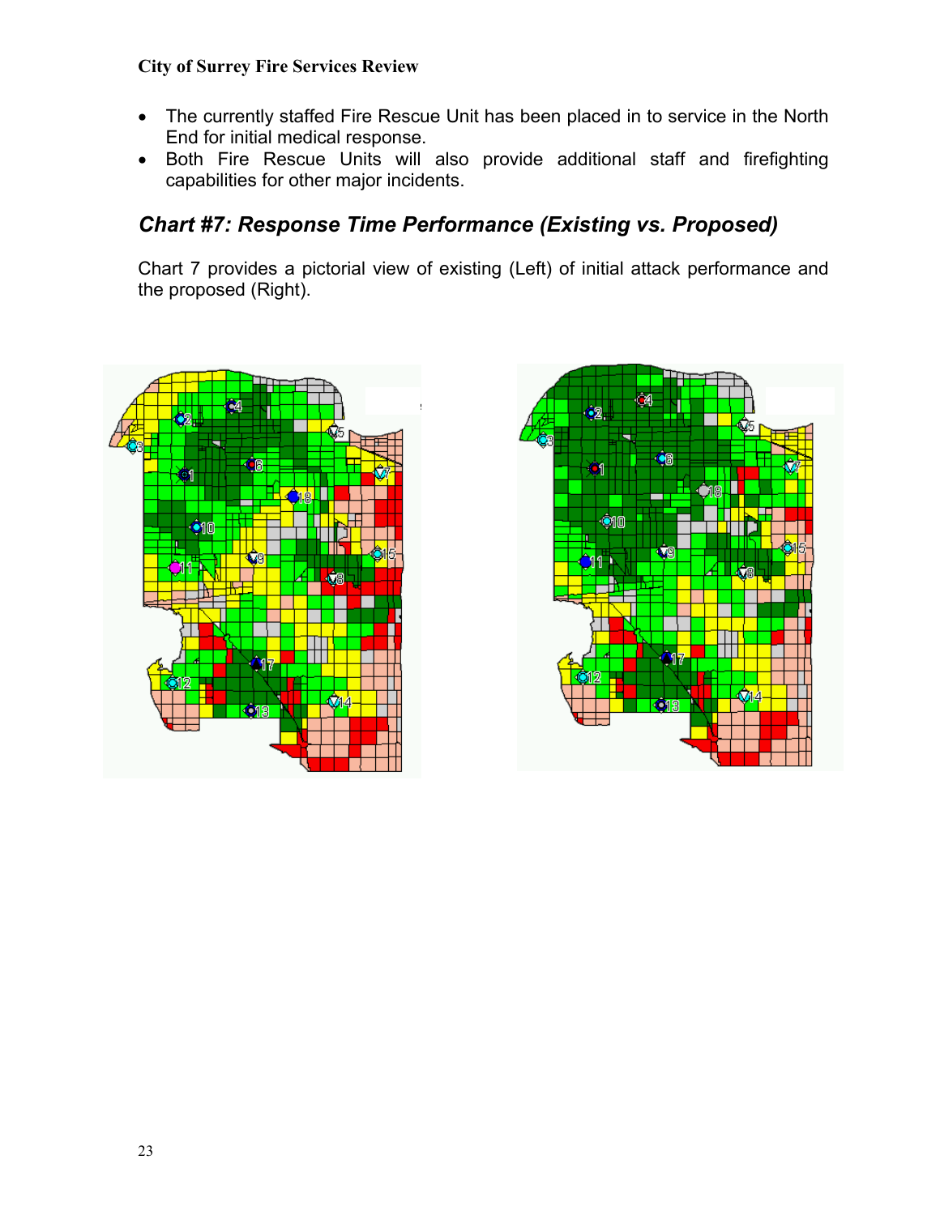- The currently staffed Fire Rescue Unit has been placed in to service in the North End for initial medical response.
- Both Fire Rescue Units will also provide additional staff and firefighting capabilities for other major incidents.

### *Chart #7: Response Time Performance (Existing vs. Proposed)*

Chart 7 provides a pictorial view of existing (Left) of initial attack performance and the proposed (Right).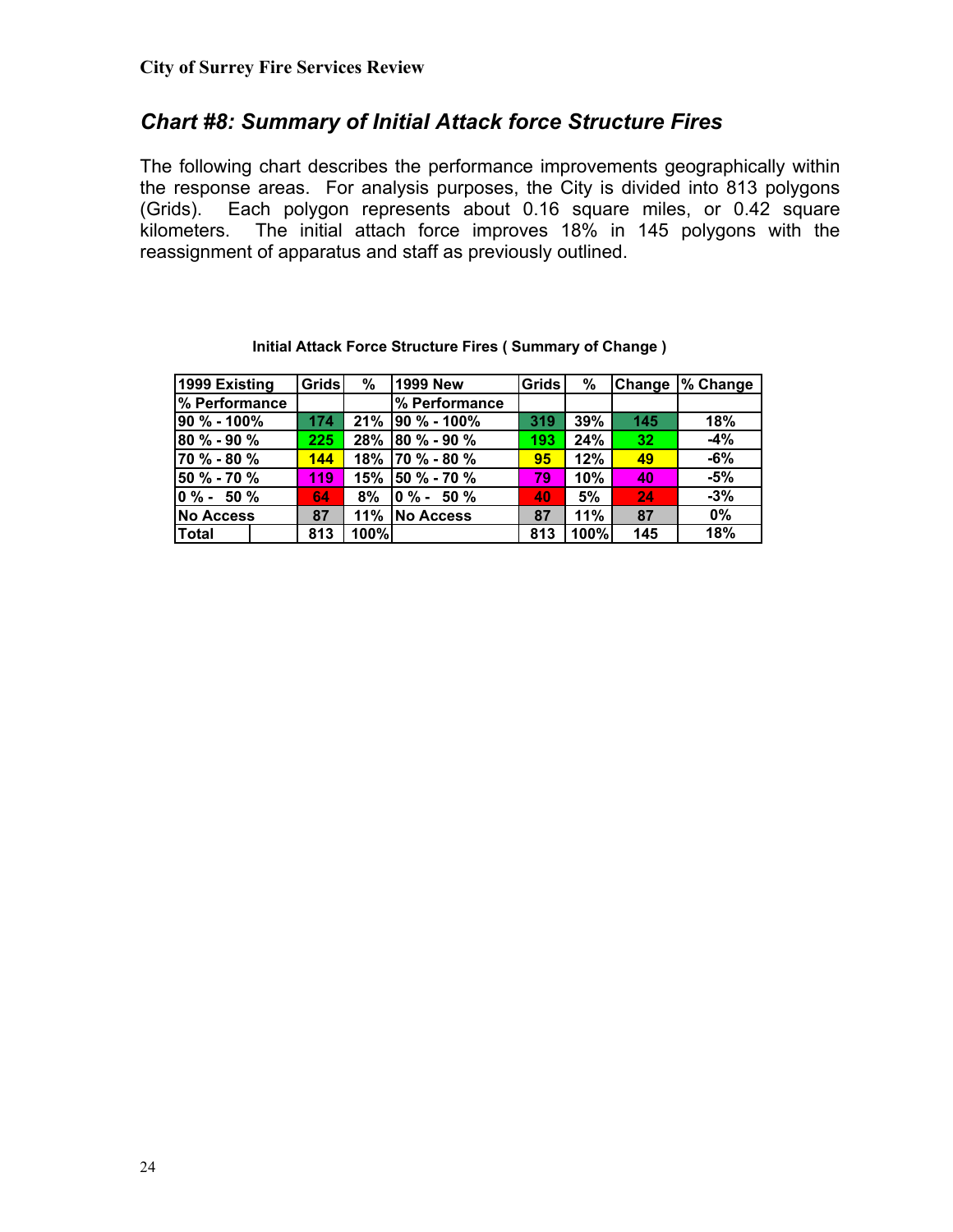## *Chart #8: Summary of Initial Attack force Structure Fires*

The following chart describes the performance improvements geographically within the response areas. For analysis purposes, the City is divided into 813 polygons (Grids). Each polygon represents about 0.16 square miles, or 0.42 square kilometers. The initial attach force improves 18% in 145 polygons with the reassignment of apparatus and staff as previously outlined.

**Initial Attack Force Structure Fires ( Summary of Change )**

| 1999 Existing | Grids | % | 1999 New | Grids | % | Change | % Change |
|---|---|---|---|---|---|---|---|
| % Performance | | | % Performance | | | | |
| 90 % - 100% | 174 | 21% | 90 % - 100% | 319 | 39% | 145 | 18% |
| 80 % - 90 % | 225 | 28% | 80 % - 90 % | 193 | 24% | 32 | -4% |
| 70 % - 80 % | 144 | 18% | 70 % - 80 % | 95 | 12% | 49 | -6% |
| 50 % - 70 % | 119 | 15% | 50 % - 70 % | 79 | 10% | 40 | -5% |
| 0 % - 50 % | 64 | 8% | 0 % - 50 % | 40 | 5% | 24 | -3% |
| No Access | 87 | 11% | No Access | 87 | 11% | 87 | 0% |
| Total | 813 | 100% | | 813 | 100% | 145 | 18% |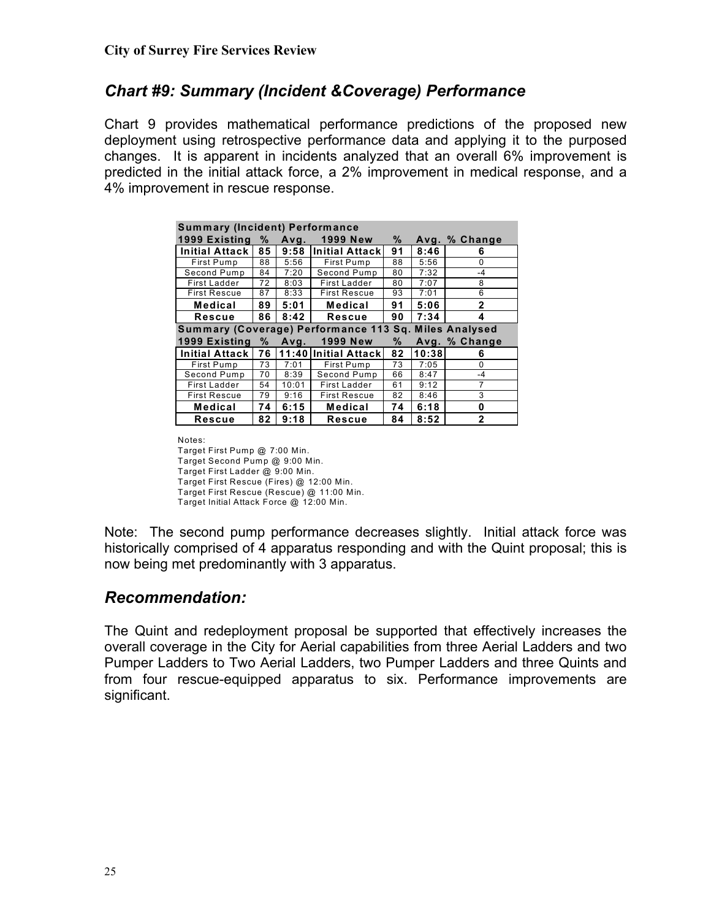## *Chart #9: Summary (Incident &Coverage) Performance*

Chart 9 provides mathematical performance predictions of the proposed new deployment using retrospective performance data and applying it to the purposed changes. It is apparent in incidents analyzed that an overall 6% improvement is predicted in the initial attack force, a 2% improvement in medical response, and a 4% improvement in rescue response.

| Summary (Incident) Performance | | | | | | |
|---|---|---|---|---|---|---|
| **1999 Existing** | **%** | **Avg.** | **1999 New** | **%** | **Avg.** | **% Change** |
| **Initial Attack** | **85** | **9:58** | **Initial Attack** | **91** | **8:46** | **6** |
| First Pump | 88 | 5:56 | First Pump | 88 | 5:56 | 0 |
| Second Pump | 84 | 7:20 | Second Pump | 80 | 7:32 | -4 |
| First Ladder | 72 | 8:03 | First Ladder | 80 | 7:07 | 8 |
| First Rescue | 87 | 8:33 | First Rescue | 93 | 7:01 | 6 |
| **Medical** | **89** | **5:01** | **Medical** | **91** | **5:06** | **2** |
| **Rescue** | **86** | **8:42** | **Rescue** | **90** | **7:34** | **4** |
| **Summary (Coverage) Performance 113 Sq. Miles Analysed** | | | | | | |
| **1999 Existing** | **%** | **Avg.** | **1999 New** | **%** | **Avg.** | **% Change** |
| **Initial Attack** | **76** | **11:40** | **Initial Attack** | **82** | **10:38** | **6** |
| First Pump | 73 | 7:01 | First Pump | 73 | 7:05 | 0 |
| Second Pump | 70 | 8:39 | Second Pump | 66 | 8:47 | -4 |
| First Ladder | 54 | 10:01 | First Ladder | 61 | 9:12 | 7 |
| First Rescue | 79 | 9:16 | First Rescue | 82 | 8:46 | 3 |
| **Medical** | **74** | **6:15** | **Medical** | **74** | **6:18** | **0** |
| **Rescue** | **82** | **9:18** | **Rescue** | **84** | **8:52** | **2** |

Notes:
Target First Pump @ 7:00 Min.
Target Second Pump @ 9:00 Min.
Target First Ladder @ 9:00 Min.
Target First Rescue (Fires) @ 12:00 Min.
Target First Rescue (Rescue) @ 11:00 Min.
Target Initial Attack Force @ 12:00 Min.

Note: The second pump performance decreases slightly. Initial attack force was historically comprised of 4 apparatus responding and with the Quint proposal; this is now being met predominantly with 3 apparatus.

## *Recommendation:*

The Quint and redeployment proposal be supported that effectively increases the overall coverage in the City for Aerial capabilities from three Aerial Ladders and two Pumper Ladders to Two Aerial Ladders, two Pumper Ladders and three Quints and from four rescue-equipped apparatus to six. Performance improvements are significant.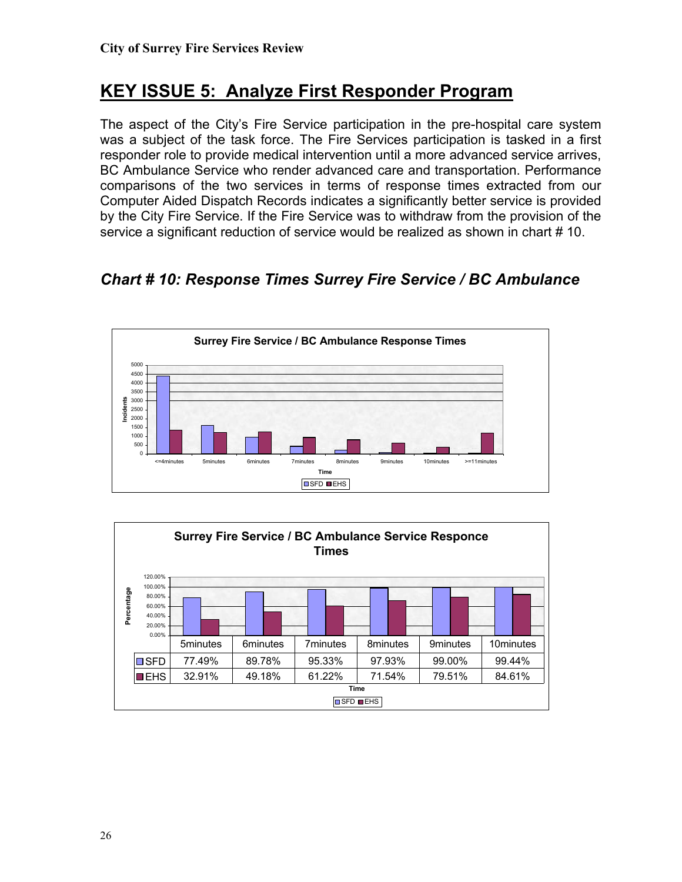## KEY ISSUE 5: Analyze First Responder Program

The aspect of the City's Fire Service participation in the pre-hospital care system was a subject of the task force. The Fire Services participation is tasked in a first responder role to provide medical intervention until a more advanced service arrives, BC Ambulance Service who render advanced care and transportation. Performance comparisons of the two services in terms of response times extracted from our Computer Aided Dispatch Records indicates a significantly better service is provided by the City Fire Service. If the Fire Service was to withdraw from the provision of the service a significant reduction of service would be realized as shown in chart # 10.

### *Chart # 10: Response Times Surrey Fire Service / BC Ambulance*

**Surrey Fire Service / BC Ambulance Response Times**

**Surrey Fire Service / BC Ambulance Service Responce Times**

| | 5minutes | 6minutes | 7minutes | 8minutes | 9minutes | 10minutes |
|---|---|---|---|---|---|---|
| SFD | 77.49% | 89.78% | 95.33% | 97.93% | 99.00% | 99.44% |
| EHS | 32.91% | 49.18% | 61.22% | 71.54% | 79.51% | 84.61% |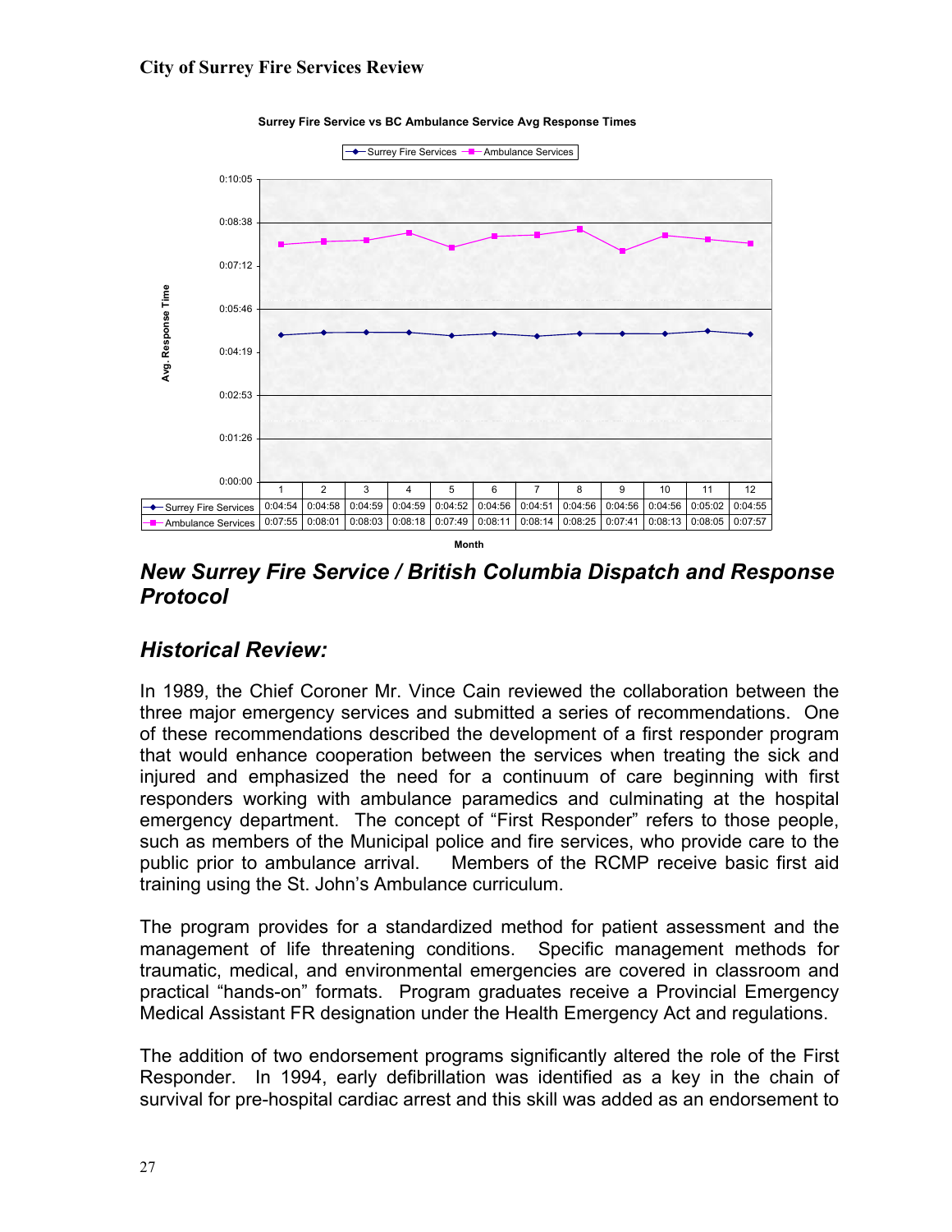**Surrey Fire Service vs BC Ambulance Service Avg Response Times**

| Month | 1 | 2 | 3 | 4 | 5 | 6 | 7 | 8 | 9 | 10 | 11 | 12 |
|---|---|---|---|---|---|---|---|---|---|---|---|---|
| Surrey Fire Services | 0:04:54 | 0:04:58 | 0:04:59 | 0:04:59 | 0:04:52 | 0:04:56 | 0:04:51 | 0:04:56 | 0:04:56 | 0:04:56 | 0:05:02 | 0:04:55 |
| Ambulance Services | 0:07:55 | 0:08:01 | 0:08:03 | 0:08:18 | 0:07:49 | 0:08:11 | 0:08:14 | 0:08:25 | 0:07:41 | 0:08:13 | 0:08:05 | 0:07:57 |

## *New Surrey Fire Service / British Columbia Dispatch and Response Protocol*

## *Historical Review:*

In 1989, the Chief Coroner Mr. Vince Cain reviewed the collaboration between the three major emergency services and submitted a series of recommendations. One of these recommendations described the development of a first responder program that would enhance cooperation between the services when treating the sick and injured and emphasized the need for a continuum of care beginning with first responders working with ambulance paramedics and culminating at the hospital emergency department. The concept of "First Responder" refers to those people, such as members of the Municipal police and fire services, who provide care to the public prior to ambulance arrival. Members of the RCMP receive basic first aid training using the St. John's Ambulance curriculum.

The program provides for a standardized method for patient assessment and the management of life threatening conditions. Specific management methods for traumatic, medical, and environmental emergencies are covered in classroom and practical "hands-on" formats. Program graduates receive a Provincial Emergency Medical Assistant FR designation under the Health Emergency Act and regulations.

The addition of two endorsement programs significantly altered the role of the First Responder. In 1994, early defibrillation was identified as a key in the chain of survival for pre-hospital cardiac arrest and this skill was added as an endorsement to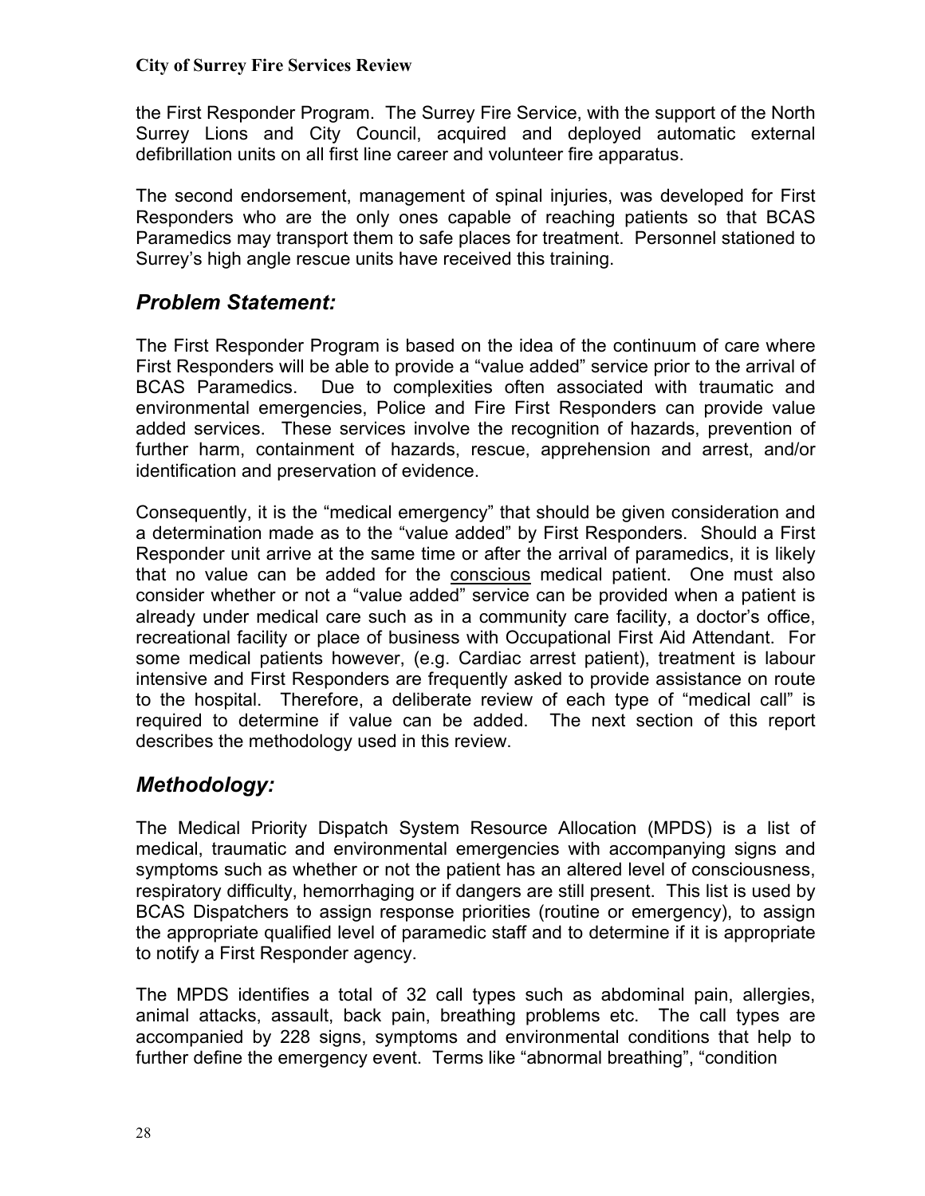the First Responder Program. The Surrey Fire Service, with the support of the North Surrey Lions and City Council, acquired and deployed automatic external defibrillation units on all first line career and volunteer fire apparatus.

The second endorsement, management of spinal injuries, was developed for First Responders who are the only ones capable of reaching patients so that BCAS Paramedics may transport them to safe places for treatment. Personnel stationed to Surrey's high angle rescue units have received this training.

## *Problem Statement:*

The First Responder Program is based on the idea of the continuum of care where First Responders will be able to provide a "value added" service prior to the arrival of BCAS Paramedics. Due to complexities often associated with traumatic and environmental emergencies, Police and Fire First Responders can provide value added services. These services involve the recognition of hazards, prevention of further harm, containment of hazards, rescue, apprehension and arrest, and/or identification and preservation of evidence.

Consequently, it is the "medical emergency" that should be given consideration and a determination made as to the "value added" by First Responders. Should a First Responder unit arrive at the same time or after the arrival of paramedics, it is likely that no value can be added for the <u>conscious</u> medical patient. One must also consider whether or not a "value added" service can be provided when a patient is already under medical care such as in a community care facility, a doctor's office, recreational facility or place of business with Occupational First Aid Attendant. For some medical patients however, (e.g. Cardiac arrest patient), treatment is labour intensive and First Responders are frequently asked to provide assistance on route to the hospital. Therefore, a deliberate review of each type of "medical call" is required to determine if value can be added. The next section of this report describes the methodology used in this review.

## *Methodology:*

The Medical Priority Dispatch System Resource Allocation (MPDS) is a list of medical, traumatic and environmental emergencies with accompanying signs and symptoms such as whether or not the patient has an altered level of consciousness, respiratory difficulty, hemorrhaging or if dangers are still present. This list is used by BCAS Dispatchers to assign response priorities (routine or emergency), to assign the appropriate qualified level of paramedic staff and to determine if it is appropriate to notify a First Responder agency.

The MPDS identifies a total of 32 call types such as abdominal pain, allergies, animal attacks, assault, back pain, breathing problems etc. The call types are accompanied by 228 signs, symptoms and environmental conditions that help to further define the emergency event. Terms like "abnormal breathing", "condition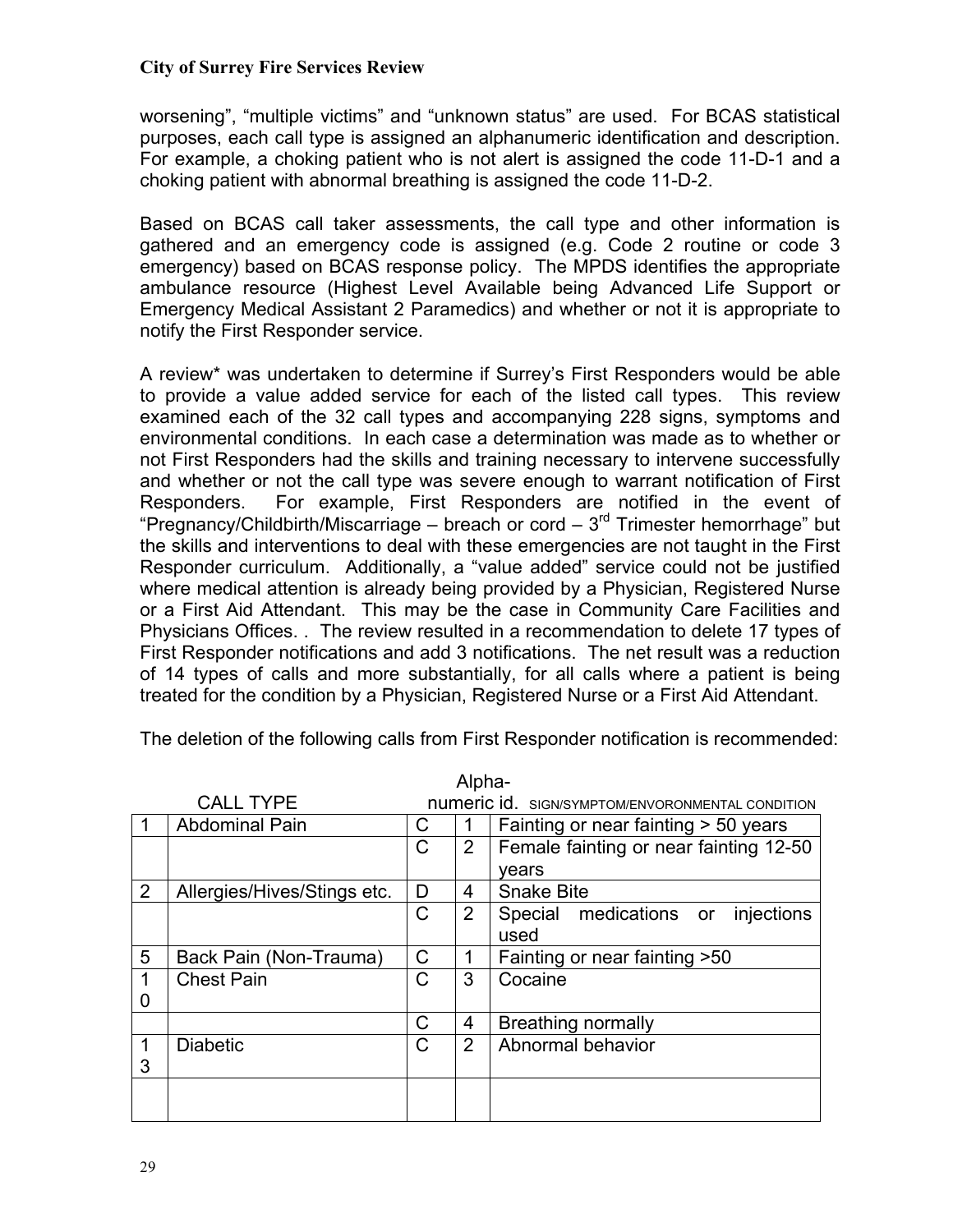worsening", "multiple victims" and "unknown status" are used. For BCAS statistical purposes, each call type is assigned an alphanumeric identification and description. For example, a choking patient who is not alert is assigned the code 11-D-1 and a choking patient with abnormal breathing is assigned the code 11-D-2.

Based on BCAS call taker assessments, the call type and other information is gathered and an emergency code is assigned (e.g. Code 2 routine or code 3 emergency) based on BCAS response policy. The MPDS identifies the appropriate ambulance resource (Highest Level Available being Advanced Life Support or Emergency Medical Assistant 2 Paramedics) and whether or not it is appropriate to notify the First Responder service.

A review* was undertaken to determine if Surrey's First Responders would be able to provide a value added service for each of the listed call types. This review examined each of the 32 call types and accompanying 228 signs, symptoms and environmental conditions. In each case a determination was made as to whether or not First Responders had the skills and training necessary to intervene successfully and whether or not the call type was severe enough to warrant notification of First Responders. For example, First Responders are notified in the event of "Pregnancy/Childbirth/Miscarriage – breach or cord – 3rd Trimester hemorrhage" but the skills and interventions to deal with these emergencies are not taught in the First Responder curriculum. Additionally, a "value added" service could not be justified where medical attention is already being provided by a Physician, Registered Nurse or a First Aid Attendant. This may be the case in Community Care Facilities and Physicians Offices. . The review resulted in a recommendation to delete 17 types of First Responder notifications and add 3 notifications. The net result was a reduction of 14 types of calls and more substantially, for all calls where a patient is being treated for the condition by a Physician, Registered Nurse or a First Aid Attendant.

The deletion of the following calls from First Responder notification is recommended:

| | CALL TYPE | Alpha-numeric id. | | SIGN/SYMPTOM/ENVORONMENTAL CONDITION |
|---|---|---|---|---|
| 1 | Abdominal Pain | C | 1 | Fainting or near fainting > 50 years |
| | | C | 2 | Female fainting or near fainting 12-50 years |
| 2 | Allergies/Hives/Stings etc. | D | 4 | Snake Bite |
| | | C | 2 | Special medications or injections used |
| 5 | Back Pain (Non-Trauma) | C | 1 | Fainting or near fainting >50 |
| 10 | Chest Pain | C | 3 | Cocaine |
| | | C | 4 | Breathing normally |
| 13 | Diabetic | C | 2 | Abnormal behavior |
| | | | | |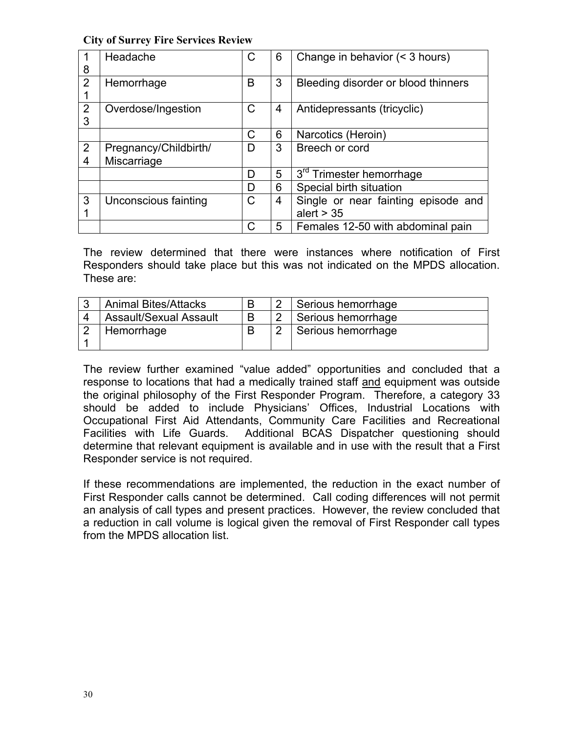| 18 | Headache | C | 6 | Change in behavior (< 3 hours) |
|---|---|---|---|---|
| 21 | Hemorrhage | B | 3 | Bleeding disorder or blood thinners |
| 23 | Overdose/Ingestion | C | 4 | Antidepressants (tricyclic) |
| | | C | 6 | Narcotics (Heroin) |
| 24 | Pregnancy/Childbirth/ Miscarriage | D | 3 | Breech or cord |
| | | D | 5 | 3rd Trimester hemorrhage |
| | | D | 6 | Special birth situation |
| 31 | Unconscious fainting | C | 4 | Single or near fainting episode and alert > 35 |
| | | C | 5 | Females 12-50 with abdominal pain |

The review determined that there were instances where notification of First Responders should take place but this was not indicated on the MPDS allocation. These are:

| 3 | Animal Bites/Attacks | B | 2 | Serious hemorrhage |
|---|---|---|---|---|
| 4 | Assault/Sexual Assault | B | 2 | Serious hemorrhage |
| 21 | Hemorrhage | B | 2 | Serious hemorrhage |

The review further examined "value added" opportunities and concluded that a response to locations that had a medically trained staff <u>and</u> equipment was outside the original philosophy of the First Responder Program. Therefore, a category 33 should be added to include Physicians' Offices, Industrial Locations with Occupational First Aid Attendants, Community Care Facilities and Recreational Facilities with Life Guards. Additional BCAS Dispatcher questioning should determine that relevant equipment is available and in use with the result that a First Responder service is not required.

If these recommendations are implemented, the reduction in the exact number of First Responder calls cannot be determined. Call coding differences will not permit an analysis of call types and present practices. However, the review concluded that a reduction in call volume is logical given the removal of First Responder call types from the MPDS allocation list.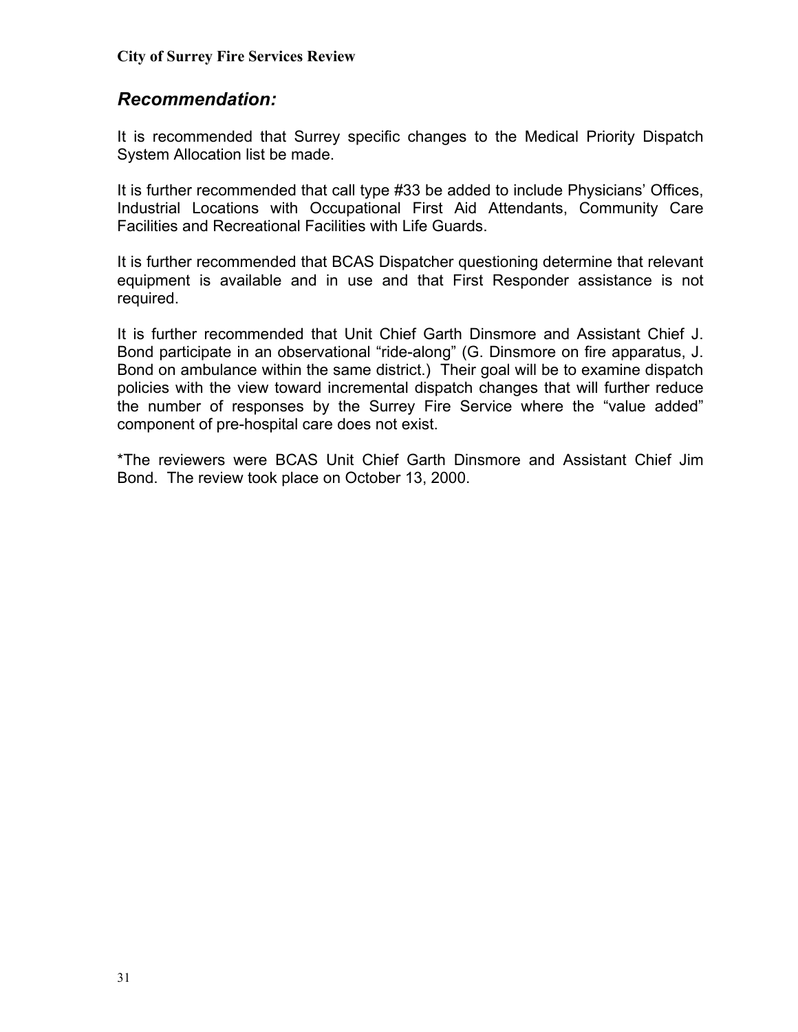## *Recommendation:*

It is recommended that Surrey specific changes to the Medical Priority Dispatch System Allocation list be made.

It is further recommended that call type #33 be added to include Physicians' Offices, Industrial Locations with Occupational First Aid Attendants, Community Care Facilities and Recreational Facilities with Life Guards.

It is further recommended that BCAS Dispatcher questioning determine that relevant equipment is available and in use and that First Responder assistance is not required.

It is further recommended that Unit Chief Garth Dinsmore and Assistant Chief J. Bond participate in an observational "ride-along" (G. Dinsmore on fire apparatus, J. Bond on ambulance within the same district.) Their goal will be to examine dispatch policies with the view toward incremental dispatch changes that will further reduce the number of responses by the Surrey Fire Service where the "value added" component of pre-hospital care does not exist.

*The reviewers were BCAS Unit Chief Garth Dinsmore and Assistant Chief Jim Bond. The review took place on October 13, 2000.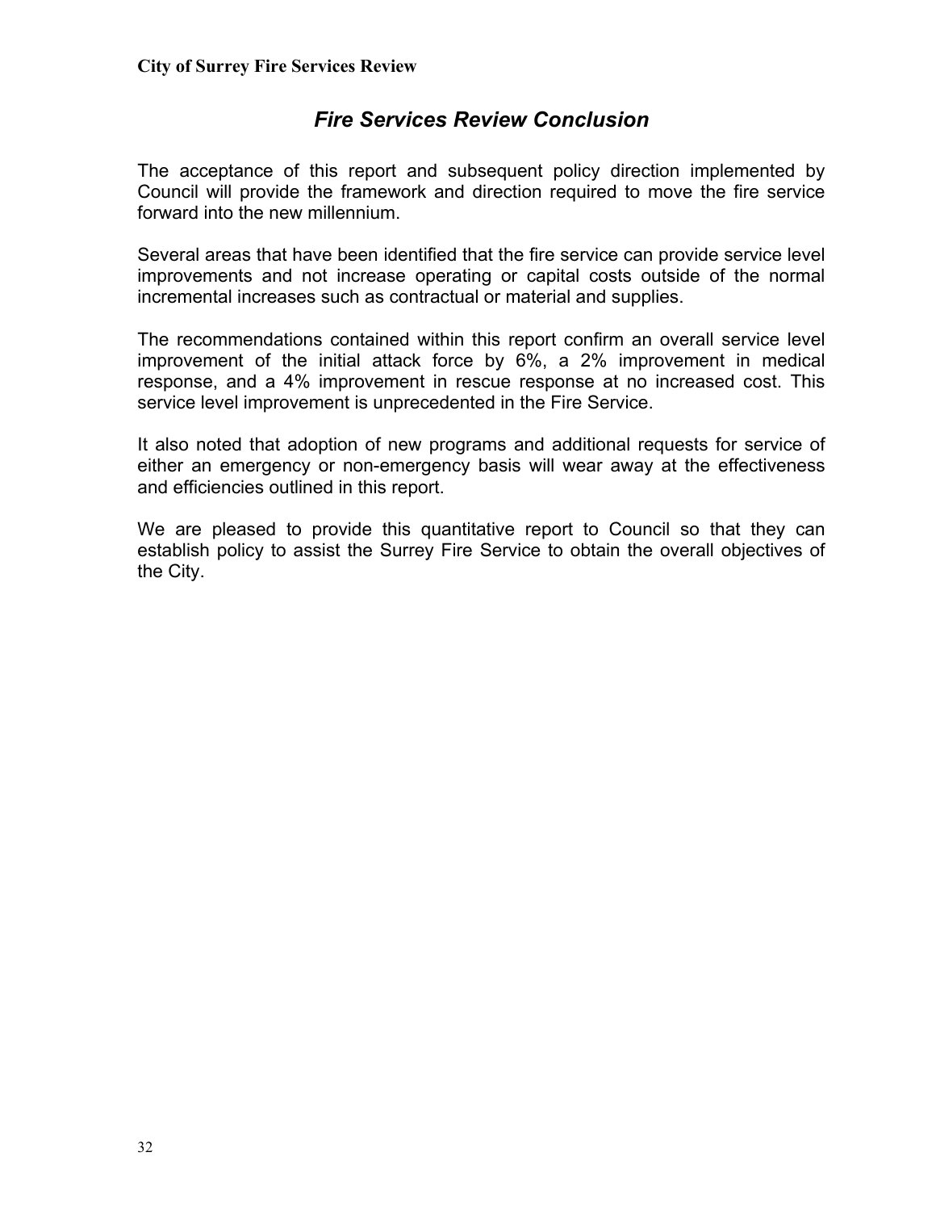## *Fire Services Review Conclusion*

The acceptance of this report and subsequent policy direction implemented by Council will provide the framework and direction required to move the fire service forward into the new millennium.

Several areas that have been identified that the fire service can provide service level improvements and not increase operating or capital costs outside of the normal incremental increases such as contractual or material and supplies.

The recommendations contained within this report confirm an overall service level improvement of the initial attack force by 6%, a 2% improvement in medical response, and a 4% improvement in rescue response at no increased cost. This service level improvement is unprecedented in the Fire Service.

It also noted that adoption of new programs and additional requests for service of either an emergency or non-emergency basis will wear away at the effectiveness and efficiencies outlined in this report.

We are pleased to provide this quantitative report to Council so that they can establish policy to assist the Surrey Fire Service to obtain the overall objectives of the City.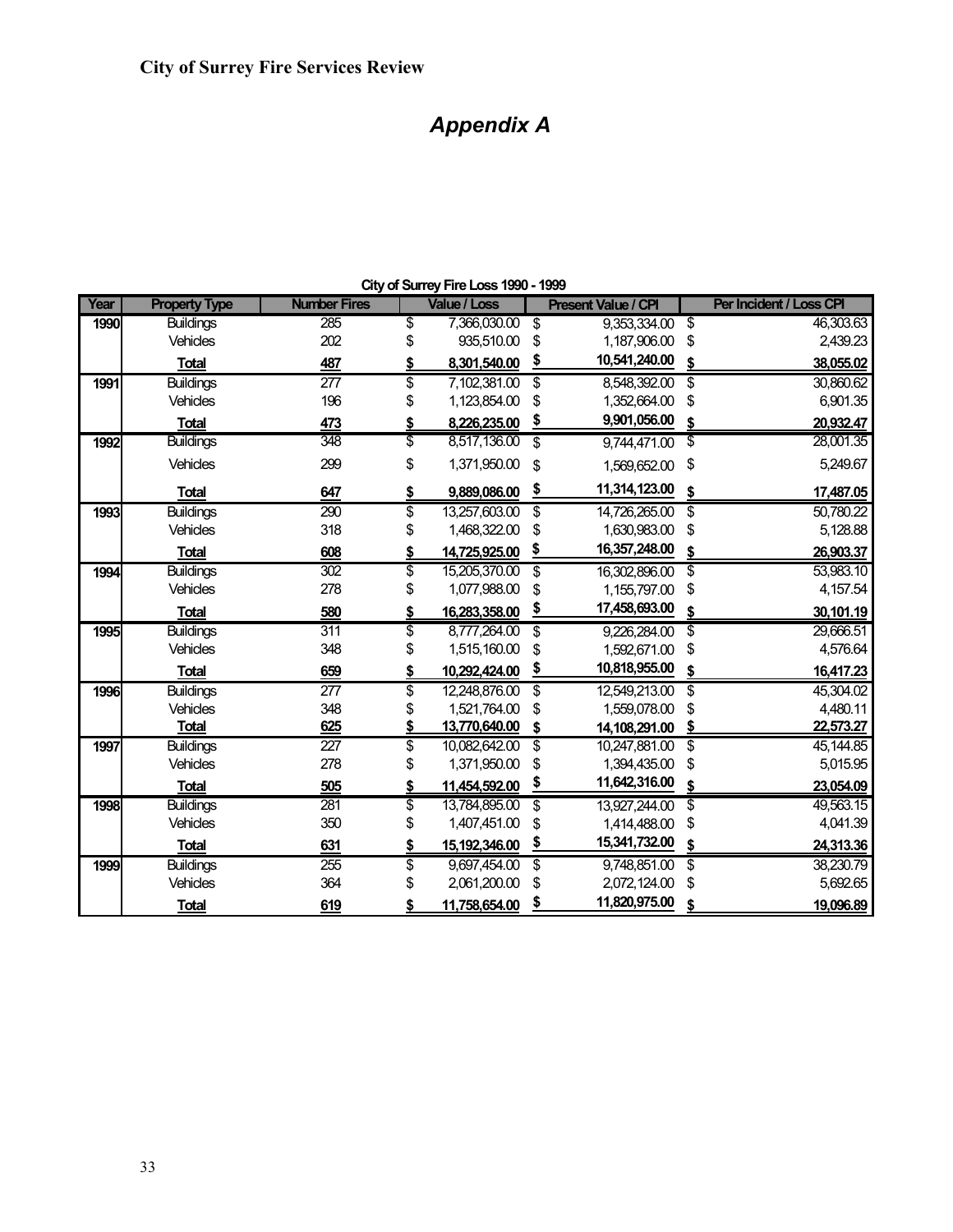# Appendix A

**City of Surrey Fire Loss 1990 - 1999**

| Year | Property Type | Number Fires | Value / Loss | Present Value / CPI | Per Incident / Loss CPI |
|---|---|---|---|---|---|
| **1990** | Buildings | 285 | $ 7,366,030.00 | $ 9,353,334.00 | $ 46,303.63 |
| | Vehicles | 202 | $ 935,510.00 | $ 1,187,906.00 | $ 2,439.23 |
| | **Total** | **487** | **$ 8,301,540.00** | **$ 10,541,240.00** | **$ 38,055.02** |
| **1991** | Buildings | 277 | $ 7,102,381.00 | $ 8,548,392.00 | $ 30,860.62 |
| | Vehicles | 196 | $ 1,123,854.00 | $ 1,352,664.00 | $ 6,901.35 |
| | **Total** | **473** | **$ 8,226,235.00** | **$ 9,901,056.00** | **$ 20,932.47** |
| **1992** | Buildings | 348 | $ 8,517,136.00 | $ 9,744,471.00 | $ 28,001.35 |
| | Vehicles | 299 | $ 1,371,950.00 | $ 1,569,652.00 | $ 5,249.67 |
| | **Total** | **647** | **$ 9,889,086.00** | **$ 11,314,123.00** | **$ 17,487.05** |
| **1993** | Buildings | 290 | $ 13,257,603.00 | $ 14,726,265.00 | $ 50,780.22 |
| | Vehicles | 318 | $ 1,468,322.00 | $ 1,630,983.00 | $ 5,128.88 |
| | **Total** | **608** | **$ 14,725,925.00** | **$ 16,357,248.00** | **$ 26,903.37** |
| **1994** | Buildings | 302 | $ 15,205,370.00 | $ 16,302,896.00 | $ 53,983.10 |
| | Vehicles | 278 | $ 1,077,988.00 | $ 1,155,797.00 | $ 4,157.54 |
| | **Total** | **580** | **$ 16,283,358.00** | **$ 17,458,693.00** | **$ 30,101.19** |
| **1995** | Buildings | 311 | $ 8,777,264.00 | $ 9,226,284.00 | $ 29,666.51 |
| | Vehicles | 348 | $ 1,515,160.00 | $ 1,592,671.00 | $ 4,576.64 |
| | **Total** | **659** | **$ 10,292,424.00** | **$ 10,818,955.00** | **$ 16,417.23** |
| **1996** | Buildings | 277 | $ 12,248,876.00 | $ 12,549,213.00 | $ 45,304.02 |
| | Vehicles | 348 | $ 1,521,764.00 | $ 1,559,078.00 | $ 4,480.11 |
| | **Total** | **625** | **$ 13,770,640.00** | **$ 14,108,291.00** | **$ 22,573.27** |
| **1997** | Buildings | 227 | $ 10,082,642.00 | $ 10,247,881.00 | $ 45,144.85 |
| | Vehicles | 278 | $ 1,371,950.00 | $ 1,394,435.00 | $ 5,015.95 |
| | **Total** | **505** | **$ 11,454,592.00** | **$ 11,642,316.00** | **$ 23,054.09** |
| **1998** | Buildings | 281 | $ 13,784,895.00 | $ 13,927,244.00 | $ 49,563.15 |
| | Vehicles | 350 | $ 1,407,451.00 | $ 1,414,488.00 | $ 4,041.39 |
| | **Total** | **631** | **$ 15,192,346.00** | **$ 15,341,732.00** | **$ 24,313.36** |
| **1999** | Buildings | 255 | $ 9,697,454.00 | $ 9,748,851.00 | $ 38,230.79 |
| | Vehicles | 364 | $ 2,061,200.00 | $ 2,072,124.00 | $ 5,692.65 |
| | **Total** | **619** | **$ 11,758,654.00** | **$ 11,820,975.00** | **$ 19,096.89** |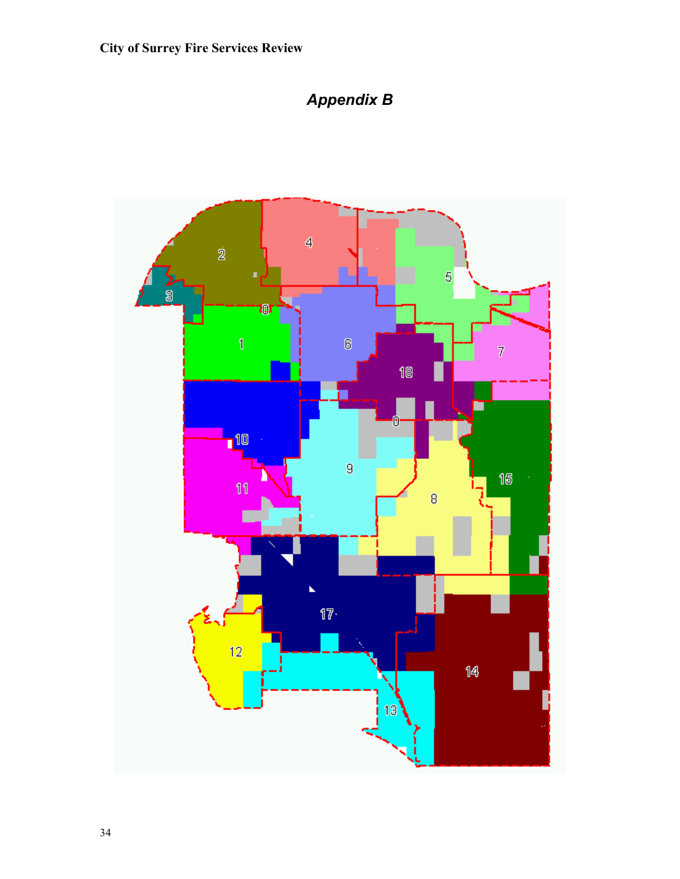## *Appendix B*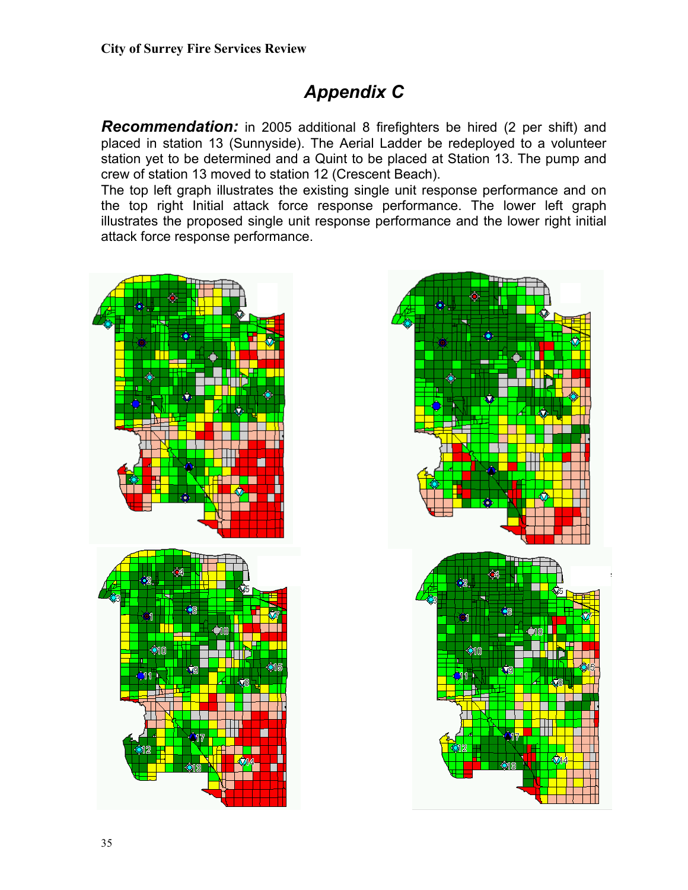# *Appendix C*

***Recommendation:*** in 2005 additional 8 firefighters be hired (2 per shift) and placed in station 13 (Sunnyside). The Aerial Ladder be redeployed to a volunteer station yet to be determined and a Quint to be placed at Station 13. The pump and crew of station 13 moved to station 12 (Crescent Beach).

The top left graph illustrates the existing single unit response performance and on the top right Initial attack force response performance. The lower left graph illustrates the proposed single unit response performance and the lower right initial attack force response performance.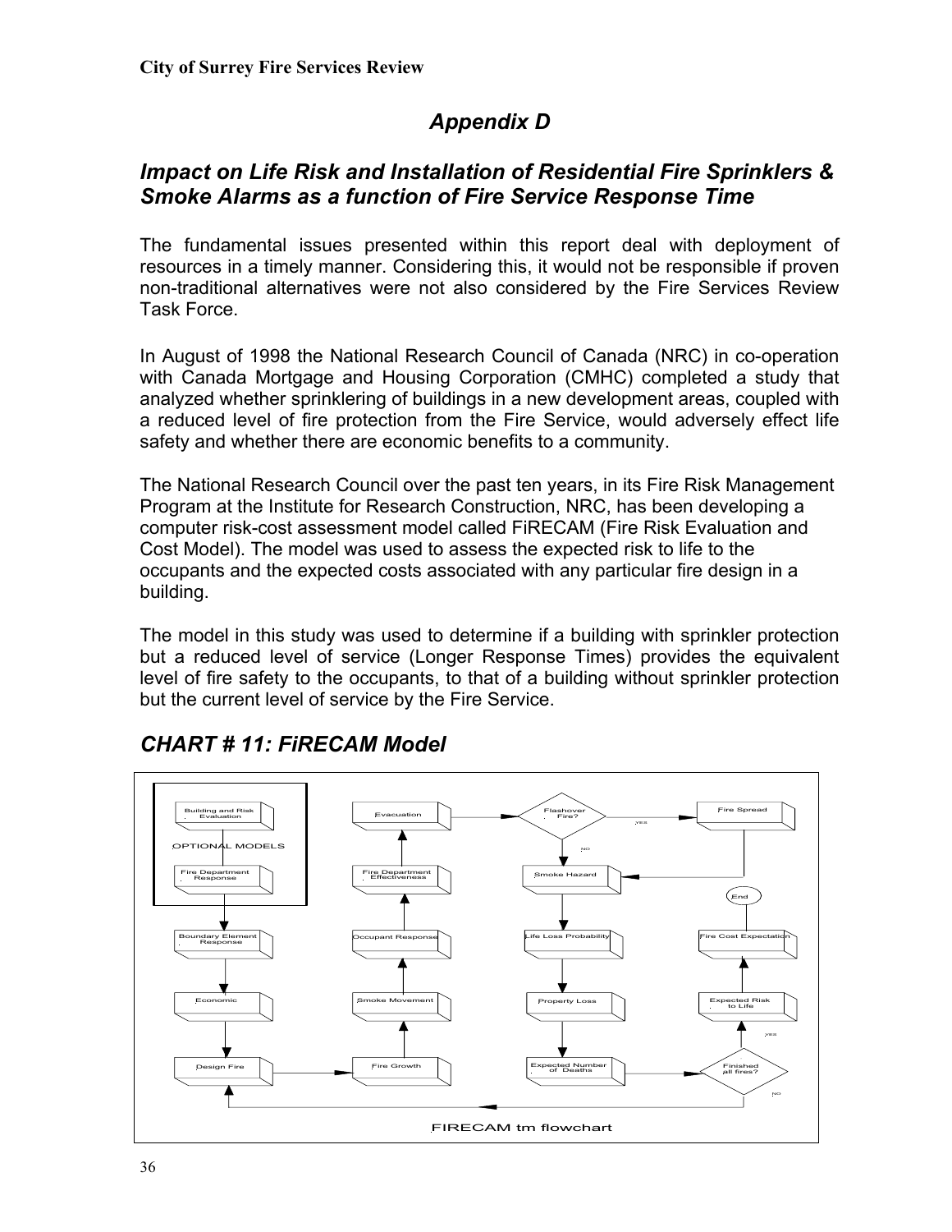## Appendix D

## Impact on Life Risk and Installation of Residential Fire Sprinklers & Smoke Alarms as a function of Fire Service Response Time

The fundamental issues presented within this report deal with deployment of resources in a timely manner. Considering this, it would not be responsible if proven non-traditional alternatives were not also considered by the Fire Services Review Task Force.

In August of 1998 the National Research Council of Canada (NRC) in co-operation with Canada Mortgage and Housing Corporation (CMHC) completed a study that analyzed whether sprinklering of buildings in a new development areas, coupled with a reduced level of fire protection from the Fire Service, would adversely effect life safety and whether there are economic benefits to a community.

The National Research Council over the past ten years, in its Fire Risk Management Program at the Institute for Research Construction, NRC, has been developing a computer risk-cost assessment model called FiRECAM (Fire Risk Evaluation and Cost Model). The model was used to assess the expected risk to life to the occupants and the expected costs associated with any particular fire design in a building.

The model in this study was used to determine if a building with sprinkler protection but a reduced level of service (Longer Response Times) provides the equivalent level of fire safety to the occupants, to that of a building without sprinkler protection but the current level of service by the Fire Service.

## CHART # 11: FiRECAM Model

OPTIONAL MODELS: Building and Risk Evaluation; Fire Department Response

Boundary Element Response → Economic → Design Fire → Fire Growth → Smoke Movement → Occupant Response → Fire Department Effectiveness → Evacuation → Flashover Fire? (yes → Fire Spread → Smoke Hazard; no → Smoke Hazard) → Life Loss Probability → Property Loss → Expected Number of Deaths → Finished all fires? (no → Design Fire; yes → Expected Risk to Life → Fire Cost Expectation → End)

FIRECAM tm flowchart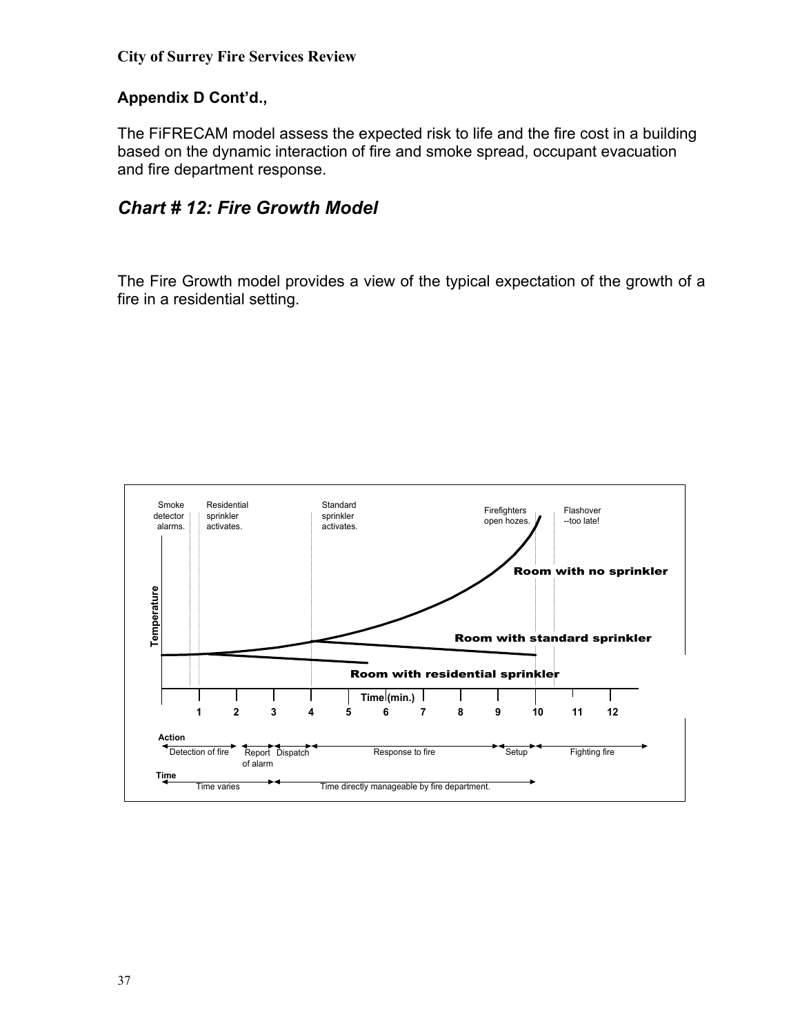## Appendix D Cont'd.,

The FiFRECAM model assess the expected risk to life and the fire cost in a building based on the dynamic interaction of fire and smoke spread, occupant evacuation and fire department response.

## *Chart # 12: Fire Growth Model*

The Fire Growth model provides a view of the typical expectation of the growth of a fire in a residential setting.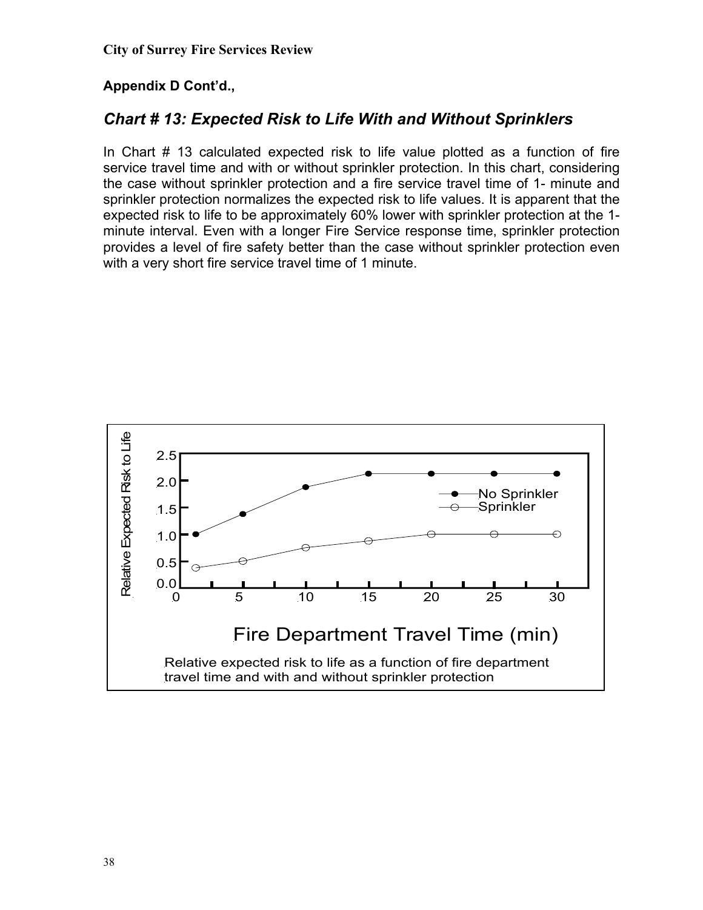**Appendix D Cont'd.,**

## *Chart # 13: Expected Risk to Life With and Without Sprinklers*

In Chart # 13 calculated expected risk to life value plotted as a function of fire service travel time and with or without sprinkler protection. In this chart, considering the case without sprinkler protection and a fire service travel time of 1- minute and sprinkler protection normalizes the expected risk to life values. It is apparent that the expected risk to life to be approximately 60% lower with sprinkler protection at the 1-minute interval. Even with a longer Fire Service response time, sprinkler protection provides a level of fire safety better than the case without sprinkler protection even with a very short fire service travel time of 1 minute.

Relative expected risk to life as a function of fire department travel time and with and without sprinkler protection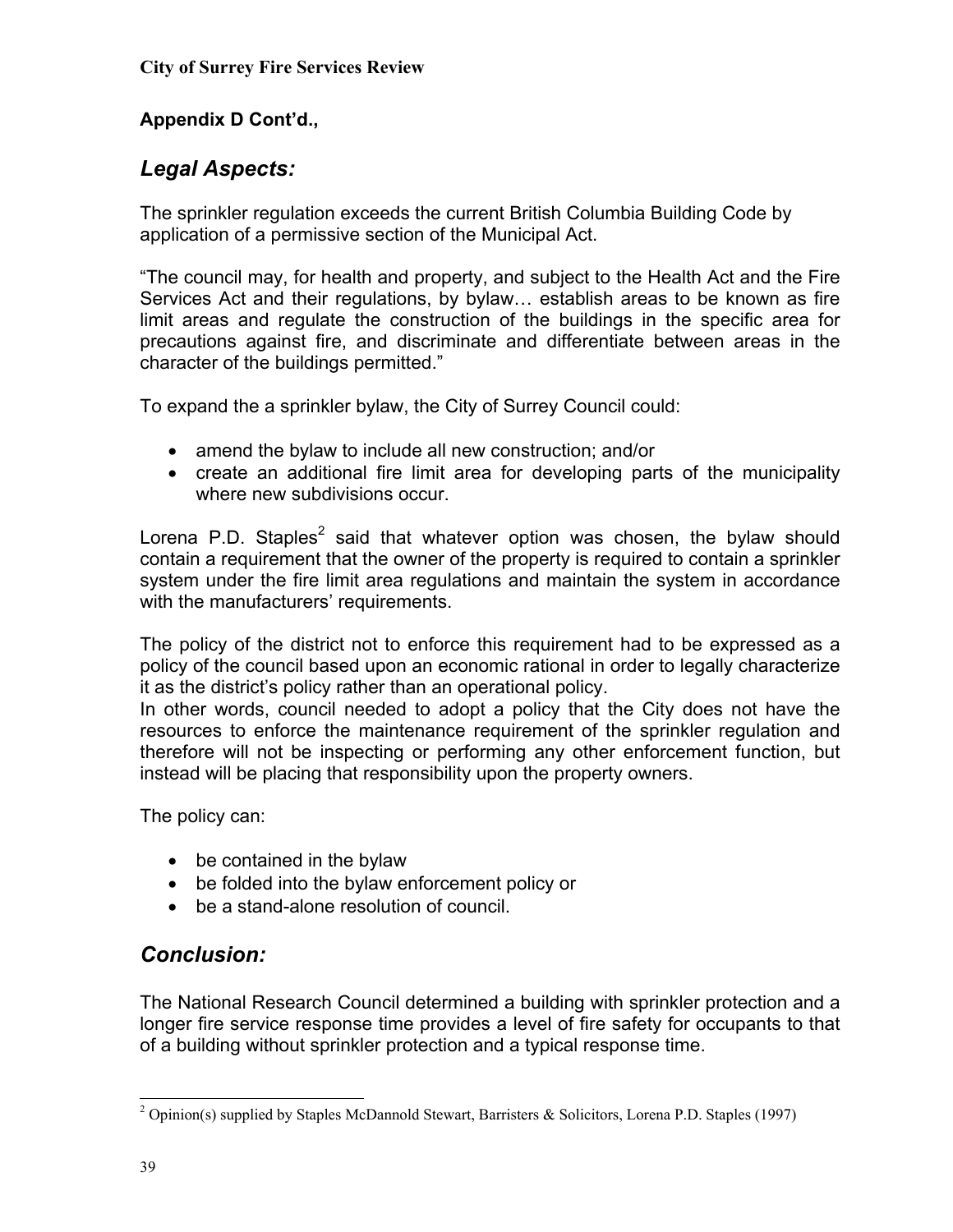**Appendix D Cont'd.,**

## *Legal Aspects:*

The sprinkler regulation exceeds the current British Columbia Building Code by application of a permissive section of the Municipal Act.

"The council may, for health and property, and subject to the Health Act and the Fire Services Act and their regulations, by bylaw… establish areas to be known as fire limit areas and regulate the construction of the buildings in the specific area for precautions against fire, and discriminate and differentiate between areas in the character of the buildings permitted."

To expand the a sprinkler bylaw, the City of Surrey Council could:

- amend the bylaw to include all new construction; and/or
- create an additional fire limit area for developing parts of the municipality where new subdivisions occur.

Lorena P.D. Staples[2] said that whatever option was chosen, the bylaw should contain a requirement that the owner of the property is required to contain a sprinkler system under the fire limit area regulations and maintain the system in accordance with the manufacturers' requirements.

The policy of the district not to enforce this requirement had to be expressed as a policy of the council based upon an economic rational in order to legally characterize it as the district's policy rather than an operational policy.
In other words, council needed to adopt a policy that the City does not have the resources to enforce the maintenance requirement of the sprinkler regulation and therefore will not be inspecting or performing any other enforcement function, but instead will be placing that responsibility upon the property owners.

The policy can:

- be contained in the bylaw
- be folded into the bylaw enforcement policy or
- be a stand-alone resolution of council.

## *Conclusion:*

The National Research Council determined a building with sprinkler protection and a longer fire service response time provides a level of fire safety for occupants to that of a building without sprinkler protection and a typical response time.

---

[2] Opinion(s) supplied by Staples McDannold Stewart, Barristers & Solicitors, Lorena P.D. Staples (1997)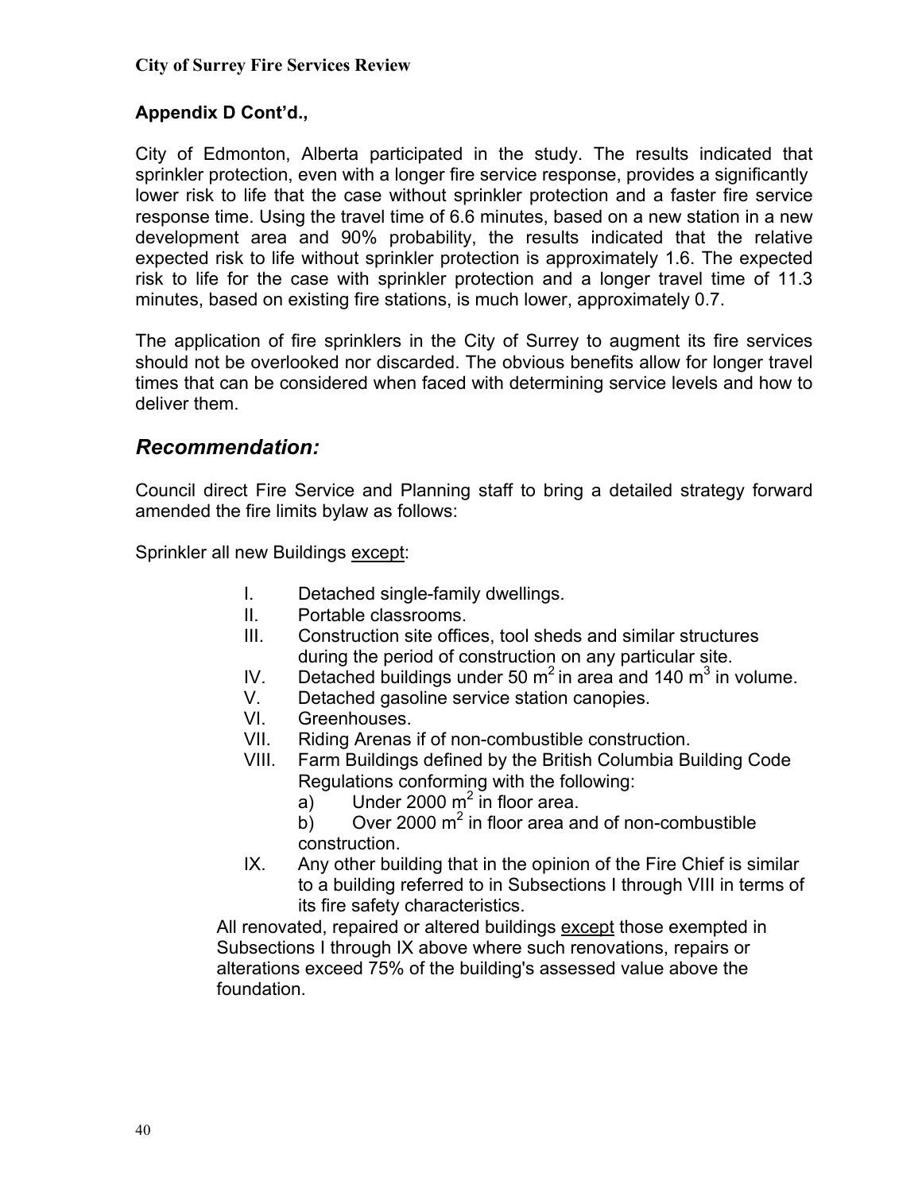**Appendix D Cont'd.,**

City of Edmonton, Alberta participated in the study. The results indicated that sprinkler protection, even with a longer fire service response, provides a significantly lower risk to life that the case without sprinkler protection and a faster fire service response time. Using the travel time of 6.6 minutes, based on a new station in a new development area and 90% probability, the results indicated that the relative expected risk to life without sprinkler protection is approximately 1.6. The expected risk to life for the case with sprinkler protection and a longer travel time of 11.3 minutes, based on existing fire stations, is much lower, approximately 0.7.

The application of fire sprinklers in the City of Surrey to augment its fire services should not be overlooked nor discarded. The obvious benefits allow for longer travel times that can be considered when faced with determining service levels and how to deliver them.

## *Recommendation:*

Council direct Fire Service and Planning staff to bring a detailed strategy forward amended the fire limits bylaw as follows:

Sprinkler all new Buildings except:

- I. Detached single-family dwellings.
- II. Portable classrooms.
- III. Construction site offices, tool sheds and similar structures during the period of construction on any particular site.
- IV. Detached buildings under 50 $m^2$ in area and 140 $m^3$ in volume.
- V. Detached gasoline service station canopies.
- VI. Greenhouses.
- VII. Riding Arenas if of non-combustible construction.
- VIII. Farm Buildings defined by the British Columbia Building Code Regulations conforming with the following:
  - a) Under 2000 $m^2$ in floor area.
  - b) Over 2000 $m^2$ in floor area and of non-combustible construction.
- IX. Any other building that in the opinion of the Fire Chief is similar to a building referred to in Subsections I through VIII in terms of its fire safety characteristics.

All renovated, repaired or altered buildings except those exempted in Subsections I through IX above where such renovations, repairs or alterations exceed 75% of the building's assessed value above the foundation.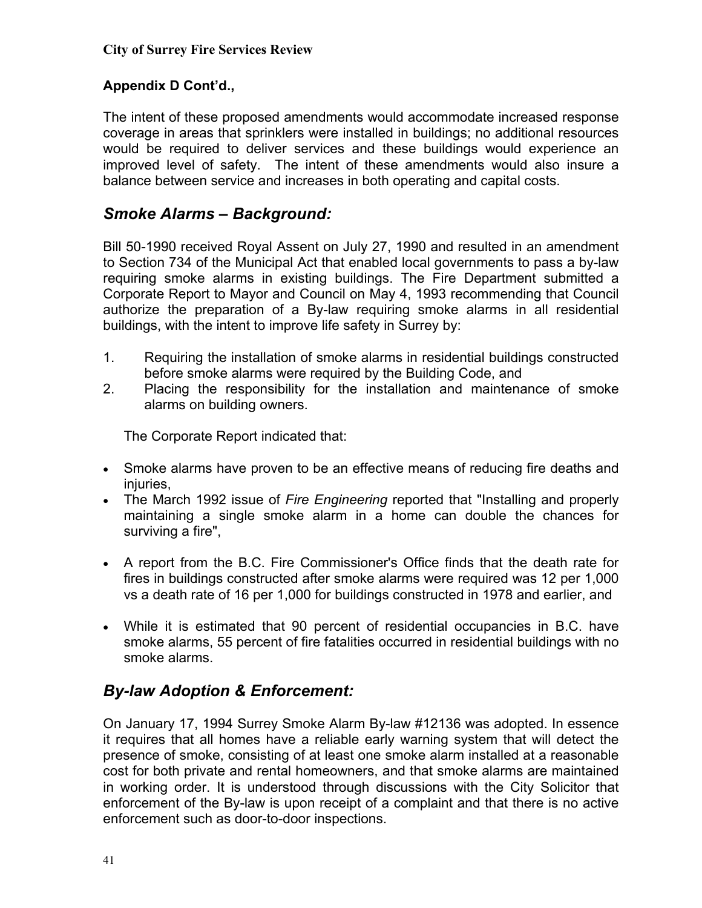**Appendix D Cont'd.,**

The intent of these proposed amendments would accommodate increased response coverage in areas that sprinklers were installed in buildings; no additional resources would be required to deliver services and these buildings would experience an improved level of safety. The intent of these amendments would also insure a balance between service and increases in both operating and capital costs.

## *Smoke Alarms – Background:*

Bill 50-1990 received Royal Assent on July 27, 1990 and resulted in an amendment to Section 734 of the Municipal Act that enabled local governments to pass a by-law requiring smoke alarms in existing buildings. The Fire Department submitted a Corporate Report to Mayor and Council on May 4, 1993 recommending that Council authorize the preparation of a By-law requiring smoke alarms in all residential buildings, with the intent to improve life safety in Surrey by:

1. Requiring the installation of smoke alarms in residential buildings constructed before smoke alarms were required by the Building Code, and
2. Placing the responsibility for the installation and maintenance of smoke alarms on building owners.

The Corporate Report indicated that:

- Smoke alarms have proven to be an effective means of reducing fire deaths and injuries,
- The March 1992 issue of *Fire Engineering* reported that "Installing and properly maintaining a single smoke alarm in a home can double the chances for surviving a fire",
- A report from the B.C. Fire Commissioner's Office finds that the death rate for fires in buildings constructed after smoke alarms were required was 12 per 1,000 vs a death rate of 16 per 1,000 for buildings constructed in 1978 and earlier, and
- While it is estimated that 90 percent of residential occupancies in B.C. have smoke alarms, 55 percent of fire fatalities occurred in residential buildings with no smoke alarms.

## *By-law Adoption & Enforcement:*

On January 17, 1994 Surrey Smoke Alarm By-law #12136 was adopted. In essence it requires that all homes have a reliable early warning system that will detect the presence of smoke, consisting of at least one smoke alarm installed at a reasonable cost for both private and rental homeowners, and that smoke alarms are maintained in working order. It is understood through discussions with the City Solicitor that enforcement of the By-law is upon receipt of a complaint and that there is no active enforcement such as door-to-door inspections.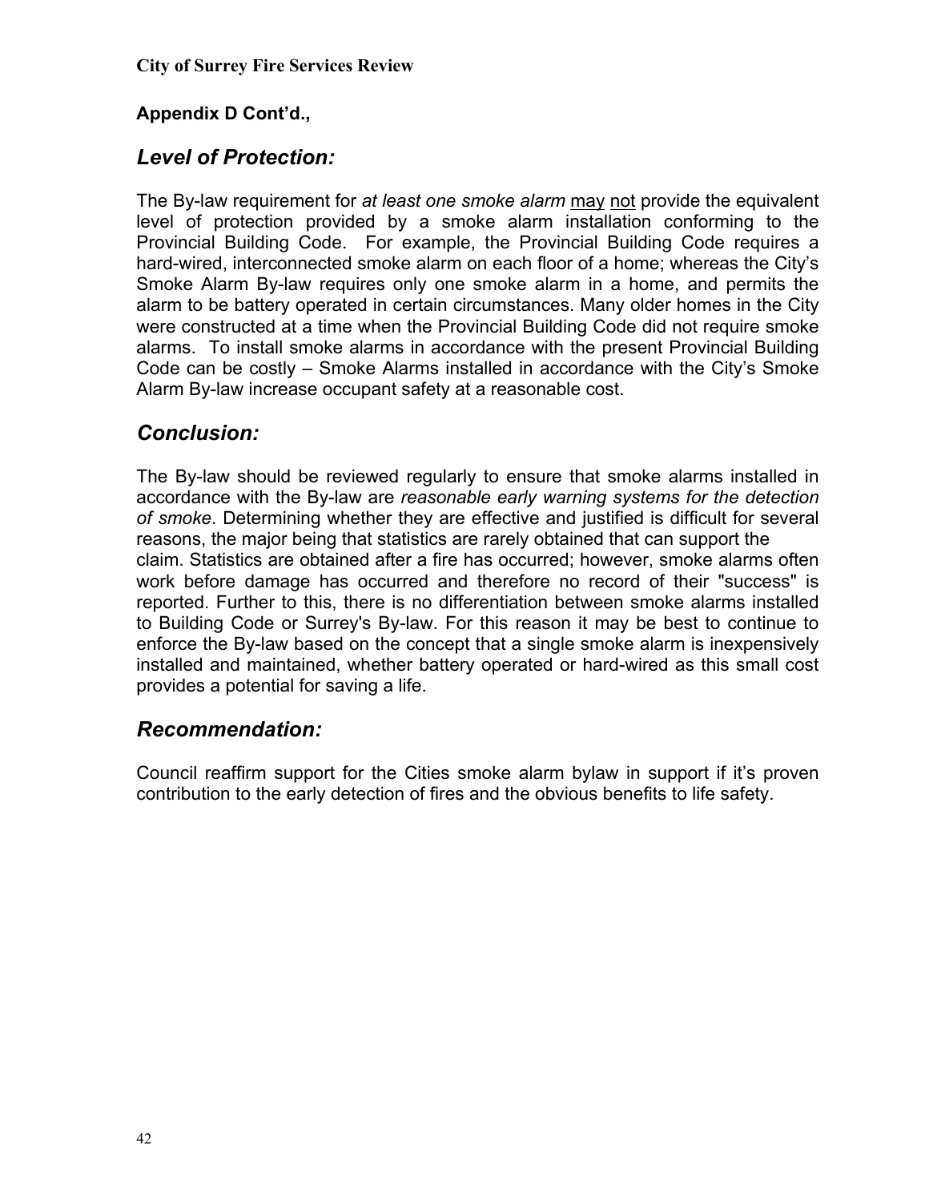**Appendix D Cont'd.,**

## *Level of Protection:*

The By-law requirement for *at least one smoke alarm* may not provide the equivalent level of protection provided by a smoke alarm installation conforming to the Provincial Building Code. For example, the Provincial Building Code requires a hard-wired, interconnected smoke alarm on each floor of a home; whereas the City's Smoke Alarm By-law requires only one smoke alarm in a home, and permits the alarm to be battery operated in certain circumstances. Many older homes in the City were constructed at a time when the Provincial Building Code did not require smoke alarms. To install smoke alarms in accordance with the present Provincial Building Code can be costly – Smoke Alarms installed in accordance with the City's Smoke Alarm By-law increase occupant safety at a reasonable cost.

## *Conclusion:*

The By-law should be reviewed regularly to ensure that smoke alarms installed in accordance with the By-law are *reasonable early warning systems for the detection of smoke*. Determining whether they are effective and justified is difficult for several reasons, the major being that statistics are rarely obtained that can support the claim. Statistics are obtained after a fire has occurred; however, smoke alarms often work before damage has occurred and therefore no record of their "success" is reported. Further to this, there is no differentiation between smoke alarms installed to Building Code or Surrey's By-law. For this reason it may be best to continue to enforce the By-law based on the concept that a single smoke alarm is inexpensively installed and maintained, whether battery operated or hard-wired as this small cost provides a potential for saving a life.

## *Recommendation:*

Council reaffirm support for the Cities smoke alarm bylaw in support if it's proven contribution to the early detection of fires and the obvious benefits to life safety.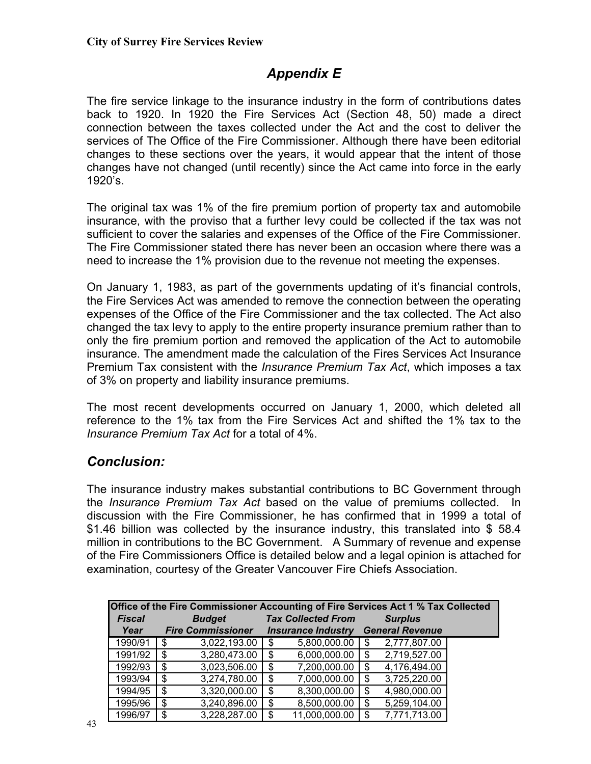# Appendix E

The fire service linkage to the insurance industry in the form of contributions dates back to 1920. In 1920 the Fire Services Act (Section 48, 50) made a direct connection between the taxes collected under the Act and the cost to deliver the services of The Office of the Fire Commissioner. Although there have been editorial changes to these sections over the years, it would appear that the intent of those changes have not changed (until recently) since the Act came into force in the early 1920's.

The original tax was 1% of the fire premium portion of property tax and automobile insurance, with the proviso that a further levy could be collected if the tax was not sufficient to cover the salaries and expenses of the Office of the Fire Commissioner. The Fire Commissioner stated there has never been an occasion where there was a need to increase the 1% provision due to the revenue not meeting the expenses.

On January 1, 1983, as part of the governments updating of it's financial controls, the Fire Services Act was amended to remove the connection between the operating expenses of the Office of the Fire Commissioner and the tax collected. The Act also changed the tax levy to apply to the entire property insurance premium rather than to only the fire premium portion and removed the application of the Act to automobile insurance. The amendment made the calculation of the Fires Services Act Insurance Premium Tax consistent with the *Insurance Premium Tax Act*, which imposes a tax of 3% on property and liability insurance premiums.

The most recent developments occurred on January 1, 2000, which deleted all reference to the 1% tax from the Fire Services Act and shifted the 1% tax to the *Insurance Premium Tax Act* for a total of 4%.

## Conclusion:

The insurance industry makes substantial contributions to BC Government through the *Insurance Premium Tax Act* based on the value of premiums collected. In discussion with the Fire Commissioner, he has confirmed that in 1999 a total of $1.46 billion was collected by the insurance industry, this translated into $ 58.4 million in contributions to the BC Government. A Summary of revenue and expense of the Fire Commissioners Office is detailed below and a legal opinion is attached for examination, courtesy of the Greater Vancouver Fire Chiefs Association.

**Office of the Fire Commissioner Accounting of Fire Services Act 1 % Tax Collected**

| *Fiscal Year* | *Budget Fire Commissioner* | *Tax Collected From Insurance Industry* | *Surplus General Revenue* |
|---|---|---|---|
| 1990/91 | $ 3,022,193.00 | $ 5,800,000.00 | $ 2,777,807.00 |
| 1991/92 | $ 3,280,473.00 | $ 6,000,000.00 | $ 2,719,527.00 |
| 1992/93 | $ 3,023,506.00 | $ 7,200,000.00 | $ 4,176,494.00 |
| 1993/94 | $ 3,274,780.00 | $ 7,000,000.00 | $ 3,725,220.00 |
| 1994/95 | $ 3,320,000.00 | $ 8,300,000.00 | $ 4,980,000.00 |
| 1995/96 | $ 3,240,896.00 | $ 8,500,000.00 | $ 5,259,104.00 |
| 1996/97 | $ 3,228,287.00 | $ 11,000,000.00 | $ 7,771,713.00 |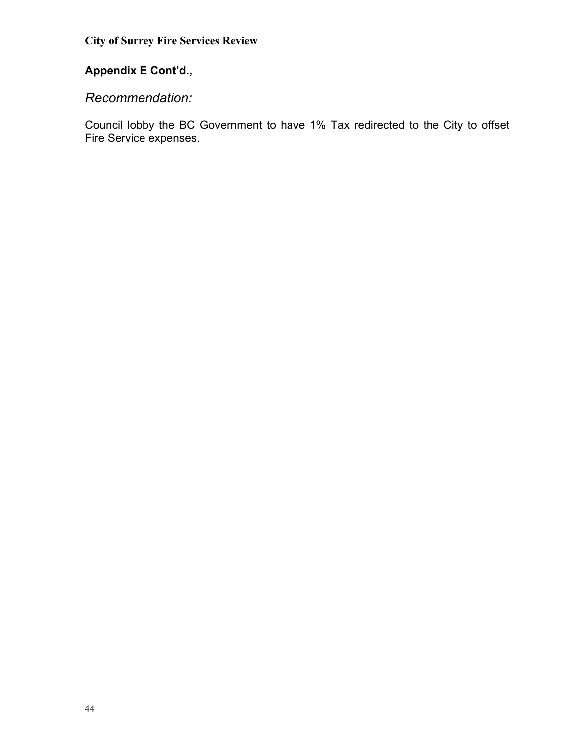**Appendix E Cont'd.,**

*Recommendation:*

Council lobby the BC Government to have 1% Tax redirected to the City to offset Fire Service expenses.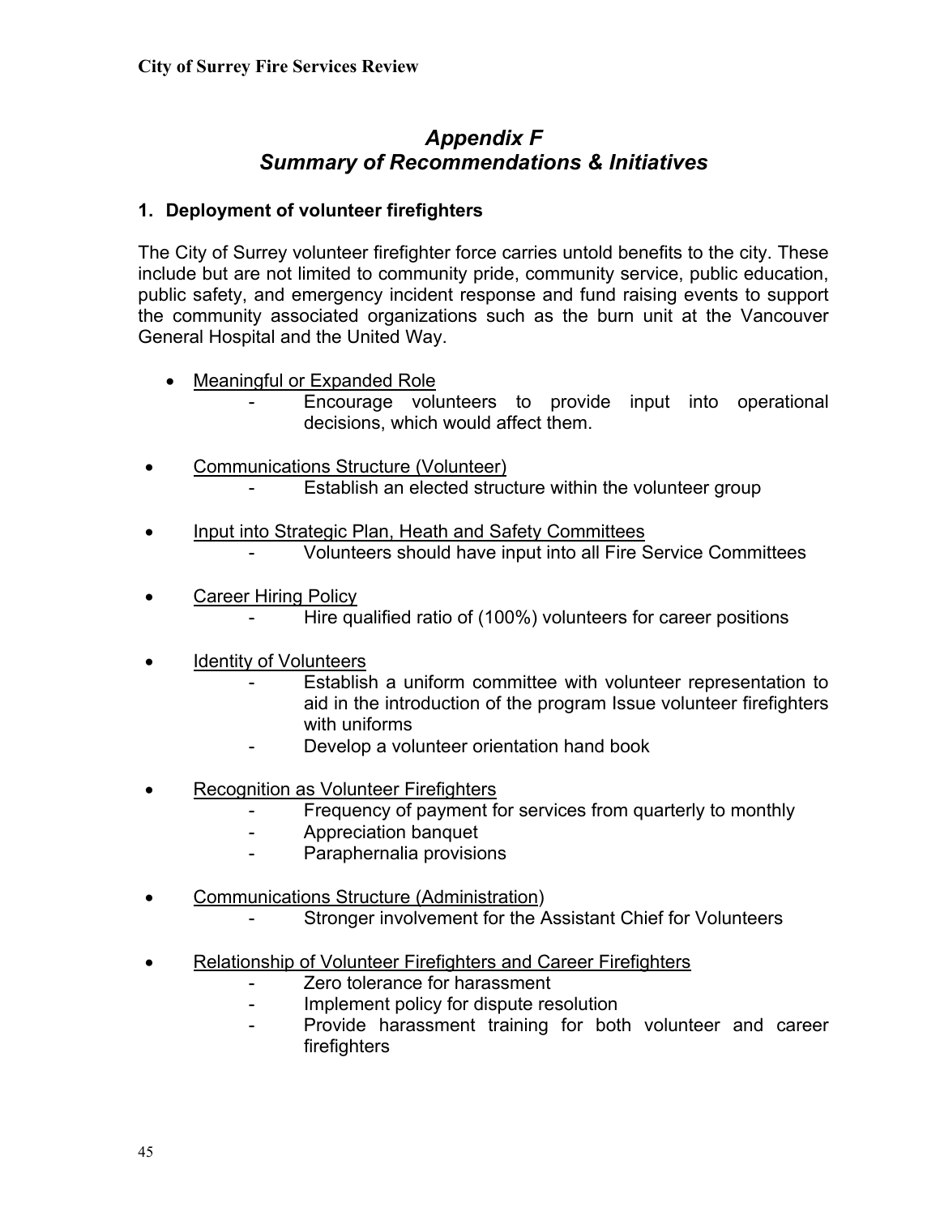# *Appendix F*
## *Summary of Recommendations & Initiatives*

### 1. Deployment of volunteer firefighters

The City of Surrey volunteer firefighter force carries untold benefits to the city. These include but are not limited to community pride, community service, public education, public safety, and emergency incident response and fund raising events to support the community associated organizations such as the burn unit at the Vancouver General Hospital and the United Way.

- Meaningful or Expanded Role
  - Encourage volunteers to provide input into operational decisions, which would affect them.
- Communications Structure (Volunteer)
  - Establish an elected structure within the volunteer group
- Input into Strategic Plan, Heath and Safety Committees
  - Volunteers should have input into all Fire Service Committees
- Career Hiring Policy
  - Hire qualified ratio of (100%) volunteers for career positions
- Identity of Volunteers
  - Establish a uniform committee with volunteer representation to aid in the introduction of the program Issue volunteer firefighters with uniforms
  - Develop a volunteer orientation hand book
- Recognition as Volunteer Firefighters
  - Frequency of payment for services from quarterly to monthly
  - Appreciation banquet
  - Paraphernalia provisions
- Communications Structure (Administration)
  - Stronger involvement for the Assistant Chief for Volunteers
- Relationship of Volunteer Firefighters and Career Firefighters
  - Zero tolerance for harassment
  - Implement policy for dispute resolution
  - Provide harassment training for both volunteer and career firefighters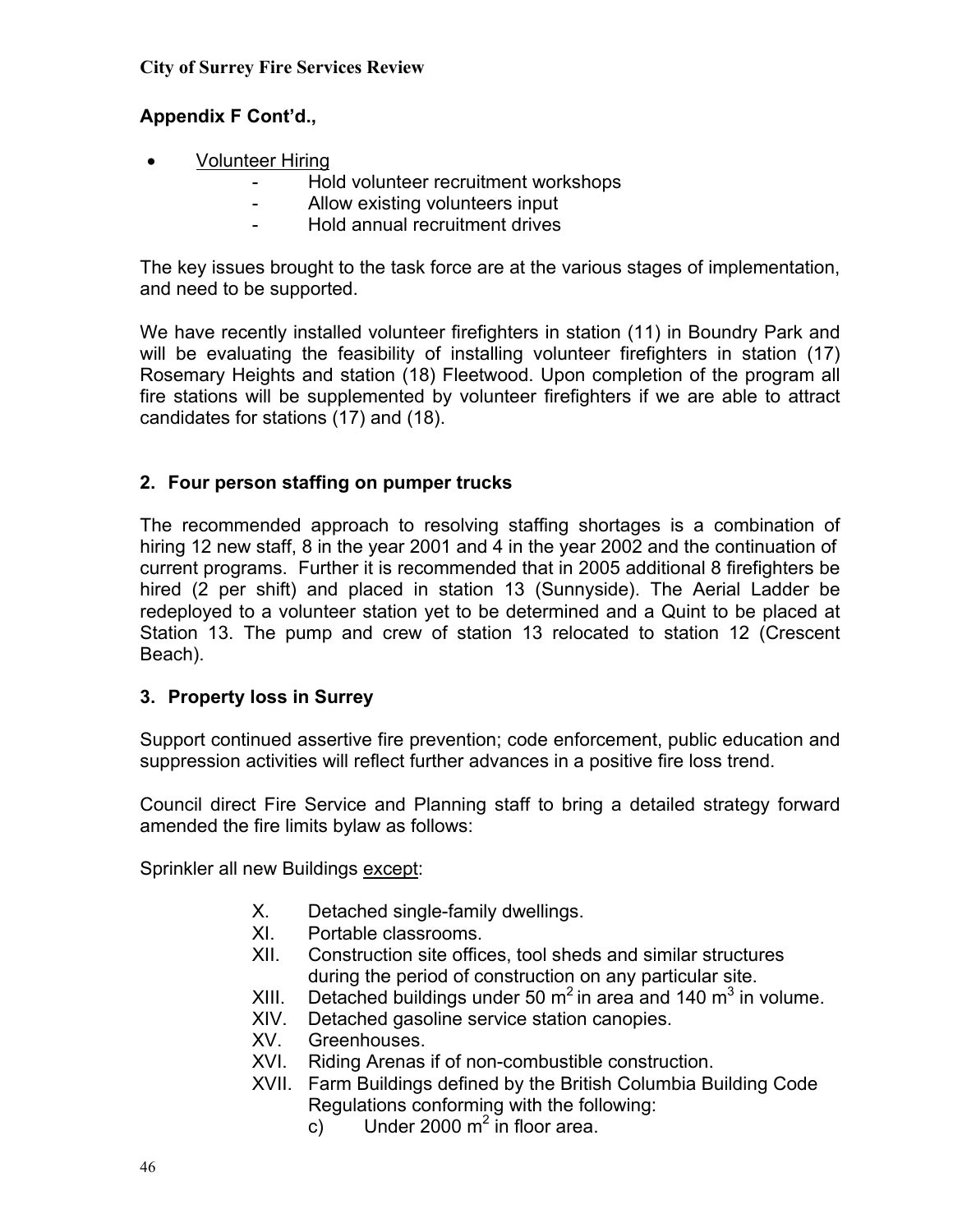## Appendix F Cont'd.,

- Volunteer Hiring
  - Hold volunteer recruitment workshops
  - Allow existing volunteers input
  - Hold annual recruitment drives

The key issues brought to the task force are at the various stages of implementation, and need to be supported.

We have recently installed volunteer firefighters in station (11) in Boundry Park and will be evaluating the feasibility of installing volunteer firefighters in station (17) Rosemary Heights and station (18) Fleetwood. Upon completion of the program all fire stations will be supplemented by volunteer firefighters if we are able to attract candidates for stations (17) and (18).

### 2. Four person staffing on pumper trucks

The recommended approach to resolving staffing shortages is a combination of hiring 12 new staff, 8 in the year 2001 and 4 in the year 2002 and the continuation of current programs. Further it is recommended that in 2005 additional 8 firefighters be hired (2 per shift) and placed in station 13 (Sunnyside). The Aerial Ladder be redeployed to a volunteer station yet to be determined and a Quint to be placed at Station 13. The pump and crew of station 13 relocated to station 12 (Crescent Beach).

### 3. Property loss in Surrey

Support continued assertive fire prevention; code enforcement, public education and suppression activities will reflect further advances in a positive fire loss trend.

Council direct Fire Service and Planning staff to bring a detailed strategy forward amended the fire limits bylaw as follows:

Sprinkler all new Buildings <u>except</u>:

X. Detached single-family dwellings.
XI. Portable classrooms.
XII. Construction site offices, tool sheds and similar structures during the period of construction on any particular site.
XIII. Detached buildings under 50 $m^2$ in area and 140 $m^3$ in volume.
XIV. Detached gasoline service station canopies.
XV. Greenhouses.
XVI. Riding Arenas if of non-combustible construction.
XVII. Farm Buildings defined by the British Columbia Building Code Regulations conforming with the following:
  c) Under 2000 $m^2$ in floor area.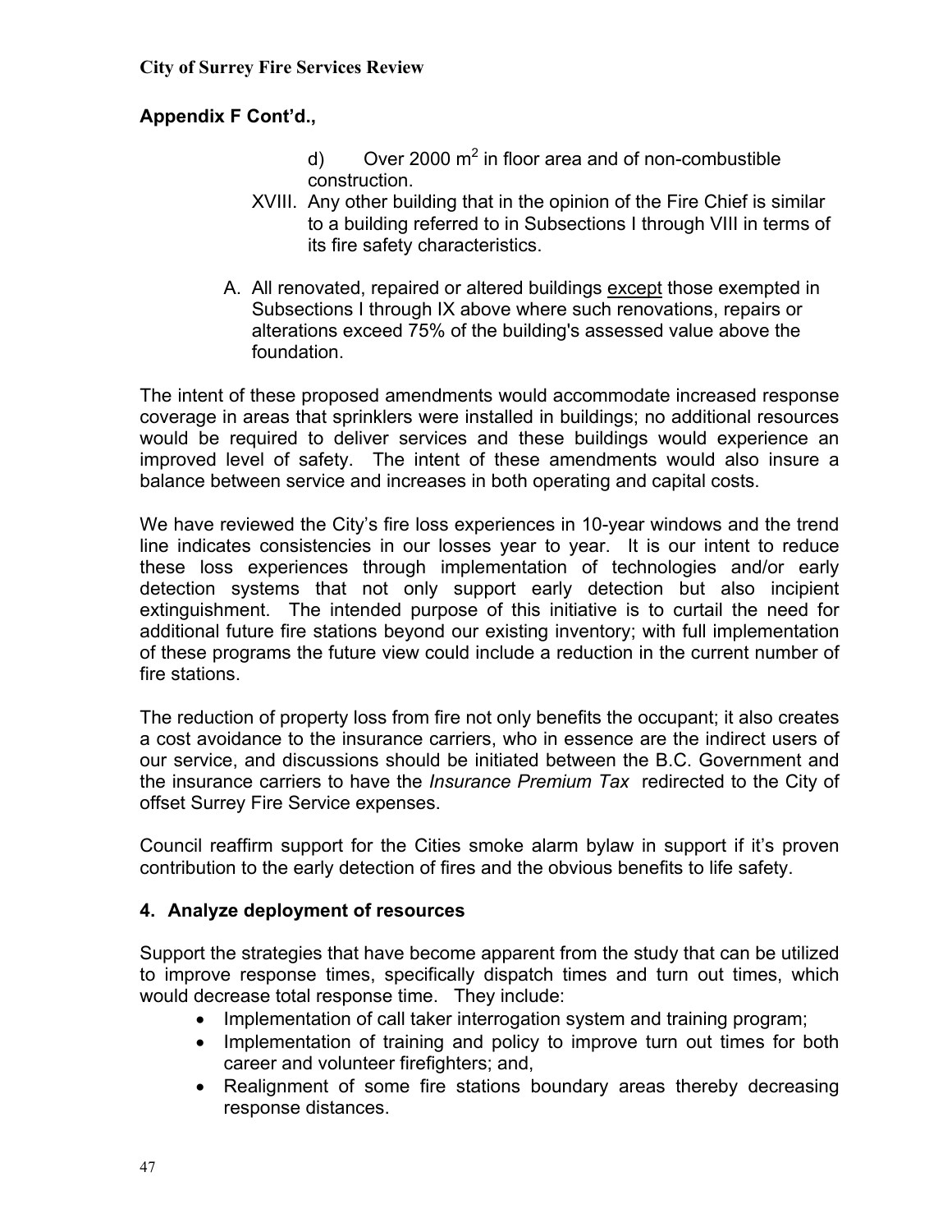**Appendix F Cont'd.,**

d) Over 2000 $m^2$ in floor area and of non-combustible construction.

XVIII. Any other building that in the opinion of the Fire Chief is similar to a building referred to in Subsections I through VIII in terms of its fire safety characteristics.

A. All renovated, repaired or altered buildings <u>except</u> those exempted in Subsections I through IX above where such renovations, repairs or alterations exceed 75% of the building's assessed value above the foundation.

The intent of these proposed amendments would accommodate increased response coverage in areas that sprinklers were installed in buildings; no additional resources would be required to deliver services and these buildings would experience an improved level of safety. The intent of these amendments would also insure a balance between service and increases in both operating and capital costs.

We have reviewed the City's fire loss experiences in 10-year windows and the trend line indicates consistencies in our losses year to year. It is our intent to reduce these loss experiences through implementation of technologies and/or early detection systems that not only support early detection but also incipient extinguishment. The intended purpose of this initiative is to curtail the need for additional future fire stations beyond our existing inventory; with full implementation of these programs the future view could include a reduction in the current number of fire stations.

The reduction of property loss from fire not only benefits the occupant; it also creates a cost avoidance to the insurance carriers, who in essence are the indirect users of our service, and discussions should be initiated between the B.C. Government and the insurance carriers to have the *Insurance Premium Tax* redirected to the City of offset Surrey Fire Service expenses.

Council reaffirm support for the Cities smoke alarm bylaw in support if it's proven contribution to the early detection of fires and the obvious benefits to life safety.

## 4. Analyze deployment of resources

Support the strategies that have become apparent from the study that can be utilized to improve response times, specifically dispatch times and turn out times, which would decrease total response time. They include:

- Implementation of call taker interrogation system and training program;
- Implementation of training and policy to improve turn out times for both career and volunteer firefighters; and,
- Realignment of some fire stations boundary areas thereby decreasing response distances.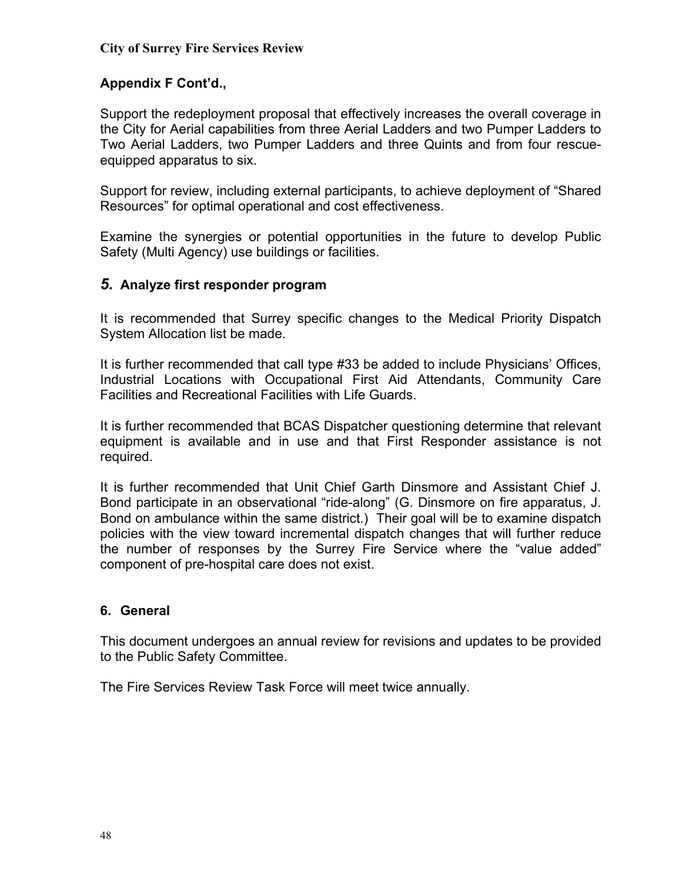## Appendix F Cont'd.,

Support the redeployment proposal that effectively increases the overall coverage in the City for Aerial capabilities from three Aerial Ladders and two Pumper Ladders to Two Aerial Ladders, two Pumper Ladders and three Quints and from four rescue-equipped apparatus to six.

Support for review, including external participants, to achieve deployment of "Shared Resources" for optimal operational and cost effectiveness.

Examine the synergies or potential opportunities in the future to develop Public Safety (Multi Agency) use buildings or facilities.

### *5.* Analyze first responder program

It is recommended that Surrey specific changes to the Medical Priority Dispatch System Allocation list be made.

It is further recommended that call type #33 be added to include Physicians' Offices, Industrial Locations with Occupational First Aid Attendants, Community Care Facilities and Recreational Facilities with Life Guards.

It is further recommended that BCAS Dispatcher questioning determine that relevant equipment is available and in use and that First Responder assistance is not required.

It is further recommended that Unit Chief Garth Dinsmore and Assistant Chief J. Bond participate in an observational "ride-along" (G. Dinsmore on fire apparatus, J. Bond on ambulance within the same district.) Their goal will be to examine dispatch policies with the view toward incremental dispatch changes that will further reduce the number of responses by the Surrey Fire Service where the "value added" component of pre-hospital care does not exist.

### 6. General

This document undergoes an annual review for revisions and updates to be provided to the Public Safety Committee.

The Fire Services Review Task Force will meet twice annually.